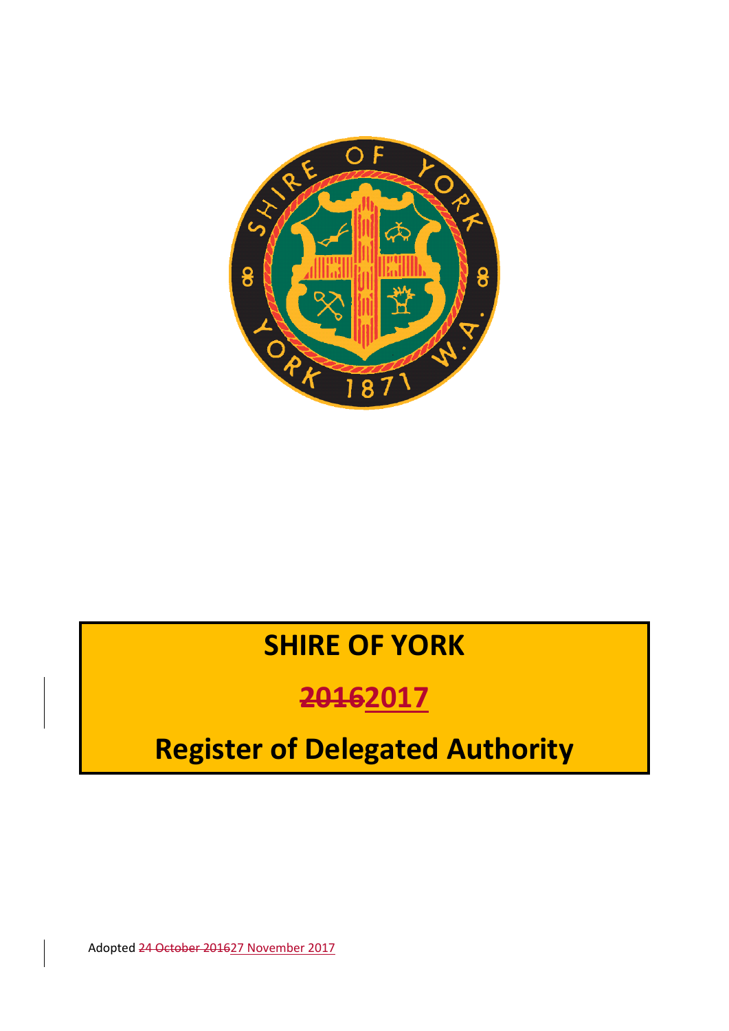# SHIRE OF YORK

## ~~2016~~2017

## Register of Delegated Authority

Adopted ~~24 October 2016~~27 November 2017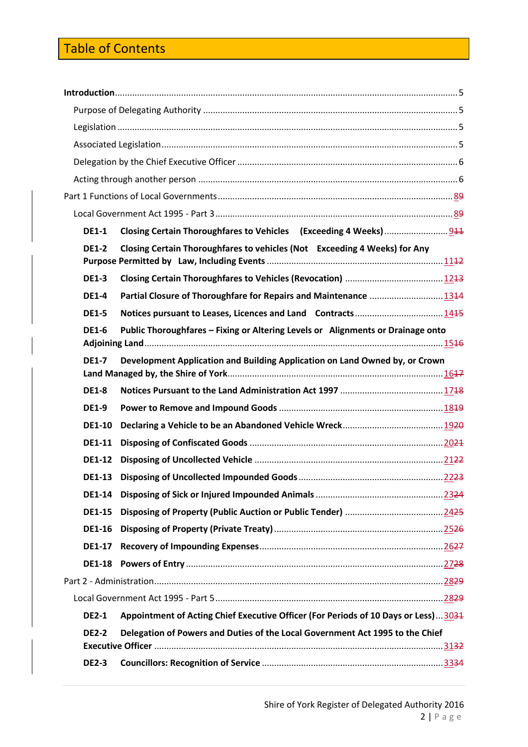# Table of Contents

**Introduction** .......... 5

Purpose of Delegating Authority .......... 5

Legislation .......... 5

Associated Legislation .......... 5

Delegation by the Chief Executive Officer .......... 6

Acting through another person .......... 6

Part 1 Functions of Local Governments .......... 8~~9~~

Local Government Act 1995 - Part 3 .......... 8~~9~~

**DE1-1 Closing Certain Thoroughfares to Vehicles (Exceeding 4 Weeks)** .......... 9~~11~~

**DE1-2 Closing Certain Thoroughfares to vehicles (Not Exceeding 4 Weeks) for Any Purpose Permitted by Law, Including Events** .......... 11~~12~~

**DE1-3 Closing Certain Thoroughfares to Vehicles (Revocation)** .......... 12~~13~~

**DE1-4 Partial Closure of Thoroughfare for Repairs and Maintenance** .......... 13~~14~~

**DE1-5 Notices pursuant to Leases, Licences and Land Contracts** .......... 14~~15~~

**DE1-6 Public Thoroughfares – Fixing or Altering Levels or Alignments or Drainage onto Adjoining Land** .......... 15~~16~~

**DE1-7 Development Application and Building Application on Land Owned by, or Crown Land Managed by, the Shire of York** .......... 16~~17~~

**DE1-8 Notices Pursuant to the Land Administration Act 1997** .......... 17~~18~~

**DE1-9 Power to Remove and Impound Goods** .......... 18~~19~~

**DE1-10 Declaring a Vehicle to be an Abandoned Vehicle Wreck** .......... 19~~20~~

**DE1-11 Disposing of Confiscated Goods** .......... 20~~21~~

**DE1-12 Disposing of Uncollected Vehicle** .......... 21~~22~~

**DE1-13 Disposing of Uncollected Impounded Goods** .......... 22~~23~~

**DE1-14 Disposing of Sick or Injured Impounded Animals** .......... 23~~24~~

**DE1-15 Disposing of Property (Public Auction or Public Tender)** .......... 24~~25~~

**DE1-16 Disposing of Property (Private Treaty)** .......... 25~~26~~

**DE1-17 Recovery of Impounding Expenses** .......... 26~~27~~

**DE1-18 Powers of Entry** .......... 27~~28~~

Part 2 - Administration .......... 28~~29~~

Local Government Act 1995 - Part 5 .......... 28~~29~~

**DE2-1 Appointment of Acting Chief Executive Officer (For Periods of 10 Days or Less)** .......... 30~~31~~

**DE2-2 Delegation of Powers and Duties of the Local Government Act 1995 to the Chief Executive Officer** .......... 31~~32~~

**DE2-3 Councillors: Recognition of Service** .......... 33~~34~~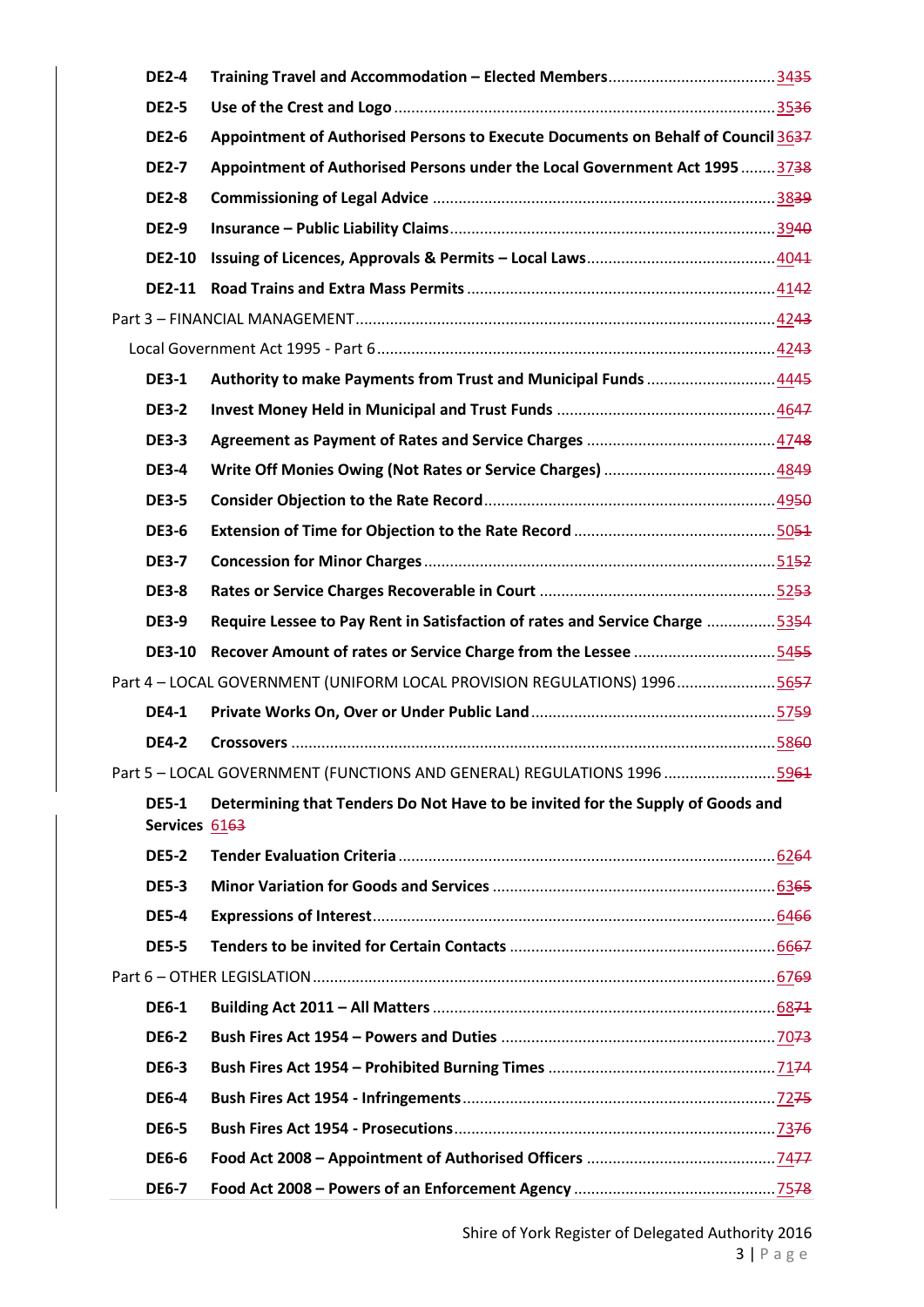| | | |
|---|---|---|
| **DE2-4** | **Training Travel and Accommodation – Elected Members** | 34~~35~~ |
| **DE2-5** | **Use of the Crest and Logo** | 35~~36~~ |
| **DE2-6** | **Appointment of Authorised Persons to Execute Documents on Behalf of Council** | 36~~37~~ |
| **DE2-7** | **Appointment of Authorised Persons under the Local Government Act 1995** | 37~~38~~ |
| **DE2-8** | **Commissioning of Legal Advice** | 38~~39~~ |
| **DE2-9** | **Insurance – Public Liability Claims** | 39~~40~~ |
| **DE2-10** | **Issuing of Licences, Approvals & Permits – Local Laws** | 40~~41~~ |
| **DE2-11** | **Road Trains and Extra Mass Permits** | 41~~42~~ |
| Part 3 – FINANCIAL MANAGEMENT | | 42~~43~~ |
| Local Government Act 1995 - Part 6 | | 42~~43~~ |
| **DE3-1** | **Authority to make Payments from Trust and Municipal Funds** | 44~~45~~ |
| **DE3-2** | **Invest Money Held in Municipal and Trust Funds** | 46~~47~~ |
| **DE3-3** | **Agreement as Payment of Rates and Service Charges** | 47~~48~~ |
| **DE3-4** | **Write Off Monies Owing (Not Rates or Service Charges)** | 48~~49~~ |
| **DE3-5** | **Consider Objection to the Rate Record** | 49~~50~~ |
| **DE3-6** | **Extension of Time for Objection to the Rate Record** | 50~~51~~ |
| **DE3-7** | **Concession for Minor Charges** | 51~~52~~ |
| **DE3-8** | **Rates or Service Charges Recoverable in Court** | 52~~53~~ |
| **DE3-9** | **Require Lessee to Pay Rent in Satisfaction of rates and Service Charge** | 53~~54~~ |
| **DE3-10** | **Recover Amount of rates or Service Charge from the Lessee** | 54~~55~~ |
| Part 4 – LOCAL GOVERNMENT (UNIFORM LOCAL PROVISION REGULATIONS) 1996 | | 56~~57~~ |
| **DE4-1** | **Private Works On, Over or Under Public Land** | 57~~59~~ |
| **DE4-2** | **Crossovers** | 58~~60~~ |
| Part 5 – LOCAL GOVERNMENT (FUNCTIONS AND GENERAL) REGULATIONS 1996 | | 59~~61~~ |
| **DE5-1** | **Determining that Tenders Do Not Have to be invited for the Supply of Goods and Services** | 61~~63~~ |
| **DE5-2** | **Tender Evaluation Criteria** | 62~~64~~ |
| **DE5-3** | **Minor Variation for Goods and Services** | 63~~65~~ |
| **DE5-4** | **Expressions of Interest** | 64~~66~~ |
| **DE5-5** | **Tenders to be invited for Certain Contacts** | 66~~67~~ |
| Part 6 – OTHER LEGISLATION | | 67~~69~~ |
| **DE6-1** | **Building Act 2011 – All Matters** | 68~~71~~ |
| **DE6-2** | **Bush Fires Act 1954 – Powers and Duties** | 70~~73~~ |
| **DE6-3** | **Bush Fires Act 1954 – Prohibited Burning Times** | 71~~74~~ |
| **DE6-4** | **Bush Fires Act 1954 - Infringements** | 72~~75~~ |
| **DE6-5** | **Bush Fires Act 1954 - Prosecutions** | 73~~76~~ |
| **DE6-6** | **Food Act 2008 – Appointment of Authorised Officers** | 74~~77~~ |
| **DE6-7** | **Food Act 2008 – Powers of an Enforcement Agency** | 75~~78~~ |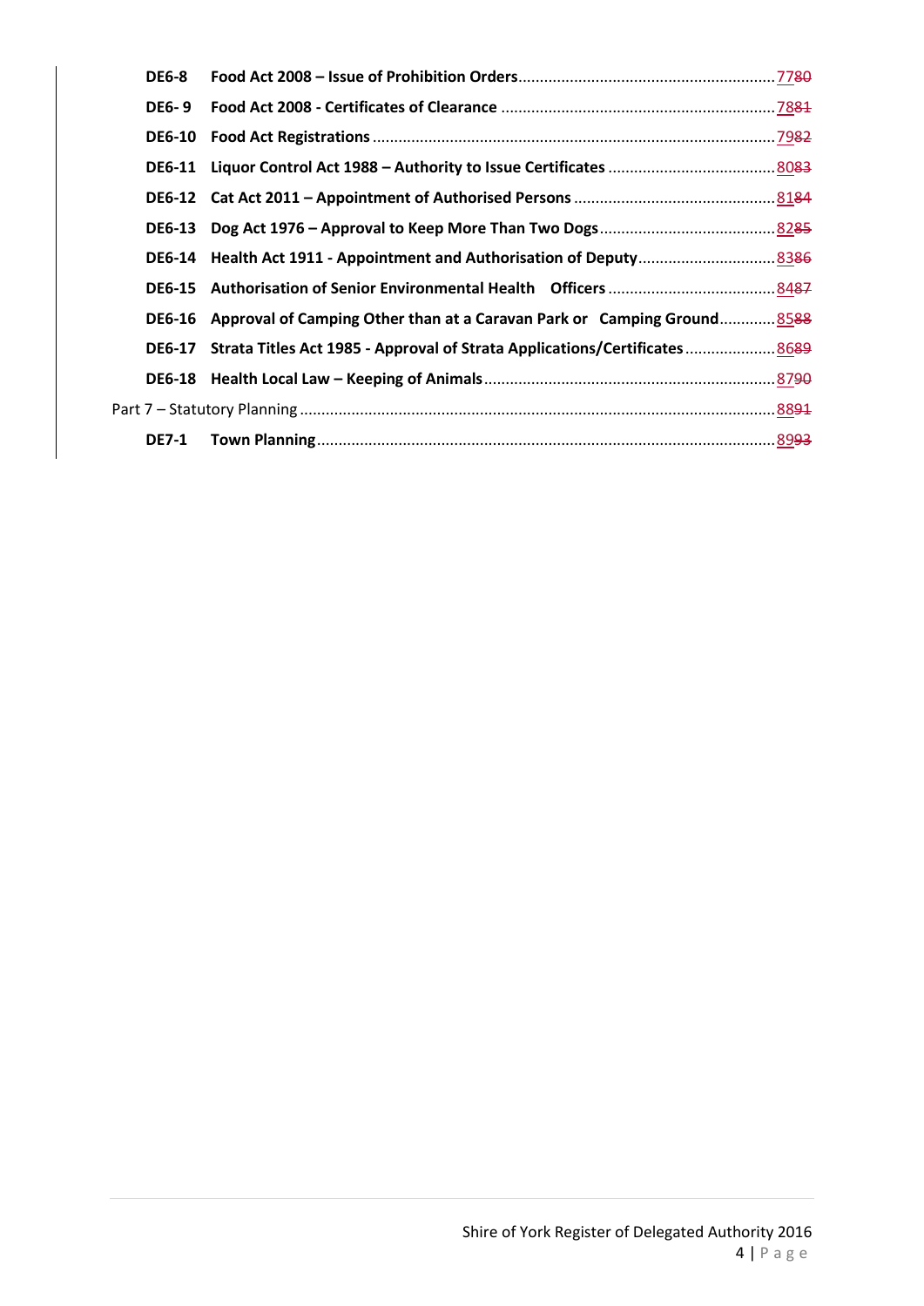| | | |
|---|---|---|
| **DE6-8** | **Food Act 2008 – Issue of Prohibition Orders** | 77~~80~~ |
| **DE6- 9** | **Food Act 2008 - Certificates of Clearance** | 78~~81~~ |
| **DE6-10** | **Food Act Registrations** | 79~~82~~ |
| **DE6-11** | **Liquor Control Act 1988 – Authority to Issue Certificates** | 80~~83~~ |
| **DE6-12** | **Cat Act 2011 – Appointment of Authorised Persons** | 81~~84~~ |
| **DE6-13** | **Dog Act 1976 – Approval to Keep More Than Two Dogs** | 82~~85~~ |
| **DE6-14** | **Health Act 1911 - Appointment and Authorisation of Deputy** | 83~~86~~ |
| **DE6-15** | **Authorisation of Senior Environmental Health Officers** | 84~~87~~ |
| **DE6-16** | **Approval of Camping Other than at a Caravan Park or Camping Ground** | 85~~88~~ |
| **DE6-17** | **Strata Titles Act 1985 - Approval of Strata Applications/Certificates** | 86~~89~~ |
| **DE6-18** | **Health Local Law – Keeping of Animals** | 87~~90~~ |

Part 7 – Statutory Planning ........ 88~~91~~

| | | |
|---|---|---|
| **DE7-1** | **Town Planning** | 89~~93~~ |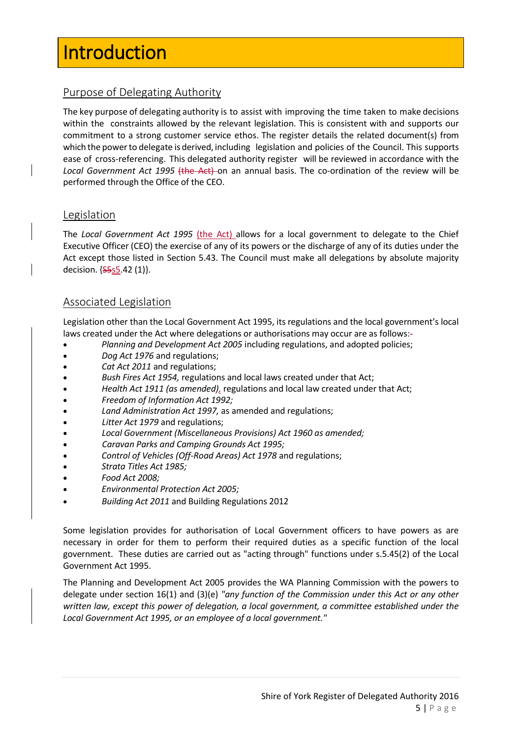# Introduction

## Purpose of Delegating Authority

The key purpose of delegating authority is to assist with improving the time taken to make decisions within the constraints allowed by the relevant legislation. This is consistent with and supports our commitment to a strong customer service ethos. The register details the related document(s) from which the power to delegate is derived, including legislation and policies of the Council. This supports ease of cross-referencing. This delegated authority register will be reviewed in accordance with the *Local Government Act 1995* ~~(the Act)~~ on an annual basis. The co-ordination of the review will be performed through the Office of the CEO.

## Legislation

The *Local Government Act 1995* (the Act) allows for a local government to delegate to the Chief Executive Officer (CEO) the exercise of any of its powers or the discharge of any of its duties under the Act except those listed in Section 5.43. The Council must make all delegations by absolute majority decision. {~~S5~~s5.42 (1)}.

## Associated Legislation

Legislation other than the Local Government Act 1995, its regulations and the local government's local laws created under the Act where delegations or authorisations may occur are as follows:-

- *Planning and Development Act 2005* including regulations, and adopted policies;
- *Dog Act 1976* and regulations;
- *Cat Act 2011* and regulations;
- *Bush Fires Act 1954,* regulations and local laws created under that Act;
- *Health Act 1911 (as amended),* regulations and local law created under that Act;
- *Freedom of Information Act 1992;*
- *Land Administration Act 1997,* as amended and regulations;
- *Litter Act 1979* and regulations;
- *Local Government (Miscellaneous Provisions) Act 1960 as amended;*
- *Caravan Parks and Camping Grounds Act 1995;*
- *Control of Vehicles (Off-Road Areas) Act 1978* and regulations;
- *Strata Titles Act 1985;*
- *Food Act 2008;*
- *Environmental Protection Act 2005;*
- *Building Act 2011* and Building Regulations 2012

Some legislation provides for authorisation of Local Government officers to have powers as are necessary in order for them to perform their required duties as a specific function of the local government. These duties are carried out as "acting through" functions under s.5.45(2) of the Local Government Act 1995.

The Planning and Development Act 2005 provides the WA Planning Commission with the powers to delegate under section 16(1) and (3)(e) *"any function of the Commission under this Act or any other written law, except this power of delegation, a local government, a committee established under the Local Government Act 1995, or an employee of a local government."*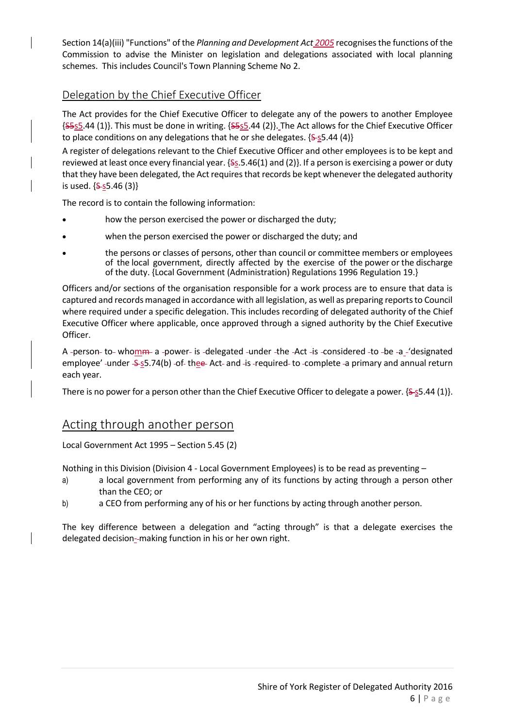Section 14(a)(iii) "Functions" of the *Planning and Development Act 2005* recognises the functions of the Commission to advise the Minister on legislation and delegations associated with local planning schemes. This includes Council's Town Planning Scheme No 2.

## Delegation by the Chief Executive Officer

The Act provides for the Chief Executive Officer to delegate any of the powers to another Employee {s5.44 (1)}. This must be done in writing. {s5.44 (2)}. The Act allows for the Chief Executive Officer to place conditions on any delegations that he or she delegates. {s5.44 (4)}

A register of delegations relevant to the Chief Executive Officer and other employees is to be kept and reviewed at least once every financial year. {s.5.46(1) and (2)}. If a person is exercising a power or duty that they have been delegated, the Act requires that records be kept whenever the delegated authority is used. {s5.46 (3)}

The record is to contain the following information:

- how the person exercised the power or discharged the duty;
- when the person exercised the power or discharged the duty; and
- the persons or classes of persons, other than council or committee members or employees of the local government, directly affected by the exercise of the power or the discharge of the duty. {Local Government (Administration) Regulations 1996 Regulation 19.}

Officers and/or sections of the organisation responsible for a work process are to ensure that data is captured and records managed in accordance with all legislation, as well as preparing reports to Council where required under a specific delegation. This includes recording of delegated authority of the Chief Executive Officer where applicable, once approved through a signed authority by the Chief Executive Officer.

A person to whom a power is delegated under the Act is considered to be a 'designated employee' under s5.74(b) of the Act and is required to complete a primary and annual return each year.

There is no power for a person other than the Chief Executive Officer to delegate a power. {s5.44 (1)}.

## Acting through another person

Local Government Act 1995 – Section 5.45 (2)

Nothing in this Division (Division 4 - Local Government Employees) is to be read as preventing –

a) a local government from performing any of its functions by acting through a person other than the CEO; or
b) a CEO from performing any of his or her functions by acting through another person.

The key difference between a delegation and "acting through" is that a delegate exercises the delegated decision-making function in his or her own right.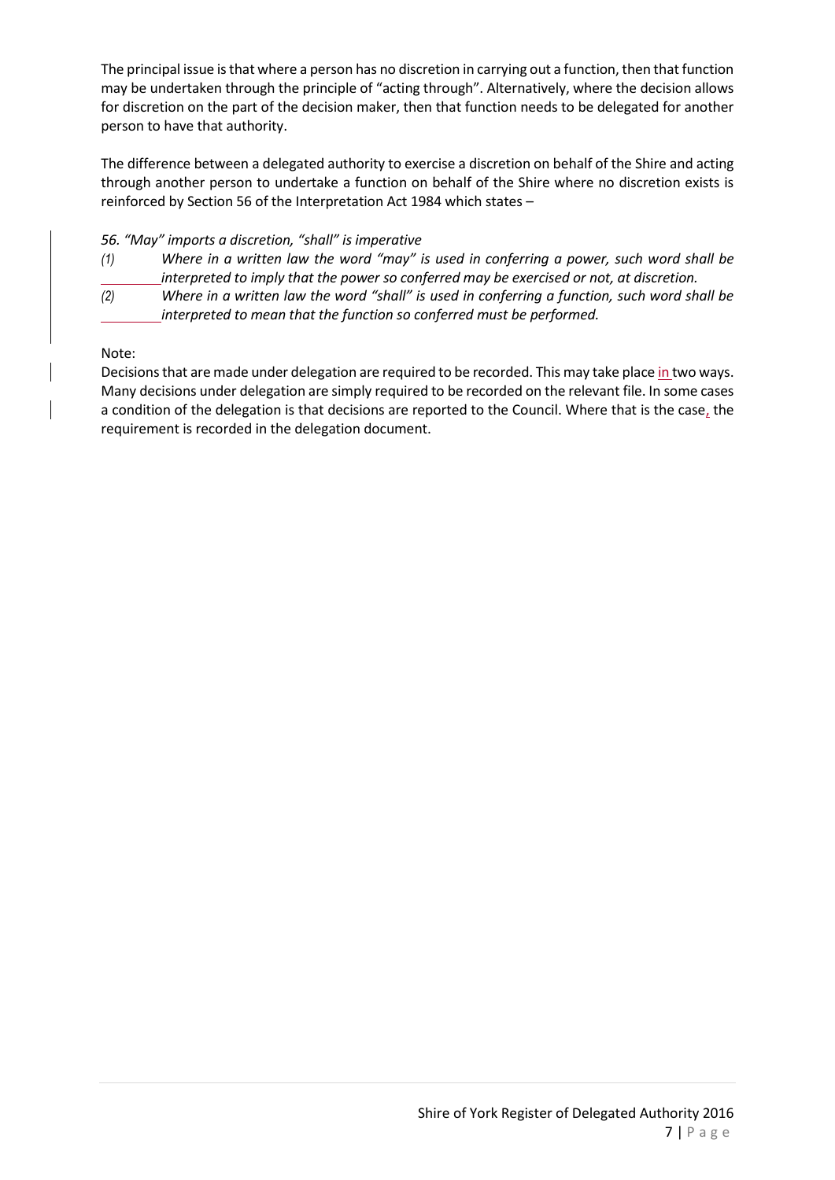The principal issue is that where a person has no discretion in carrying out a function, then that function may be undertaken through the principle of "acting through". Alternatively, where the decision allows for discretion on the part of the decision maker, then that function needs to be delegated for another person to have that authority.

The difference between a delegated authority to exercise a discretion on behalf of the Shire and acting through another person to undertake a function on behalf of the Shire where no discretion exists is reinforced by Section 56 of the Interpretation Act 1984 which states –

*56. "May" imports a discretion, "shall" is imperative*

*(1) Where in a written law the word "may" is used in conferring a power, such word shall be interpreted to imply that the power so conferred may be exercised or not, at discretion.*

*(2) Where in a written law the word "shall" is used in conferring a function, such word shall be interpreted to mean that the function so conferred must be performed.*

Note:

Decisions that are made under delegation are required to be recorded. This may take place in two ways. Many decisions under delegation are simply required to be recorded on the relevant file. In some cases a condition of the delegation is that decisions are reported to the Council. Where that is the case, the requirement is recorded in the delegation document.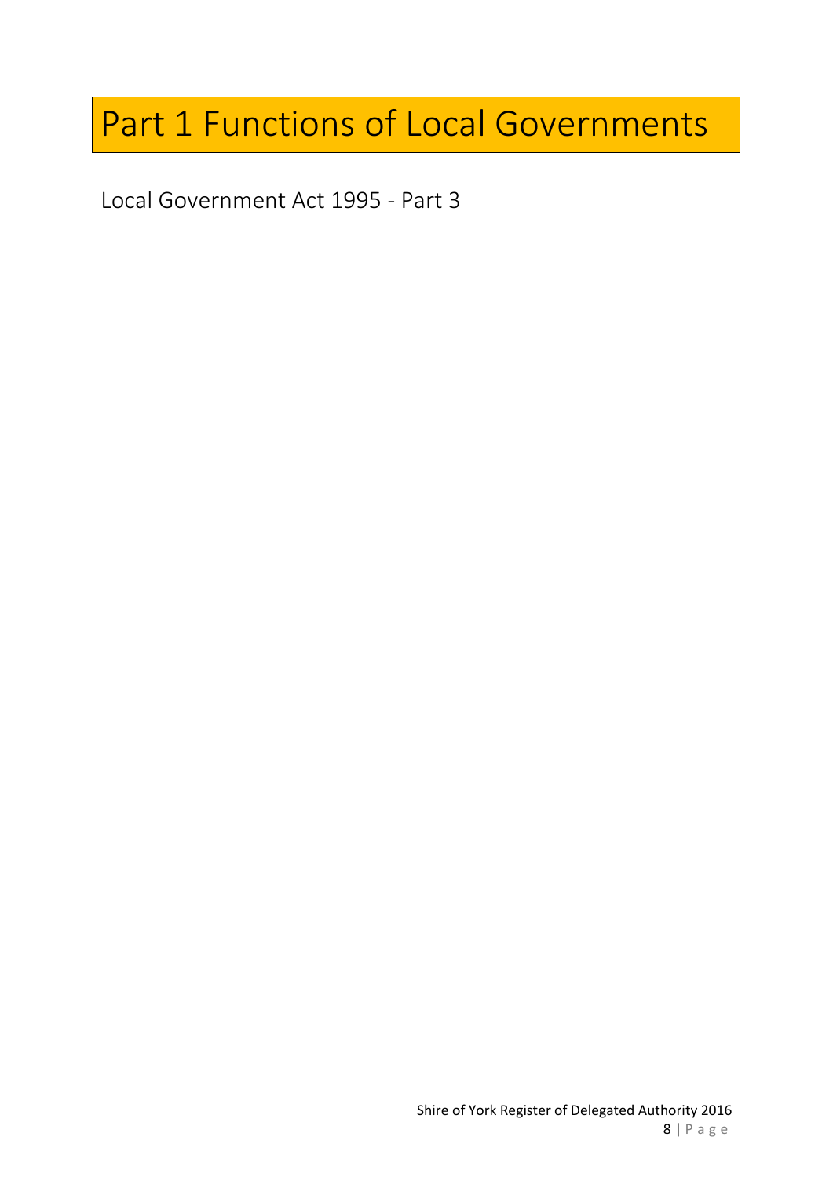# Part 1 Functions of Local Governments

Local Government Act 1995 - Part 3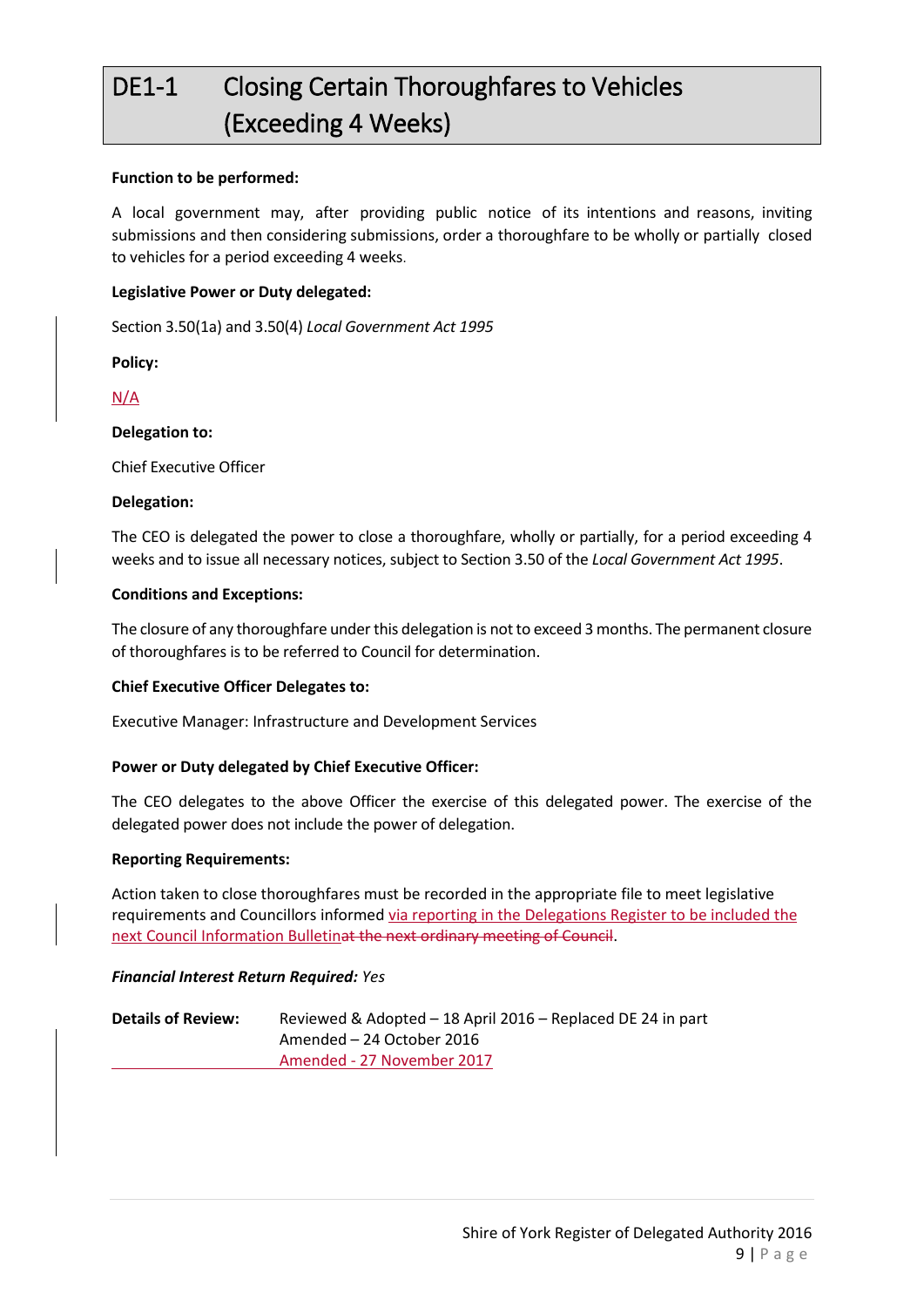# DE1-1 Closing Certain Thoroughfares to Vehicles (Exceeding 4 Weeks)

**Function to be performed:**

A local government may, after providing public notice of its intentions and reasons, inviting submissions and then considering submissions, order a thoroughfare to be wholly or partially closed to vehicles for a period exceeding 4 weeks.

**Legislative Power or Duty delegated:**

Section 3.50(1a) and 3.50(4) *Local Government Act 1995*

**Policy:**

N/A

**Delegation to:**

Chief Executive Officer

**Delegation:**

The CEO is delegated the power to close a thoroughfare, wholly or partially, for a period exceeding 4 weeks and to issue all necessary notices, subject to Section 3.50 of the *Local Government Act 1995*.

**Conditions and Exceptions:**

The closure of any thoroughfare under this delegation is not to exceed 3 months. The permanent closure of thoroughfares is to be referred to Council for determination.

**Chief Executive Officer Delegates to:**

Executive Manager: Infrastructure and Development Services

**Power or Duty delegated by Chief Executive Officer:**

The CEO delegates to the above Officer the exercise of this delegated power. The exercise of the delegated power does not include the power of delegation.

**Reporting Requirements:**

Action taken to close thoroughfares must be recorded in the appropriate file to meet legislative requirements and Councillors informed via reporting in the Delegations Register to be included the next Council Information Bulletin~~at the next ordinary meeting of Council~~.

***Financial Interest Return Required:*** *Yes*

**Details of Review:** Reviewed & Adopted – 18 April 2016 – Replaced DE 24 in part
Amended – 24 October 2016
Amended - 27 November 2017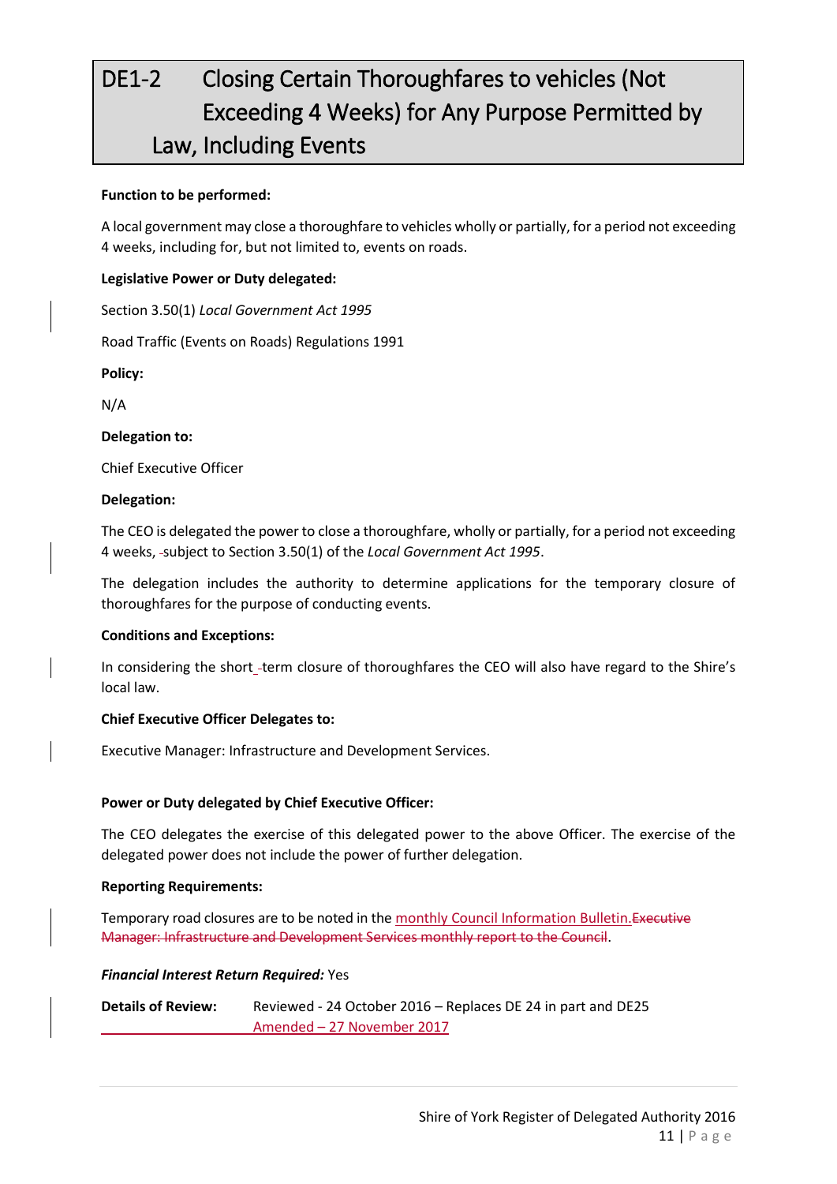# DE1-2 Closing Certain Thoroughfares to vehicles (Not Exceeding 4 Weeks) for Any Purpose Permitted by Law, Including Events

**Function to be performed:**

A local government may close a thoroughfare to vehicles wholly or partially, for a period not exceeding 4 weeks, including for, but not limited to, events on roads.

**Legislative Power or Duty delegated:**

Section 3.50(1) *Local Government Act 1995*

Road Traffic (Events on Roads) Regulations 1991

**Policy:**

N/A

**Delegation to:**

Chief Executive Officer

**Delegation:**

The CEO is delegated the power to close a thoroughfare, wholly or partially, for a period not exceeding 4 weeks, subject to Section 3.50(1) of the *Local Government Act 1995*.

The delegation includes the authority to determine applications for the temporary closure of thoroughfares for the purpose of conducting events.

**Conditions and Exceptions:**

In considering the short-term closure of thoroughfares the CEO will also have regard to the Shire's local law.

**Chief Executive Officer Delegates to:**

Executive Manager: Infrastructure and Development Services.

**Power or Duty delegated by Chief Executive Officer:**

The CEO delegates the exercise of this delegated power to the above Officer. The exercise of the delegated power does not include the power of further delegation.

**Reporting Requirements:**

Temporary road closures are to be noted in the monthly Council Information Bulletin.~~Executive Manager: Infrastructure and Development Services monthly report to the Council~~.

***Financial Interest Return Required:*** Yes

**Details of Review:** Reviewed - 24 October 2016 – Replaces DE 24 in part and DE25
Amended – 27 November 2017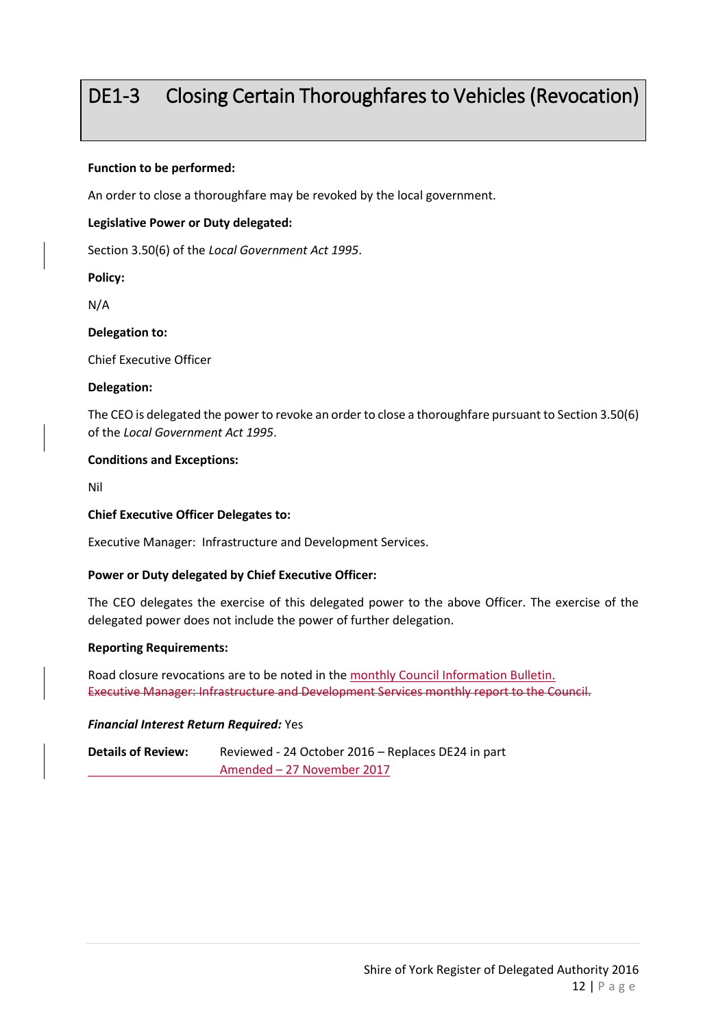# DE1-3 Closing Certain Thoroughfares to Vehicles (Revocation)

**Function to be performed:**

An order to close a thoroughfare may be revoked by the local government.

**Legislative Power or Duty delegated:**

Section 3.50(6) of the *Local Government Act 1995*.

**Policy:**

N/A

**Delegation to:**

Chief Executive Officer

**Delegation:**

The CEO is delegated the power to revoke an order to close a thoroughfare pursuant to Section 3.50(6) of the *Local Government Act 1995*.

**Conditions and Exceptions:**

Nil

**Chief Executive Officer Delegates to:**

Executive Manager: Infrastructure and Development Services.

**Power or Duty delegated by Chief Executive Officer:**

The CEO delegates the exercise of this delegated power to the above Officer. The exercise of the delegated power does not include the power of further delegation.

**Reporting Requirements:**

Road closure revocations are to be noted in the monthly Council Information Bulletin.
~~Executive Manager: Infrastructure and Development Services monthly report to the Council.~~

***Financial Interest Return Required:*** Yes

**Details of Review:** Reviewed - 24 October 2016 – Replaces DE24 in part
Amended – 27 November 2017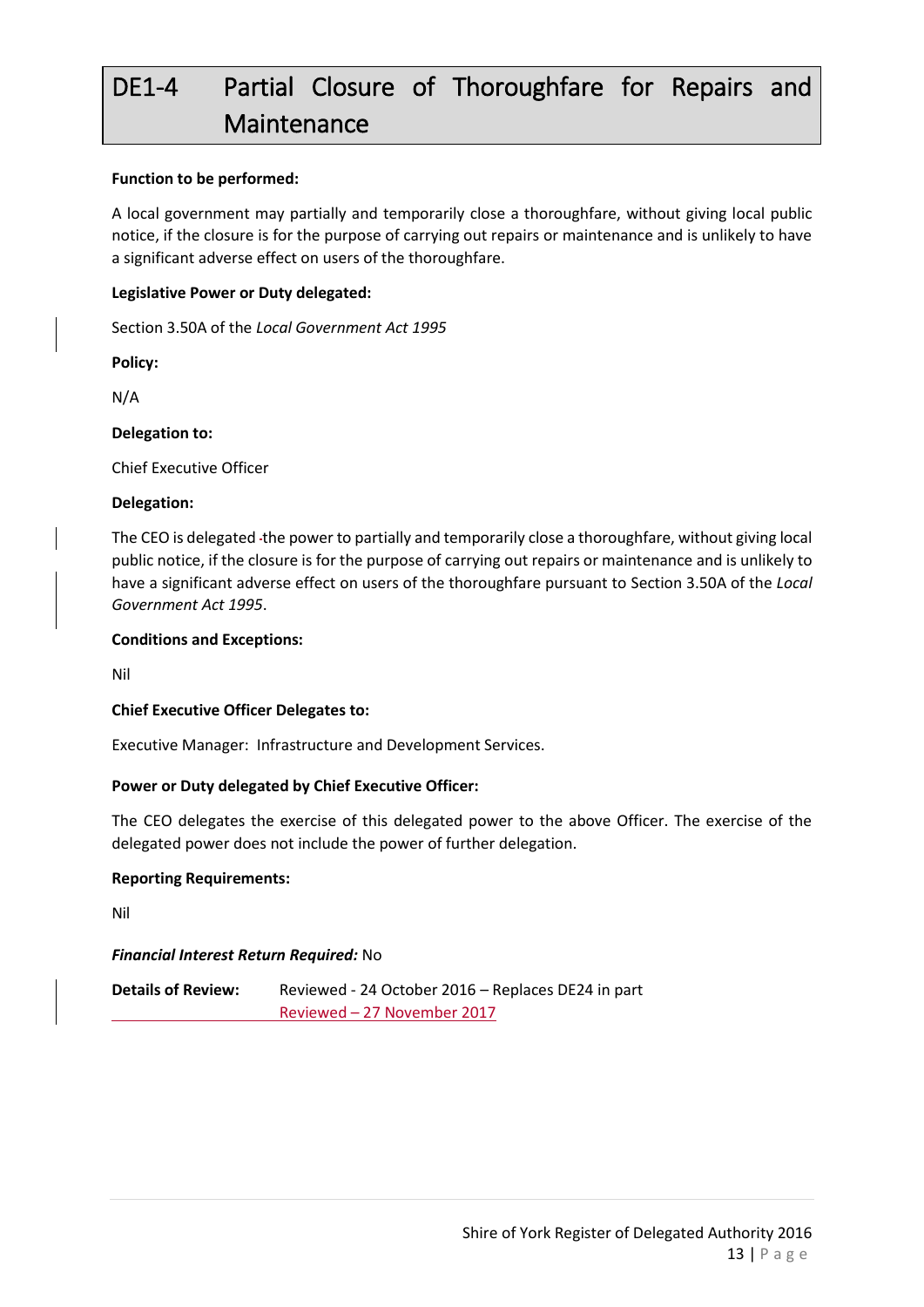# DE1-4 Partial Closure of Thoroughfare for Repairs and Maintenance

**Function to be performed:**

A local government may partially and temporarily close a thoroughfare, without giving local public notice, if the closure is for the purpose of carrying out repairs or maintenance and is unlikely to have a significant adverse effect on users of the thoroughfare.

**Legislative Power or Duty delegated:**

Section 3.50A of the *Local Government Act 1995*

**Policy:**

N/A

**Delegation to:**

Chief Executive Officer

**Delegation:**

The CEO is delegated the power to partially and temporarily close a thoroughfare, without giving local public notice, if the closure is for the purpose of carrying out repairs or maintenance and is unlikely to have a significant adverse effect on users of the thoroughfare pursuant to Section 3.50A of the *Local Government Act 1995*.

**Conditions and Exceptions:**

Nil

**Chief Executive Officer Delegates to:**

Executive Manager: Infrastructure and Development Services.

**Power or Duty delegated by Chief Executive Officer:**

The CEO delegates the exercise of this delegated power to the above Officer. The exercise of the delegated power does not include the power of further delegation.

**Reporting Requirements:**

Nil

***Financial Interest Return Required:*** No

**Details of Review:** Reviewed - 24 October 2016 – Replaces DE24 in part
Reviewed – 27 November 2017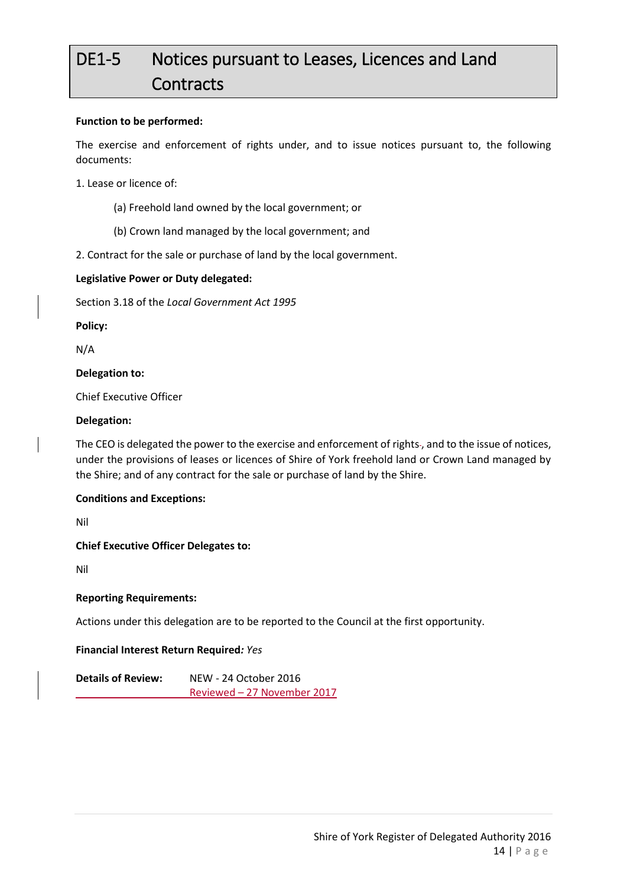# DE1-5 Notices pursuant to Leases, Licences and Land Contracts

**Function to be performed:**

The exercise and enforcement of rights under, and to issue notices pursuant to, the following documents:

1. Lease or licence of:

   (a) Freehold land owned by the local government; or

   (b) Crown land managed by the local government; and

2. Contract for the sale or purchase of land by the local government.

**Legislative Power or Duty delegated:**

Section 3.18 of the *Local Government Act 1995*

**Policy:**

N/A

**Delegation to:**

Chief Executive Officer

**Delegation:**

The CEO is delegated the power to the exercise and enforcement of rights, and to the issue of notices, under the provisions of leases or licences of Shire of York freehold land or Crown Land managed by the Shire; and of any contract for the sale or purchase of land by the Shire.

**Conditions and Exceptions:**

Nil

**Chief Executive Officer Delegates to:**

Nil

**Reporting Requirements:**

Actions under this delegation are to be reported to the Council at the first opportunity.

**Financial Interest Return Required***:* *Yes*

**Details of Review:** NEW - 24 October 2016
Reviewed – 27 November 2017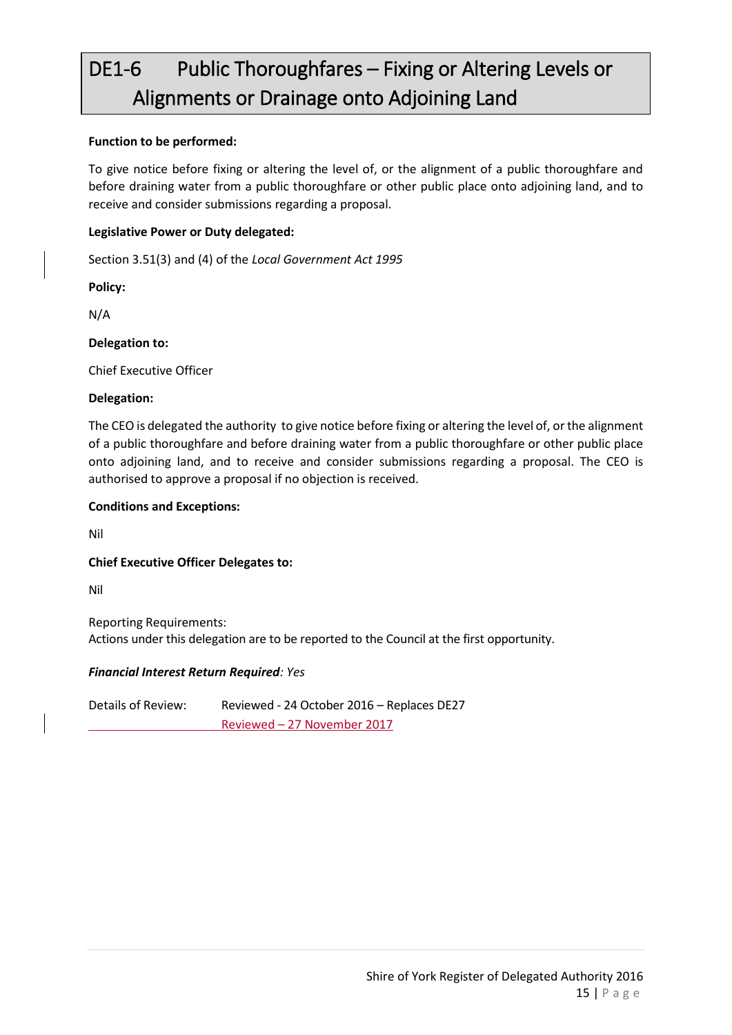# DE1-6 Public Thoroughfares – Fixing or Altering Levels or Alignments or Drainage onto Adjoining Land

**Function to be performed:**

To give notice before fixing or altering the level of, or the alignment of a public thoroughfare and before draining water from a public thoroughfare or other public place onto adjoining land, and to receive and consider submissions regarding a proposal.

**Legislative Power or Duty delegated:**

Section 3.51(3) and (4) of the *Local Government Act 1995*

**Policy:**

N/A

**Delegation to:**

Chief Executive Officer

**Delegation:**

The CEO is delegated the authority to give notice before fixing or altering the level of, or the alignment of a public thoroughfare and before draining water from a public thoroughfare or other public place onto adjoining land, and to receive and consider submissions regarding a proposal. The CEO is authorised to approve a proposal if no objection is received.

**Conditions and Exceptions:**

Nil

**Chief Executive Officer Delegates to:**

Nil

Reporting Requirements:
Actions under this delegation are to be reported to the Council at the first opportunity.

***Financial Interest Return Required**: Yes*

Details of Review: Reviewed - 24 October 2016 – Replaces DE27
Reviewed – 27 November 2017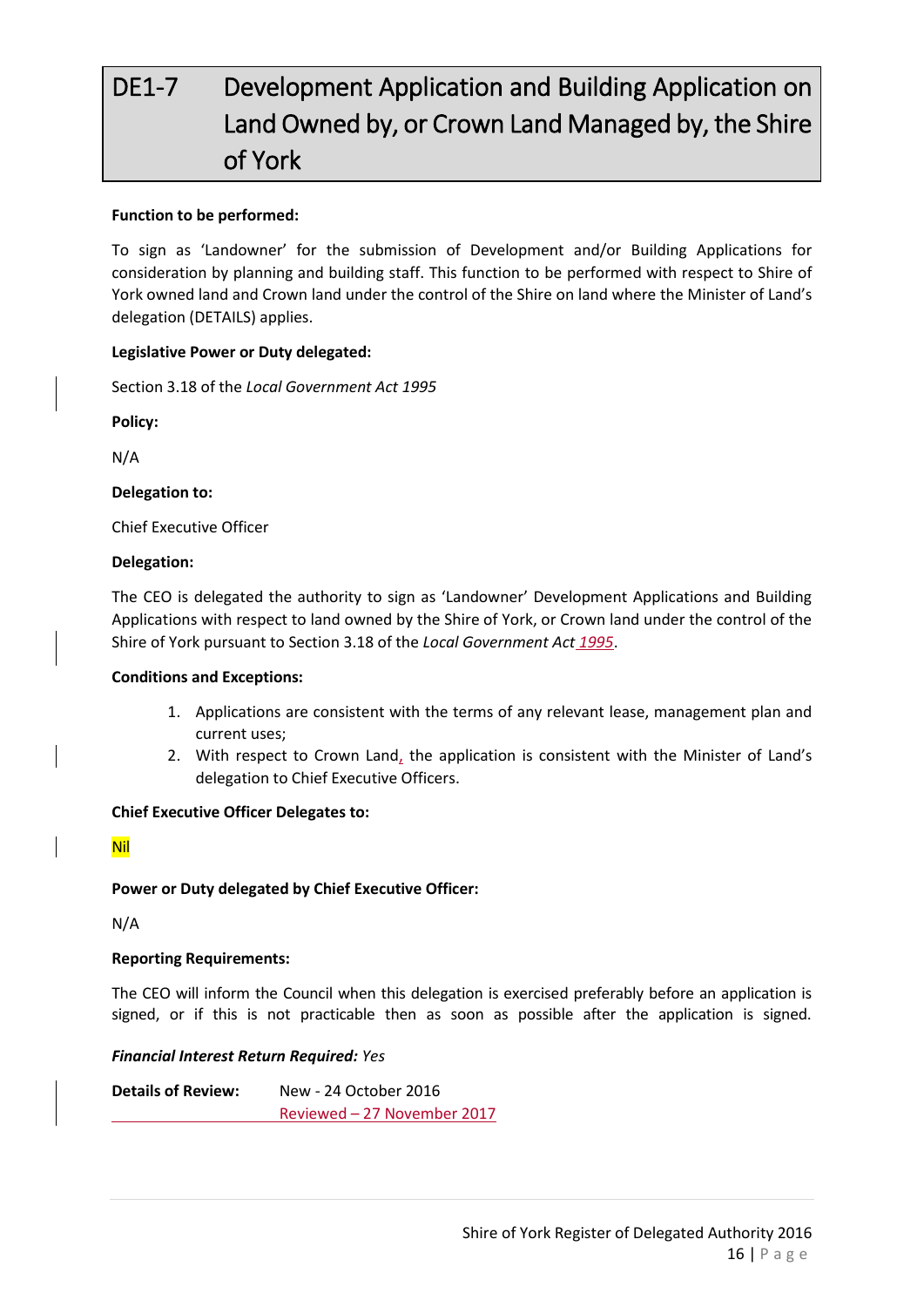# DE1-7 Development Application and Building Application on Land Owned by, or Crown Land Managed by, the Shire of York

**Function to be performed:**

To sign as 'Landowner' for the submission of Development and/or Building Applications for consideration by planning and building staff. This function to be performed with respect to Shire of York owned land and Crown land under the control of the Shire on land where the Minister of Land's delegation (DETAILS) applies.

**Legislative Power or Duty delegated:**

Section 3.18 of the *Local Government Act 1995*

**Policy:**

N/A

**Delegation to:**

Chief Executive Officer

**Delegation:**

The CEO is delegated the authority to sign as 'Landowner' Development Applications and Building Applications with respect to land owned by the Shire of York, or Crown land under the control of the Shire of York pursuant to Section 3.18 of the *Local Government Act 1995*.

**Conditions and Exceptions:**

1. Applications are consistent with the terms of any relevant lease, management plan and current uses;
2. With respect to Crown Land, the application is consistent with the Minister of Land's delegation to Chief Executive Officers.

**Chief Executive Officer Delegates to:**

Nil

**Power or Duty delegated by Chief Executive Officer:**

N/A

**Reporting Requirements:**

The CEO will inform the Council when this delegation is exercised preferably before an application is signed, or if this is not practicable then as soon as possible after the application is signed.

***Financial Interest Return Required:*** *Yes*

**Details of Review:** New - 24 October 2016
Reviewed – 27 November 2017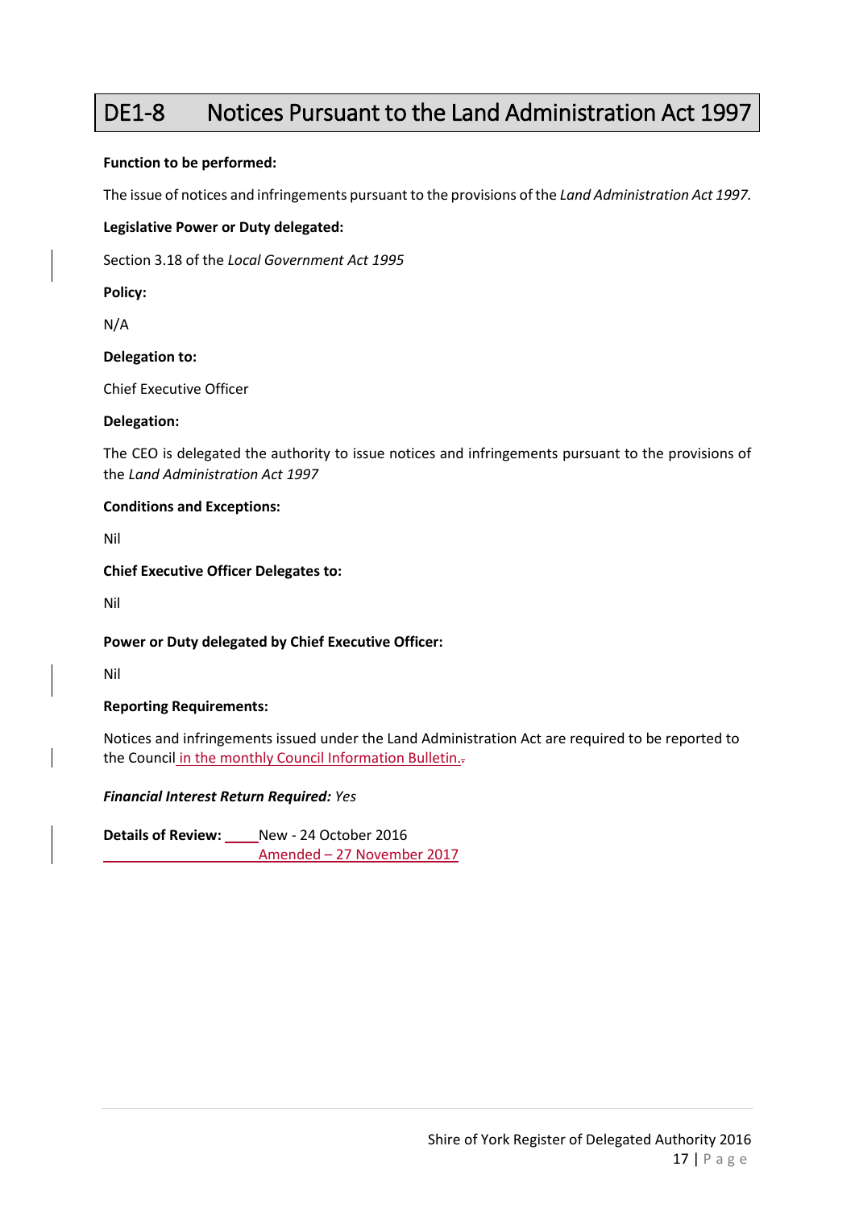# DE1-8 Notices Pursuant to the Land Administration Act 1997

**Function to be performed:**

The issue of notices and infringements pursuant to the provisions of the *Land Administration Act 1997.*

**Legislative Power or Duty delegated:**

Section 3.18 of the *Local Government Act 1995*

**Policy:**

N/A

**Delegation to:**

Chief Executive Officer

**Delegation:**

The CEO is delegated the authority to issue notices and infringements pursuant to the provisions of the *Land Administration Act 1997*

**Conditions and Exceptions:**

Nil

**Chief Executive Officer Delegates to:**

Nil

**Power or Duty delegated by Chief Executive Officer:**

Nil

**Reporting Requirements:**

Notices and infringements issued under the Land Administration Act are required to be reported to the Council in the monthly Council Information Bulletin.

***Financial Interest Return Required:*** *Yes*

**Details of Review:** New - 24 October 2016
Amended – 27 November 2017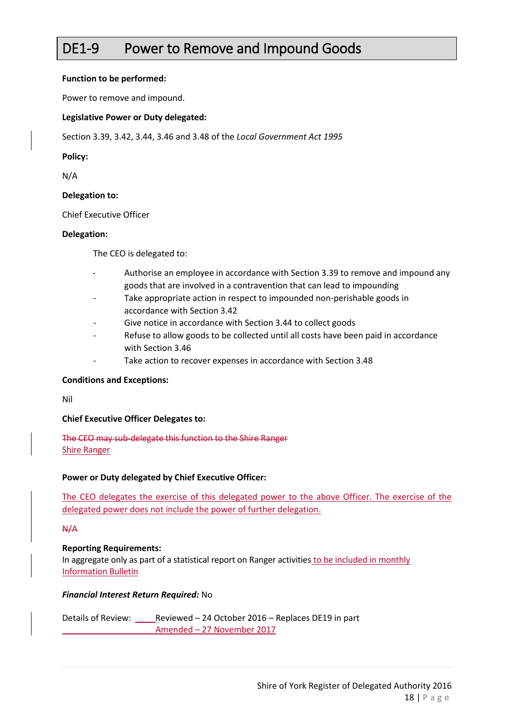# DE1-9 Power to Remove and Impound Goods

**Function to be performed:**

Power to remove and impound.

**Legislative Power or Duty delegated:**

Section 3.39, 3.42, 3.44, 3.46 and 3.48 of the *Local Government Act 1995*

**Policy:**

N/A

**Delegation to:**

Chief Executive Officer

**Delegation:**

The CEO is delegated to:

- Authorise an employee in accordance with Section 3.39 to remove and impound any goods that are involved in a contravention that can lead to impounding
- Take appropriate action in respect to impounded non-perishable goods in accordance with Section 3.42
- Give notice in accordance with Section 3.44 to collect goods
- Refuse to allow goods to be collected until all costs have been paid in accordance with Section 3.46
- Take action to recover expenses in accordance with Section 3.48

**Conditions and Exceptions:**

Nil

**Chief Executive Officer Delegates to:**

~~The CEO may sub-delegate this function to the Shire Ranger~~
Shire Ranger

**Power or Duty delegated by Chief Executive Officer:**

The CEO delegates the exercise of this delegated power to the above Officer. The exercise of the delegated power does not include the power of further delegation.

~~N/A~~

**Reporting Requirements:**
In aggregate only as part of a statistical report on Ranger activities to be included in monthly Information Bulletin

***Financial Interest Return Required:*** No

Details of Review: Reviewed – 24 October 2016 – Replaces DE19 in part
Amended – 27 November 2017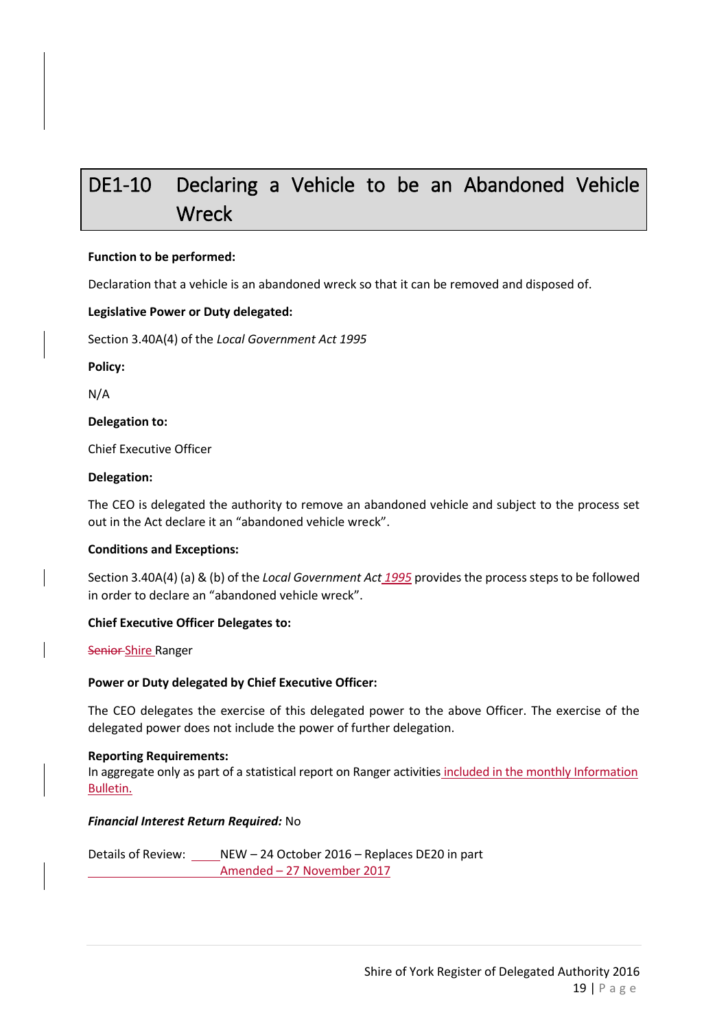# DE1-10 Declaring a Vehicle to be an Abandoned Vehicle Wreck

**Function to be performed:**

Declaration that a vehicle is an abandoned wreck so that it can be removed and disposed of.

**Legislative Power or Duty delegated:**

Section 3.40A(4) of the *Local Government Act 1995*

**Policy:**

N/A

**Delegation to:**

Chief Executive Officer

**Delegation:**

The CEO is delegated the authority to remove an abandoned vehicle and subject to the process set out in the Act declare it an "abandoned vehicle wreck".

**Conditions and Exceptions:**

Section 3.40A(4) (a) & (b) of the *Local Government Act 1995* provides the process steps to be followed in order to declare an "abandoned vehicle wreck".

**Chief Executive Officer Delegates to:**

~~Senior~~ Shire Ranger

**Power or Duty delegated by Chief Executive Officer:**

The CEO delegates the exercise of this delegated power to the above Officer. The exercise of the delegated power does not include the power of further delegation.

**Reporting Requirements:**
In aggregate only as part of a statistical report on Ranger activities included in the monthly Information Bulletin.

***Financial Interest Return Required:*** No

Details of Review: NEW – 24 October 2016 – Replaces DE20 in part
Amended – 27 November 2017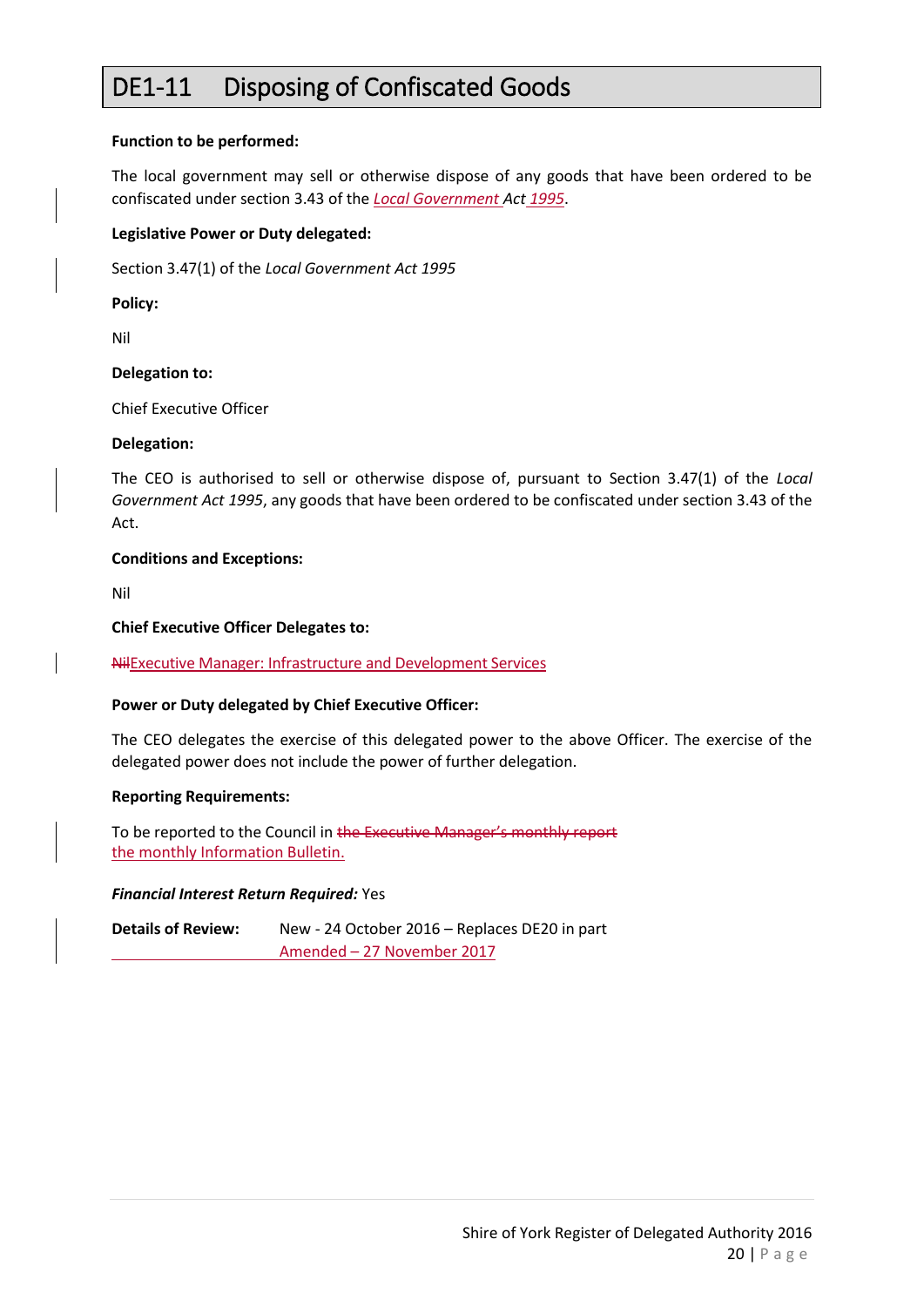# DE1-11 Disposing of Confiscated Goods

**Function to be performed:**

The local government may sell or otherwise dispose of any goods that have been ordered to be confiscated under section 3.43 of the *Local Government Act 1995*.

**Legislative Power or Duty delegated:**

Section 3.47(1) of the *Local Government Act 1995*

**Policy:**

Nil

**Delegation to:**

Chief Executive Officer

**Delegation:**

The CEO is authorised to sell or otherwise dispose of, pursuant to Section 3.47(1) of the *Local Government Act 1995*, any goods that have been ordered to be confiscated under section 3.43 of the Act.

**Conditions and Exceptions:**

Nil

**Chief Executive Officer Delegates to:**

~~Nil~~Executive Manager: Infrastructure and Development Services

**Power or Duty delegated by Chief Executive Officer:**

The CEO delegates the exercise of this delegated power to the above Officer. The exercise of the delegated power does not include the power of further delegation.

**Reporting Requirements:**

To be reported to the Council in ~~the Executive Manager's monthly report~~ the monthly Information Bulletin.

***Financial Interest Return Required:*** Yes

**Details of Review:** New - 24 October 2016 – Replaces DE20 in part
Amended – 27 November 2017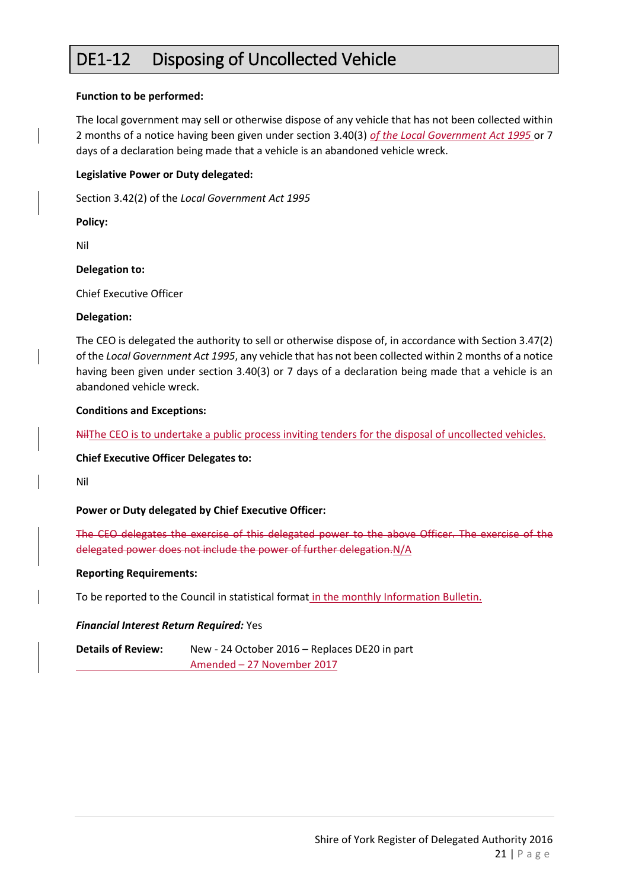# DE1-12 Disposing of Uncollected Vehicle

**Function to be performed:**

The local government may sell or otherwise dispose of any vehicle that has not been collected within 2 months of a notice having been given under section 3.40(3) *of the Local Government Act 1995* or 7 days of a declaration being made that a vehicle is an abandoned vehicle wreck.

**Legislative Power or Duty delegated:**

Section 3.42(2) of the *Local Government Act 1995*

**Policy:**

Nil

**Delegation to:**

Chief Executive Officer

**Delegation:**

The CEO is delegated the authority to sell or otherwise dispose of, in accordance with Section 3.47(2) of the *Local Government Act 1995*, any vehicle that has not been collected within 2 months of a notice having been given under section 3.40(3) or 7 days of a declaration being made that a vehicle is an abandoned vehicle wreck.

**Conditions and Exceptions:**

~~Nil~~The CEO is to undertake a public process inviting tenders for the disposal of uncollected vehicles.

**Chief Executive Officer Delegates to:**

Nil

**Power or Duty delegated by Chief Executive Officer:**

~~The CEO delegates the exercise of this delegated power to the above Officer. The exercise of the delegated power does not include the power of further delegation.~~N/A

**Reporting Requirements:**

To be reported to the Council in statistical format in the monthly Information Bulletin.

***Financial Interest Return Required:*** Yes

**Details of Review:** New - 24 October 2016 – Replaces DE20 in part
Amended – 27 November 2017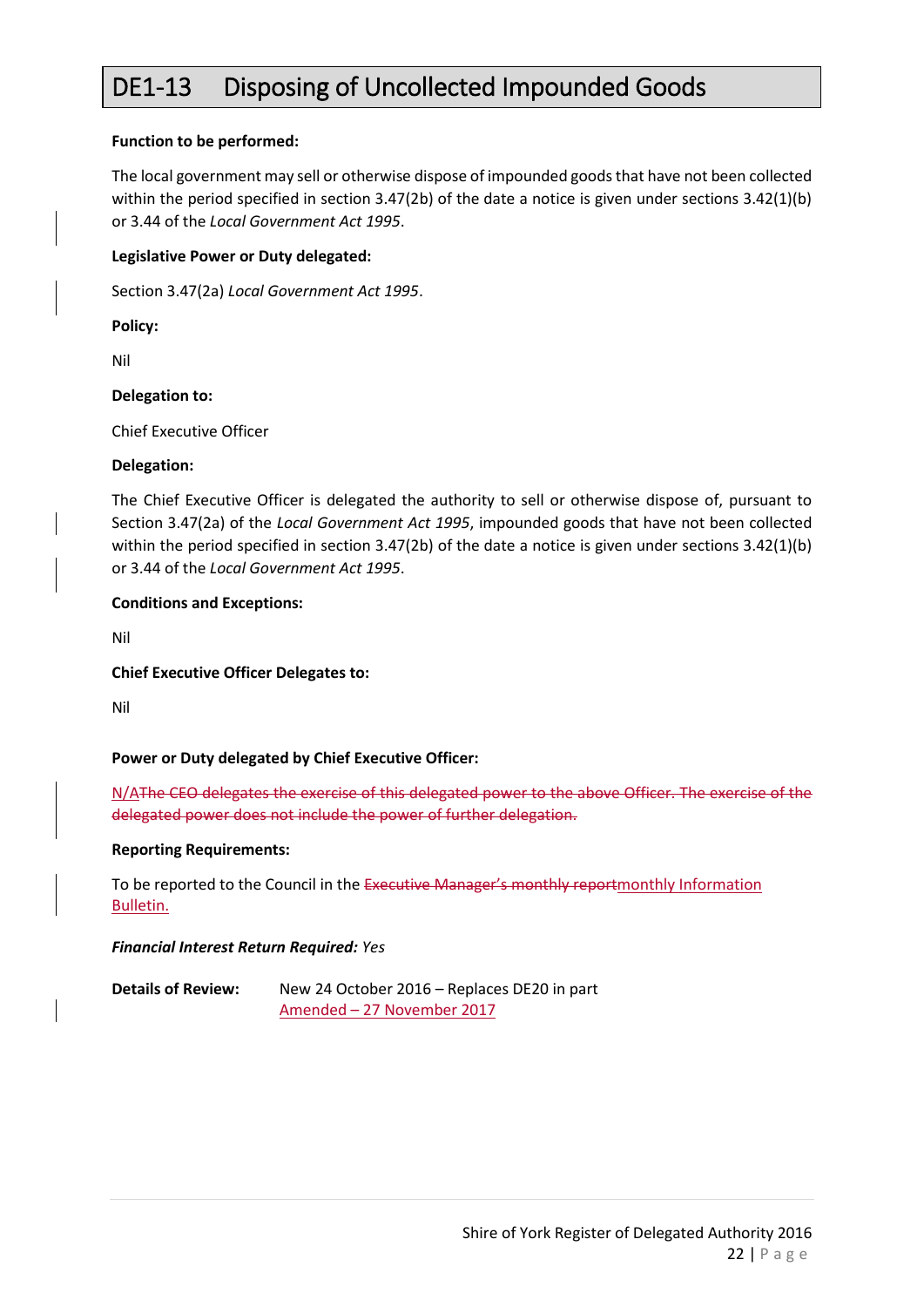# DE1-13 Disposing of Uncollected Impounded Goods

**Function to be performed:**

The local government may sell or otherwise dispose of impounded goods that have not been collected within the period specified in section 3.47(2b) of the date a notice is given under sections 3.42(1)(b) or 3.44 of the *Local Government Act 1995*.

**Legislative Power or Duty delegated:**

Section 3.47(2a) *Local Government Act 1995*.

**Policy:**

Nil

**Delegation to:**

Chief Executive Officer

**Delegation:**

The Chief Executive Officer is delegated the authority to sell or otherwise dispose of, pursuant to Section 3.47(2a) of the *Local Government Act 1995*, impounded goods that have not been collected within the period specified in section 3.47(2b) of the date a notice is given under sections 3.42(1)(b) or 3.44 of the *Local Government Act 1995*.

**Conditions and Exceptions:**

Nil

**Chief Executive Officer Delegates to:**

Nil

**Power or Duty delegated by Chief Executive Officer:**

N/A~~The CEO delegates the exercise of this delegated power to the above Officer. The exercise of the delegated power does not include the power of further delegation.~~

**Reporting Requirements:**

To be reported to the Council in the ~~Executive Manager's monthly report~~monthly Information Bulletin.

***Financial Interest Return Required:*** *Yes*

**Details of Review:** New 24 October 2016 – Replaces DE20 in part
Amended – 27 November 2017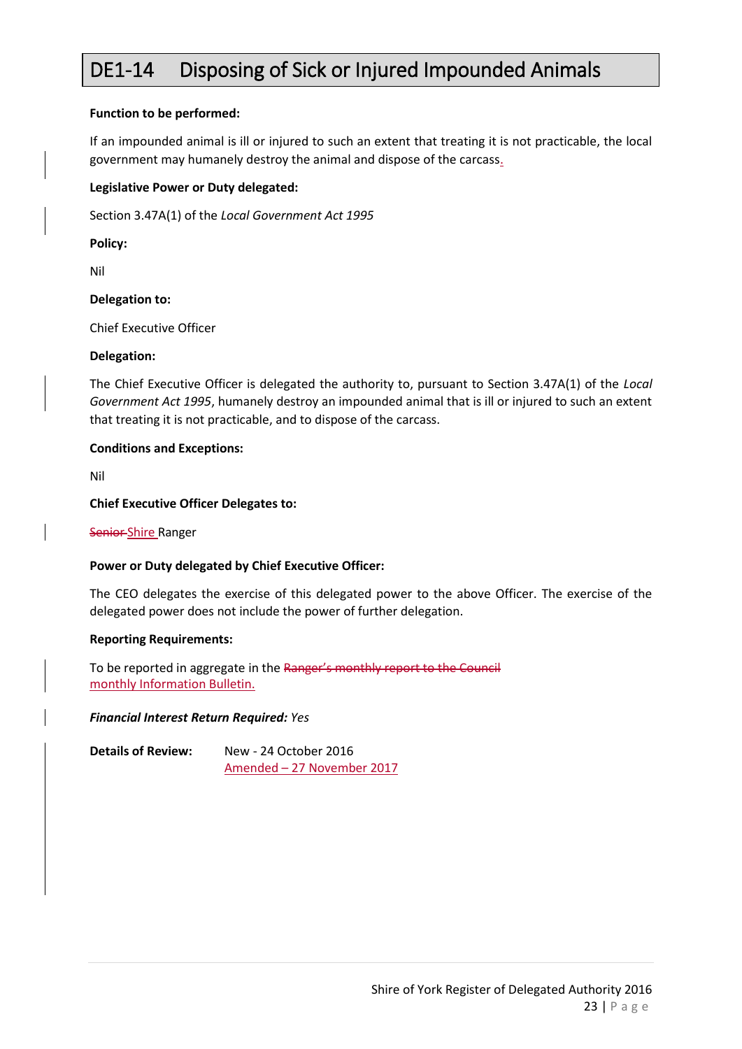# DE1-14 Disposing of Sick or Injured Impounded Animals

**Function to be performed:**

If an impounded animal is ill or injured to such an extent that treating it is not practicable, the local government may humanely destroy the animal and dispose of the carcass.

**Legislative Power or Duty delegated:**

Section 3.47A(1) of the *Local Government Act 1995*

**Policy:**

Nil

**Delegation to:**

Chief Executive Officer

**Delegation:**

The Chief Executive Officer is delegated the authority to, pursuant to Section 3.47A(1) of the *Local Government Act 1995*, humanely destroy an impounded animal that is ill or injured to such an extent that treating it is not practicable, and to dispose of the carcass.

**Conditions and Exceptions:**

Nil

**Chief Executive Officer Delegates to:**

~~Senior~~ Shire Ranger

**Power or Duty delegated by Chief Executive Officer:**

The CEO delegates the exercise of this delegated power to the above Officer. The exercise of the delegated power does not include the power of further delegation.

**Reporting Requirements:**

To be reported in aggregate in the ~~Ranger's monthly report to the Council~~ monthly Information Bulletin.

***Financial Interest Return Required:*** *Yes*

**Details of Review:** New - 24 October 2016
Amended – 27 November 2017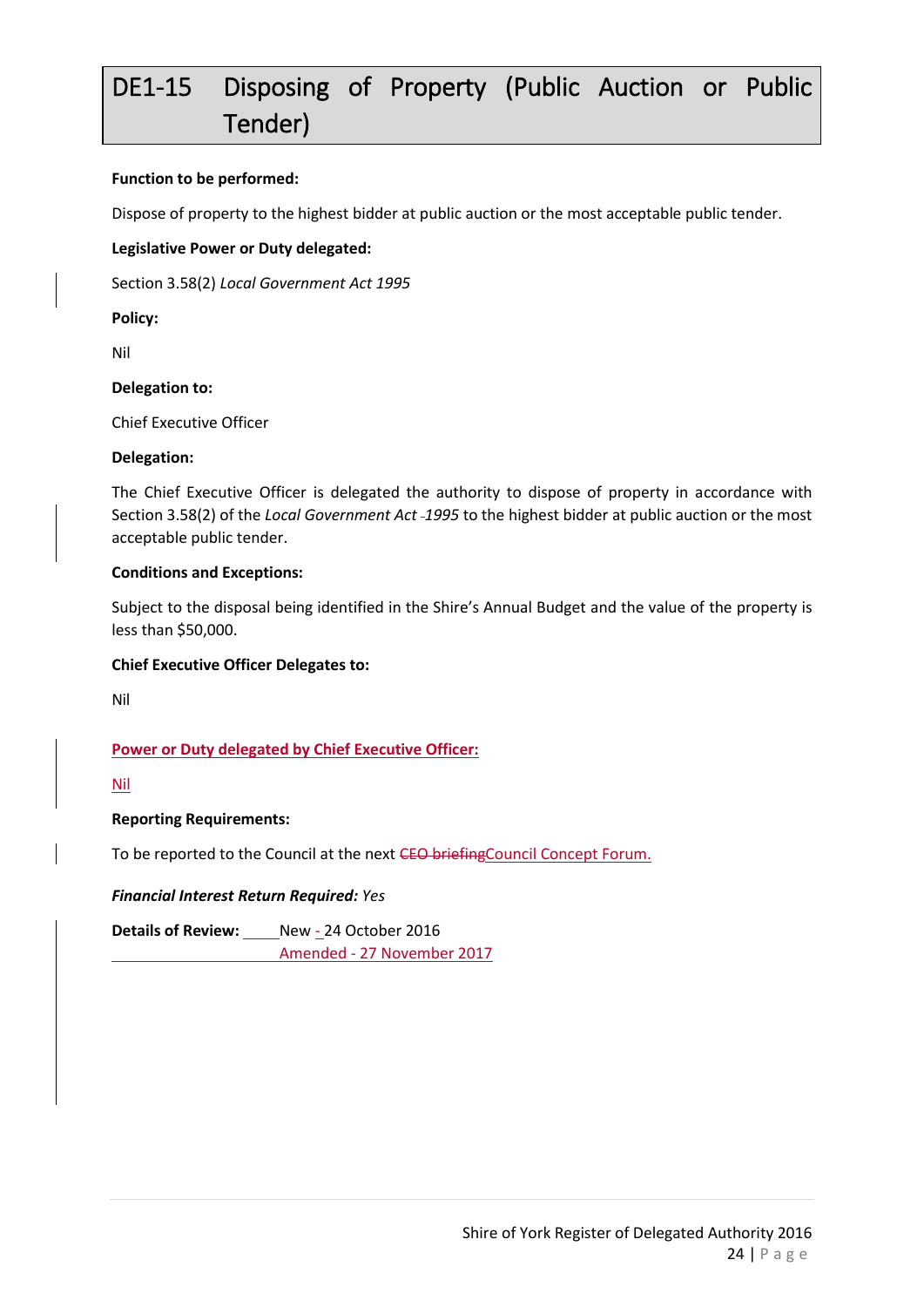# DE1-15 Disposing of Property (Public Auction or Public Tender)

**Function to be performed:**

Dispose of property to the highest bidder at public auction or the most acceptable public tender.

**Legislative Power or Duty delegated:**

Section 3.58(2) *Local Government Act 1995*

**Policy:**

Nil

**Delegation to:**

Chief Executive Officer

**Delegation:**

The Chief Executive Officer is delegated the authority to dispose of property in accordance with Section 3.58(2) of the *Local Government Act 1995* to the highest bidder at public auction or the most acceptable public tender.

**Conditions and Exceptions:**

Subject to the disposal being identified in the Shire's Annual Budget and the value of the property is less than $50,000.

**Chief Executive Officer Delegates to:**

Nil

**Power or Duty delegated by Chief Executive Officer:**

Nil

**Reporting Requirements:**

To be reported to the Council at the next ~~CEO briefing~~Council Concept Forum.

***Financial Interest Return Required:*** *Yes*

**Details of Review:** New - 24 October 2016
Amended - 27 November 2017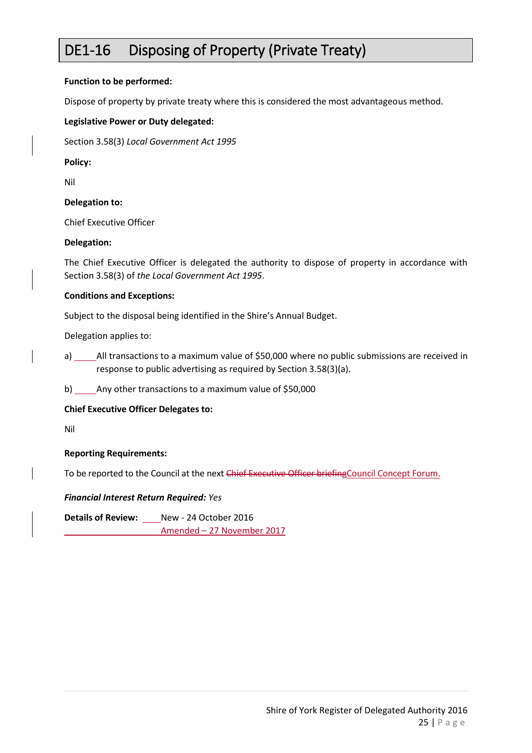# DE1-16 Disposing of Property (Private Treaty)

**Function to be performed:**

Dispose of property by private treaty where this is considered the most advantageous method.

**Legislative Power or Duty delegated:**

Section 3.58(3) *Local Government Act 1995*

**Policy:**

Nil

**Delegation to:**

Chief Executive Officer

**Delegation:**

The Chief Executive Officer is delegated the authority to dispose of property in accordance with Section 3.58(3) of *the Local Government Act 1995*.

**Conditions and Exceptions:**

Subject to the disposal being identified in the Shire's Annual Budget.

Delegation applies to:

a) All transactions to a maximum value of $50,000 where no public submissions are received in response to public advertising as required by Section 3.58(3)(a).

b) Any other transactions to a maximum value of $50,000

**Chief Executive Officer Delegates to:**

Nil

**Reporting Requirements:**

To be reported to the Council at the next ~~Chief Executive Officer briefing~~Council Concept Forum.

***Financial Interest Return Required:*** *Yes*

**Details of Review:** New - 24 October 2016
Amended – 27 November 2017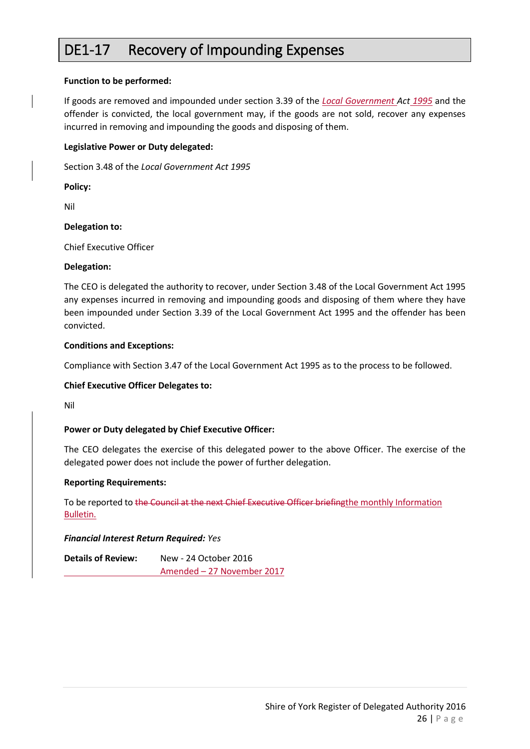# DE1-17 Recovery of Impounding Expenses

**Function to be performed:**

If goods are removed and impounded under section 3.39 of the *Local Government Act 1995* and the offender is convicted, the local government may, if the goods are not sold, recover any expenses incurred in removing and impounding the goods and disposing of them.

**Legislative Power or Duty delegated:**

Section 3.48 of the *Local Government Act 1995*

**Policy:**

Nil

**Delegation to:**

Chief Executive Officer

**Delegation:**

The CEO is delegated the authority to recover, under Section 3.48 of the Local Government Act 1995 any expenses incurred in removing and impounding goods and disposing of them where they have been impounded under Section 3.39 of the Local Government Act 1995 and the offender has been convicted.

**Conditions and Exceptions:**

Compliance with Section 3.47 of the Local Government Act 1995 as to the process to be followed.

**Chief Executive Officer Delegates to:**

Nil

**Power or Duty delegated by Chief Executive Officer:**

The CEO delegates the exercise of this delegated power to the above Officer. The exercise of the delegated power does not include the power of further delegation.

**Reporting Requirements:**

To be reported to ~~the Council at the next Chief Executive Officer briefing~~the monthly Information Bulletin.

***Financial Interest Return Required:*** *Yes*

**Details of Review:** New - 24 October 2016
Amended – 27 November 2017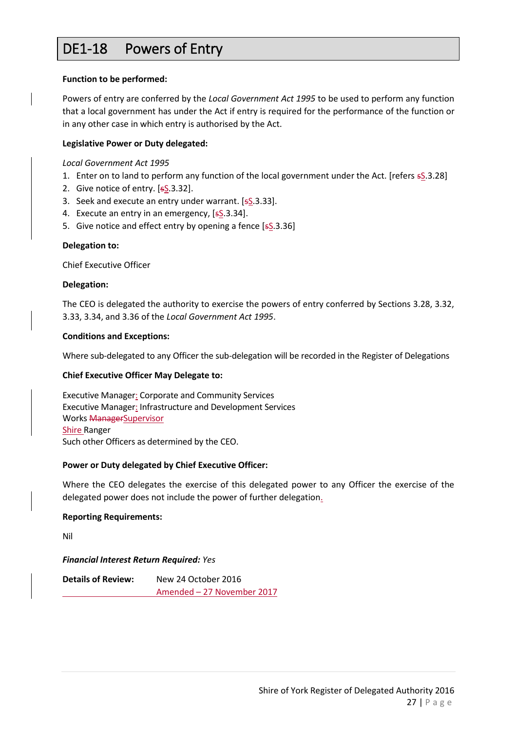# DE1-18 Powers of Entry

**Function to be performed:**

Powers of entry are conferred by the *Local Government Act 1995* to be used to perform any function that a local government has under the Act if entry is required for the performance of the function or in any other case in which entry is authorised by the Act.

**Legislative Power or Duty delegated:**

*Local Government Act 1995*

1. Enter on to land to perform any function of the local government under the Act. [refers ~~s~~S.3.28]
2. Give notice of entry. [~~s~~S.3.32].
3. Seek and execute an entry under warrant. [~~s~~S.3.33].
4. Execute an entry in an emergency, [~~s~~S.3.34].
5. Give notice and effect entry by opening a fence [~~s~~S.3.36]

**Delegation to:**

Chief Executive Officer

**Delegation:**

The CEO is delegated the authority to exercise the powers of entry conferred by Sections 3.28, 3.32, 3.33, 3.34, and 3.36 of the *Local Government Act 1995*.

**Conditions and Exceptions:**

Where sub-delegated to any Officer the sub-delegation will be recorded in the Register of Delegations

**Chief Executive Officer May Delegate to:**

Executive Manager: Corporate and Community Services
Executive Manager: Infrastructure and Development Services
Works ~~Manager~~Supervisor
Shire Ranger
Such other Officers as determined by the CEO.

**Power or Duty delegated by Chief Executive Officer:**

Where the CEO delegates the exercise of this delegated power to any Officer the exercise of the delegated power does not include the power of further delegation.

**Reporting Requirements:**

Nil

***Financial Interest Return Required:*** *Yes*

**Details of Review:** New 24 October 2016
Amended – 27 November 2017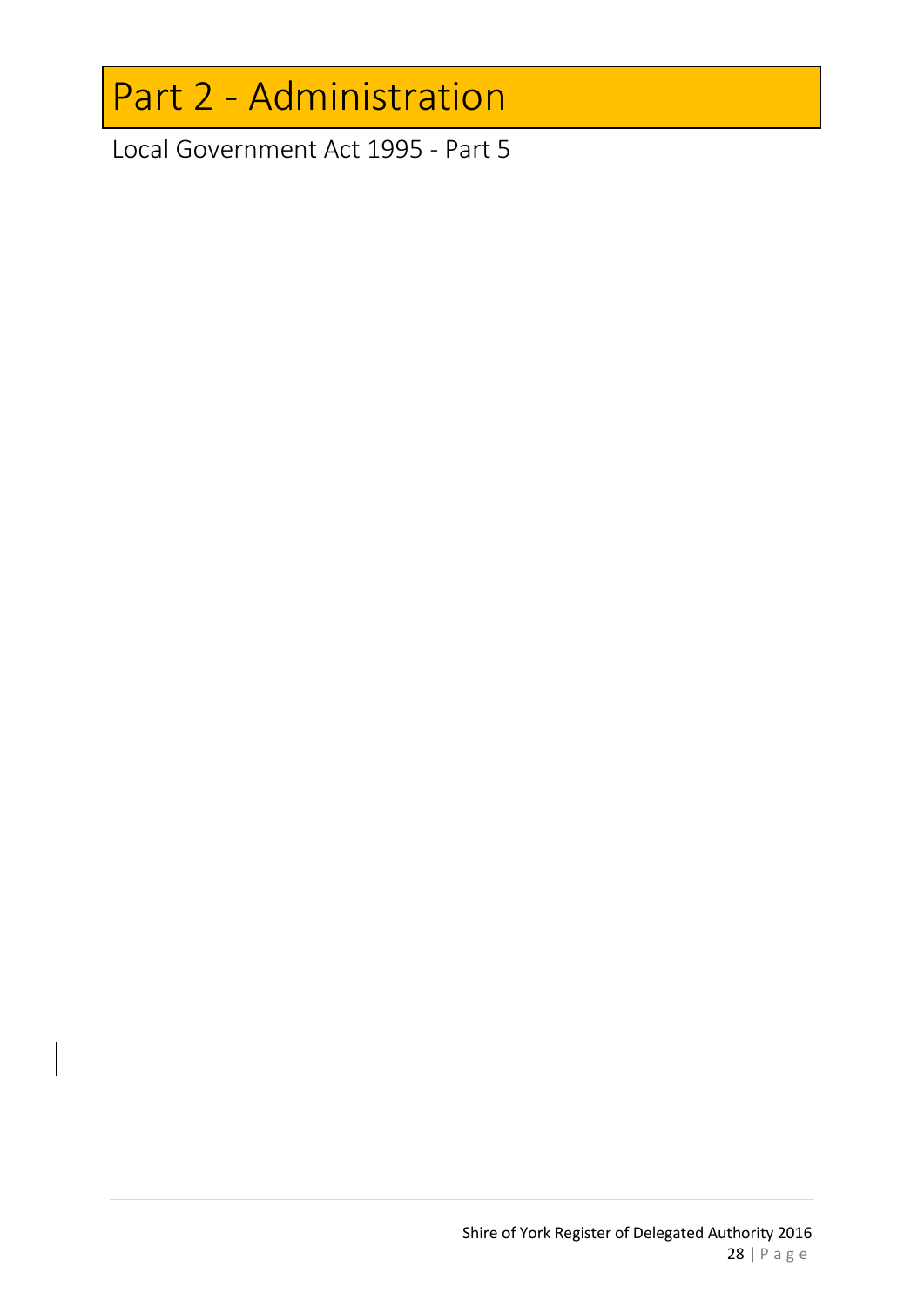# Part 2 - Administration

Local Government Act 1995 - Part 5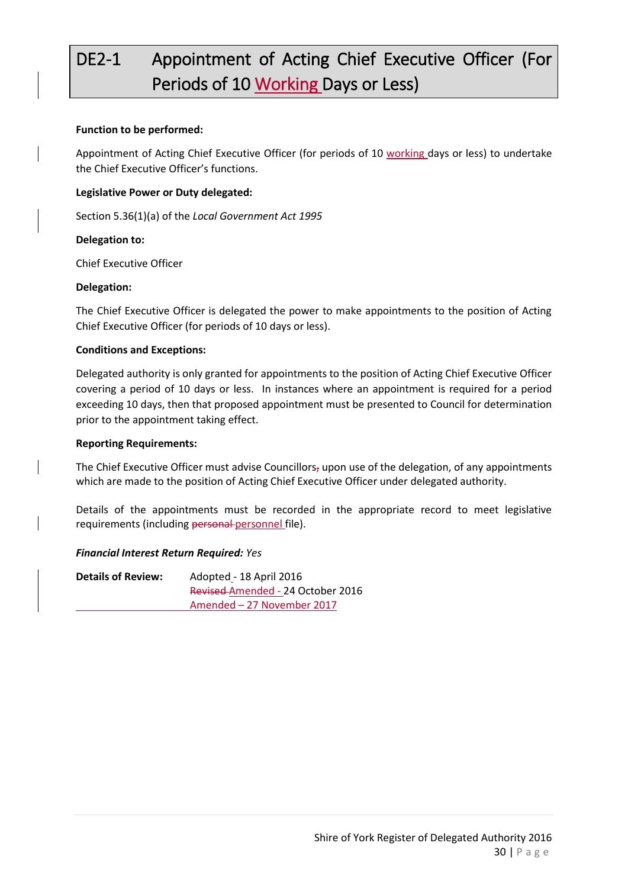# DE2-1 Appointment of Acting Chief Executive Officer (For Periods of 10 Working Days or Less)

**Function to be performed:**

Appointment of Acting Chief Executive Officer (for periods of 10 working days or less) to undertake the Chief Executive Officer's functions.

**Legislative Power or Duty delegated:**

Section 5.36(1)(a) of the *Local Government Act 1995*

**Delegation to:**

Chief Executive Officer

**Delegation:**

The Chief Executive Officer is delegated the power to make appointments to the position of Acting Chief Executive Officer (for periods of 10 days or less).

**Conditions and Exceptions:**

Delegated authority is only granted for appointments to the position of Acting Chief Executive Officer covering a period of 10 days or less. In instances where an appointment is required for a period exceeding 10 days, then that proposed appointment must be presented to Council for determination prior to the appointment taking effect.

**Reporting Requirements:**

The Chief Executive Officer must advise Councillors, upon use of the delegation, of any appointments which are made to the position of Acting Chief Executive Officer under delegated authority.

Details of the appointments must be recorded in the appropriate record to meet legislative requirements (including ~~personal~~ personnel file).

***Financial Interest Return Required:*** *Yes*

| **Details of Review:** | Adopted - 18 April 2016 |
|---|---|
| | ~~Revised~~ Amended - 24 October 2016 |
| | Amended – 27 November 2017 |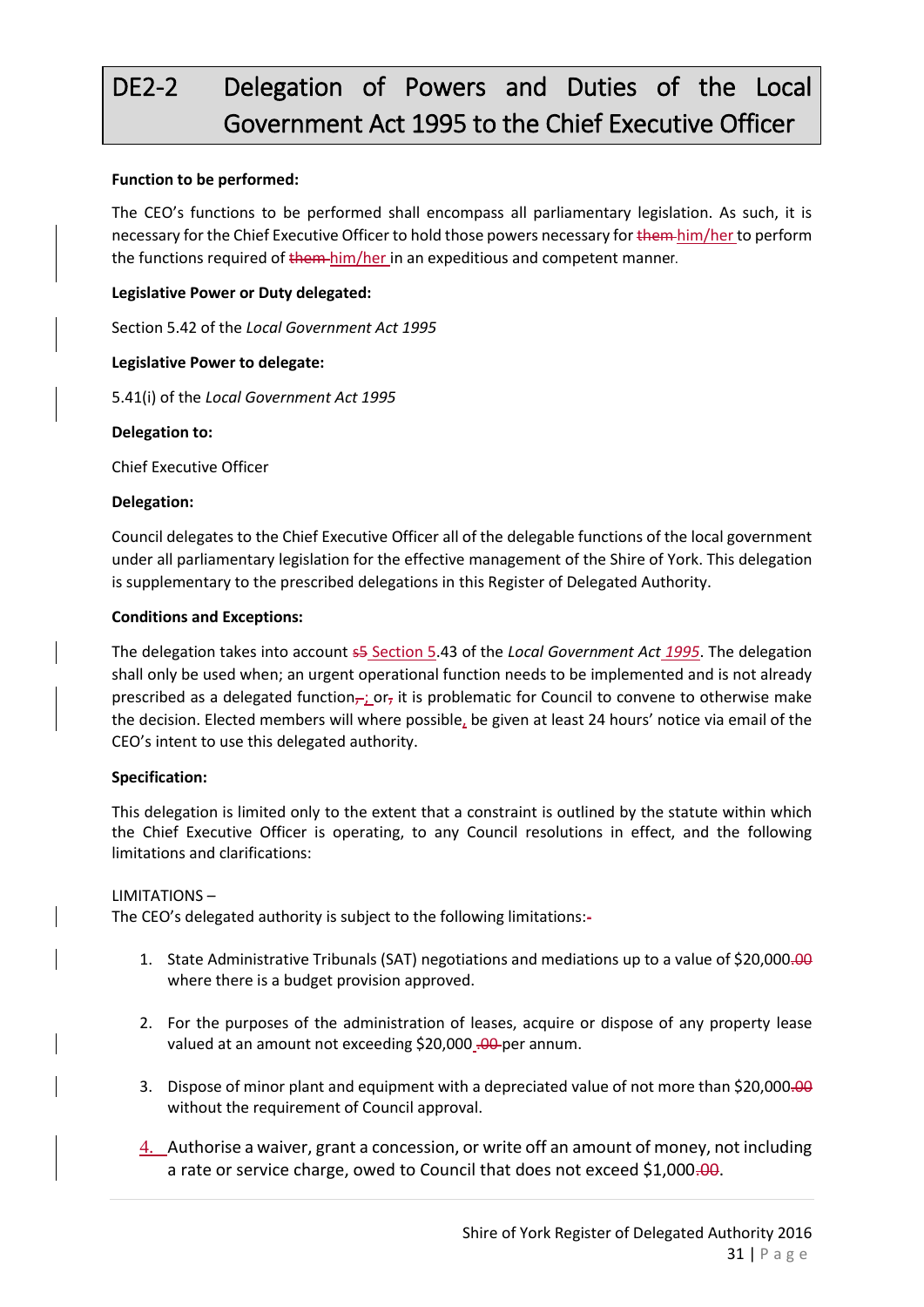# DE2-2 Delegation of Powers and Duties of the Local Government Act 1995 to the Chief Executive Officer

**Function to be performed:**

The CEO's functions to be performed shall encompass all parliamentary legislation. As such, it is necessary for the Chief Executive Officer to hold those powers necessary for ~~them~~ him/her to perform the functions required of ~~them~~ him/her in an expeditious and competent manner.

**Legislative Power or Duty delegated:**

Section 5.42 of the *Local Government Act 1995*

**Legislative Power to delegate:**

5.41(i) of the *Local Government Act 1995*

**Delegation to:**

Chief Executive Officer

**Delegation:**

Council delegates to the Chief Executive Officer all of the delegable functions of the local government under all parliamentary legislation for the effective management of the Shire of York. This delegation is supplementary to the prescribed delegations in this Register of Delegated Authority.

**Conditions and Exceptions:**

The delegation takes into account ~~s5~~ Section 5.43 of the *Local Government Act 1995*. The delegation shall only be used when; an urgent operational function needs to be implemented and is not already prescribed as a delegated function~~,~~; or~~,~~ it is problematic for Council to convene to otherwise make the decision. Elected members will where possible, be given at least 24 hours' notice via email of the CEO's intent to use this delegated authority.

**Specification:**

This delegation is limited only to the extent that a constraint is outlined by the statute within which the Chief Executive Officer is operating, to any Council resolutions in effect, and the following limitations and clarifications:

LIMITATIONS –
The CEO's delegated authority is subject to the following limitations:~~-~~

1. State Administrative Tribunals (SAT) negotiations and mediations up to a value of $20,000~~.00~~ where there is a budget provision approved.

2. For the purposes of the administration of leases, acquire or dispose of any property lease valued at an amount not exceeding $20,000~~.00~~ per annum.

3. Dispose of minor plant and equipment with a depreciated value of not more than $20,000~~.00~~ without the requirement of Council approval.

4. Authorise a waiver, grant a concession, or write off an amount of money, not including a rate or service charge, owed to Council that does not exceed $1,000~~.00~~.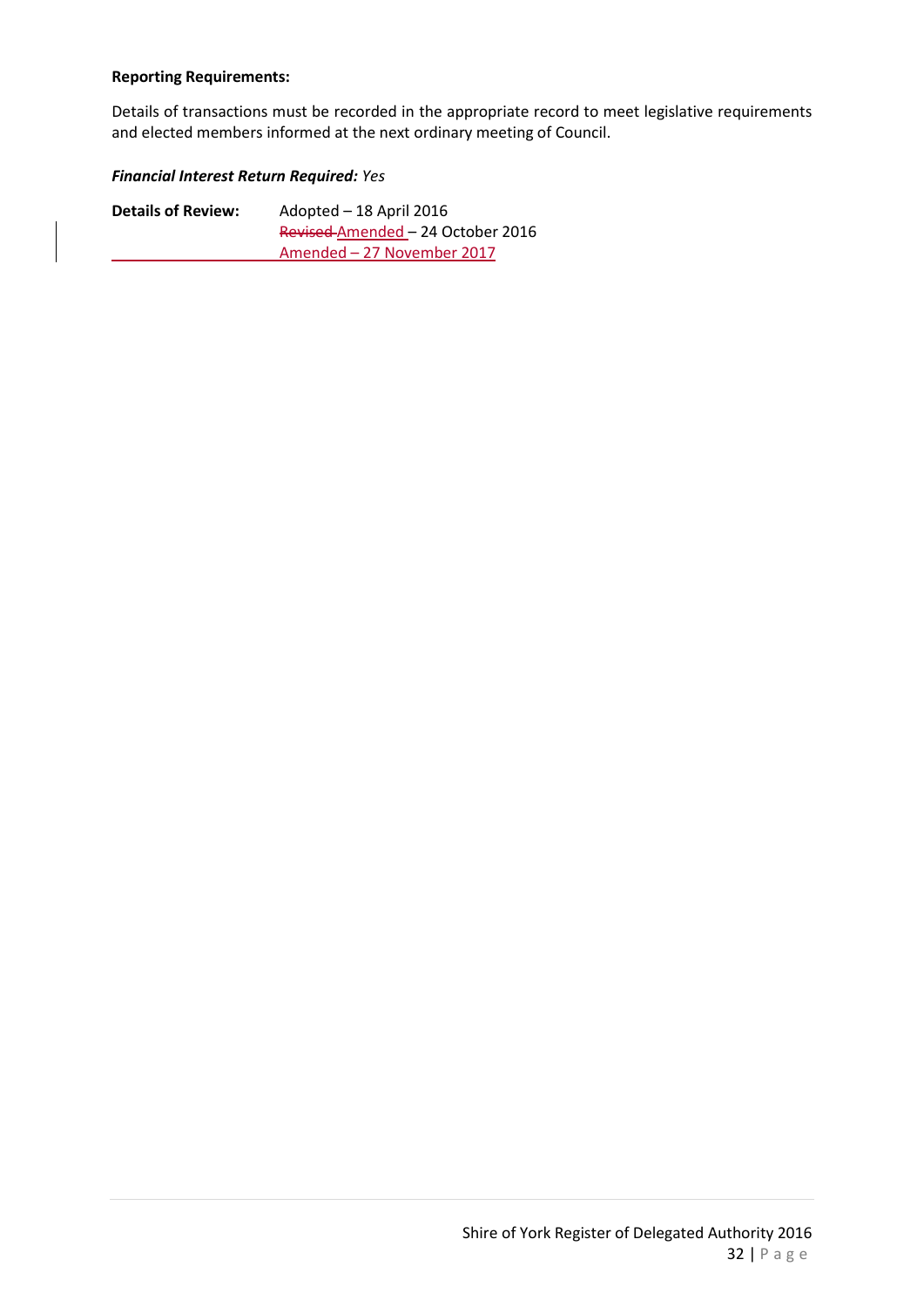**Reporting Requirements:**

Details of transactions must be recorded in the appropriate record to meet legislative requirements and elected members informed at the next ordinary meeting of Council.

***Financial Interest Return Required:*** *Yes*

**Details of Review:** Adopted – 18 April 2016
~~Revised~~ Amended – 24 October 2016
Amended – 27 November 2017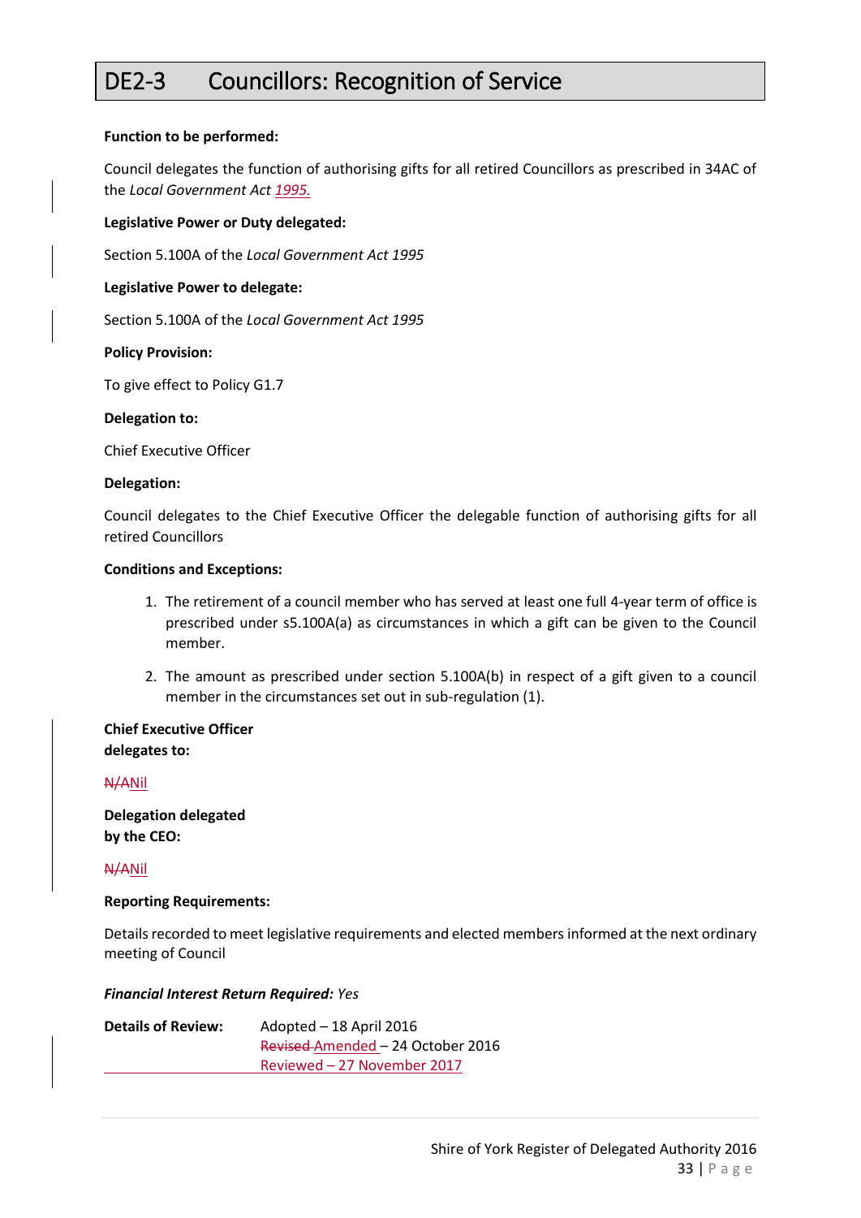# DE2-3 Councillors: Recognition of Service

**Function to be performed:**

Council delegates the function of authorising gifts for all retired Councillors as prescribed in 34AC of the *Local Government Act 1995.*

**Legislative Power or Duty delegated:**

Section 5.100A of the *Local Government Act 1995*

**Legislative Power to delegate:**

Section 5.100A of the *Local Government Act 1995*

**Policy Provision:**

To give effect to Policy G1.7

**Delegation to:**

Chief Executive Officer

**Delegation:**

Council delegates to the Chief Executive Officer the delegable function of authorising gifts for all retired Councillors

**Conditions and Exceptions:**

1. The retirement of a council member who has served at least one full 4-year term of office is prescribed under s5.100A(a) as circumstances in which a gift can be given to the Council member.
2. The amount as prescribed under section 5.100A(b) in respect of a gift given to a council member in the circumstances set out in sub-regulation (1).

**Chief Executive Officer delegates to:**

~~N/A~~Nil

**Delegation delegated by the CEO:**

~~N/A~~Nil

**Reporting Requirements:**

Details recorded to meet legislative requirements and elected members informed at the next ordinary meeting of Council

***Financial Interest Return Required:*** *Yes*

**Details of Review:** Adopted – 18 April 2016
~~Revised~~ Amended – 24 October 2016
Reviewed – 27 November 2017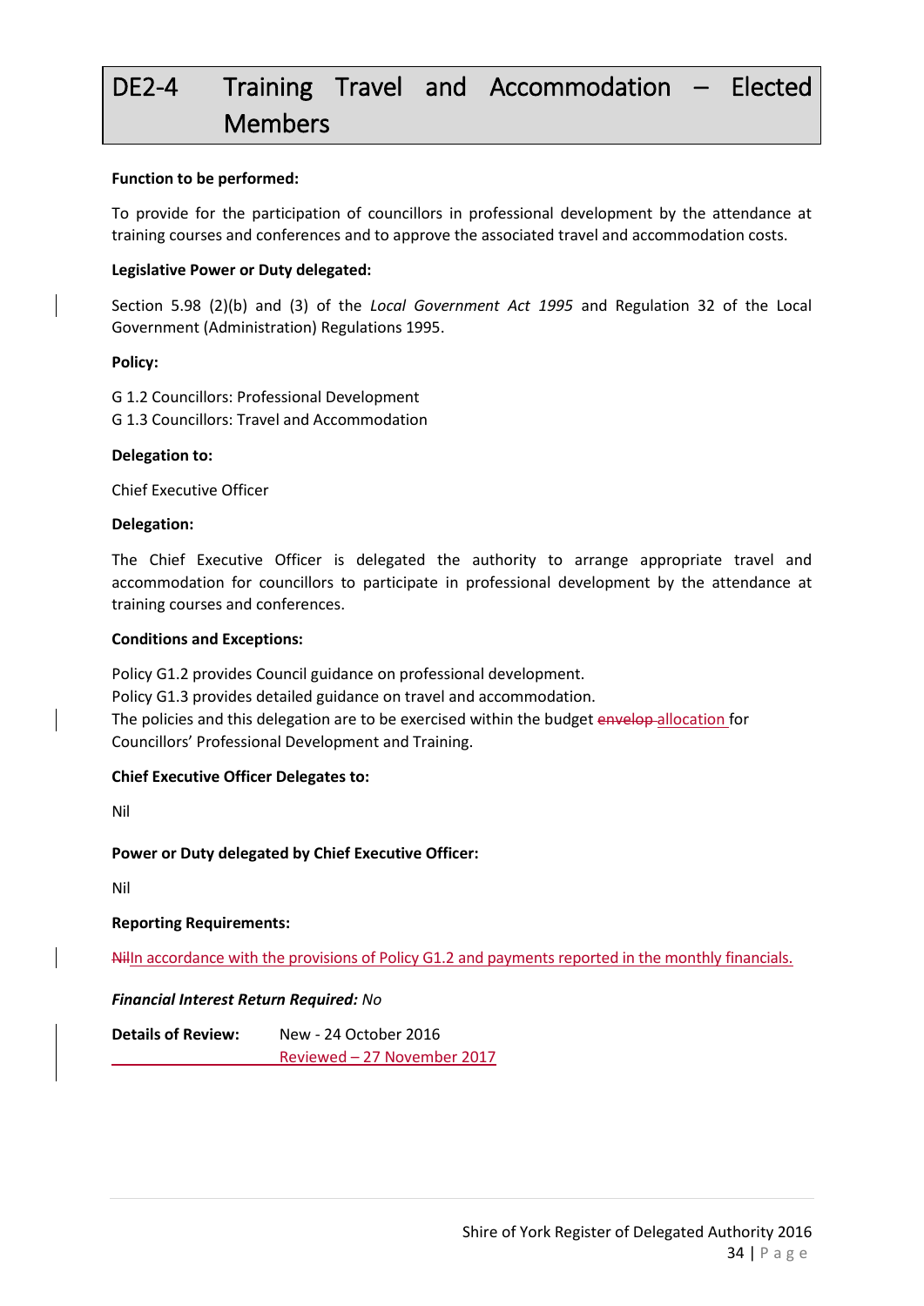# DE2-4 Training Travel and Accommodation – Elected Members

**Function to be performed:**

To provide for the participation of councillors in professional development by the attendance at training courses and conferences and to approve the associated travel and accommodation costs.

**Legislative Power or Duty delegated:**

Section 5.98 (2)(b) and (3) of the *Local Government Act 1995* and Regulation 32 of the Local Government (Administration) Regulations 1995.

**Policy:**

G 1.2 Councillors: Professional Development
G 1.3 Councillors: Travel and Accommodation

**Delegation to:**

Chief Executive Officer

**Delegation:**

The Chief Executive Officer is delegated the authority to arrange appropriate travel and accommodation for councillors to participate in professional development by the attendance at training courses and conferences.

**Conditions and Exceptions:**

Policy G1.2 provides Council guidance on professional development.
Policy G1.3 provides detailed guidance on travel and accommodation.
The policies and this delegation are to be exercised within the budget ~~envelop~~ allocation for Councillors' Professional Development and Training.

**Chief Executive Officer Delegates to:**

Nil

**Power or Duty delegated by Chief Executive Officer:**

Nil

**Reporting Requirements:**

~~Nil~~In accordance with the provisions of Policy G1.2 and payments reported in the monthly financials.

***Financial Interest Return Required:*** *No*

**Details of Review:** New - 24 October 2016
Reviewed – 27 November 2017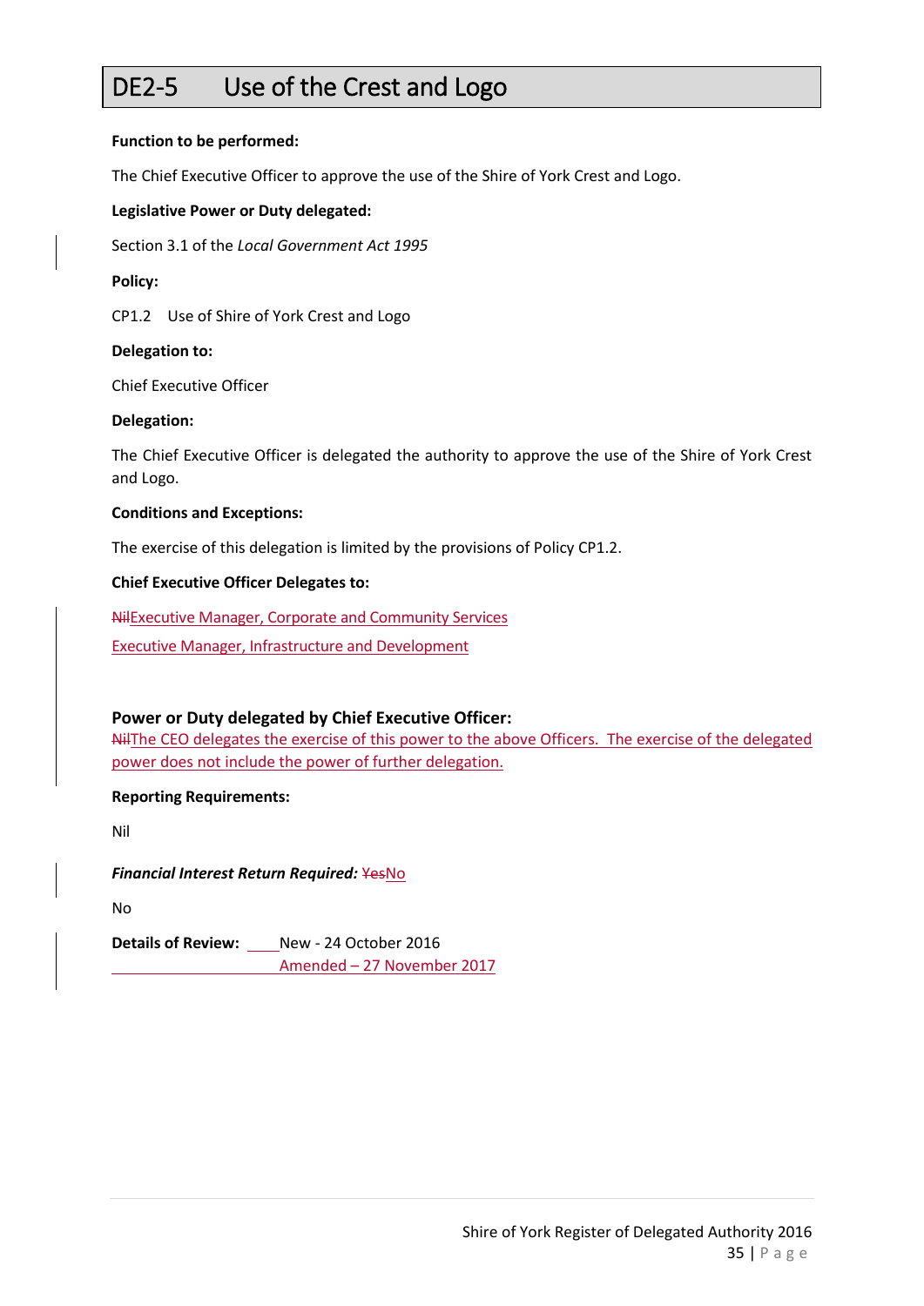# DE2-5 Use of the Crest and Logo

**Function to be performed:**

The Chief Executive Officer to approve the use of the Shire of York Crest and Logo.

**Legislative Power or Duty delegated:**

Section 3.1 of the *Local Government Act 1995*

**Policy:**

CP1.2 Use of Shire of York Crest and Logo

**Delegation to:**

Chief Executive Officer

**Delegation:**

The Chief Executive Officer is delegated the authority to approve the use of the Shire of York Crest and Logo.

**Conditions and Exceptions:**

The exercise of this delegation is limited by the provisions of Policy CP1.2.

**Chief Executive Officer Delegates to:**

~~Nil~~Executive Manager, Corporate and Community Services

Executive Manager, Infrastructure and Development

**Power or Duty delegated by Chief Executive Officer:**

~~Nil~~The CEO delegates the exercise of this power to the above Officers. The exercise of the delegated power does not include the power of further delegation.

**Reporting Requirements:**

Nil

***Financial Interest Return Required:*** ~~Yes~~No

No

**Details of Review:** New - 24 October 2016

Amended – 27 November 2017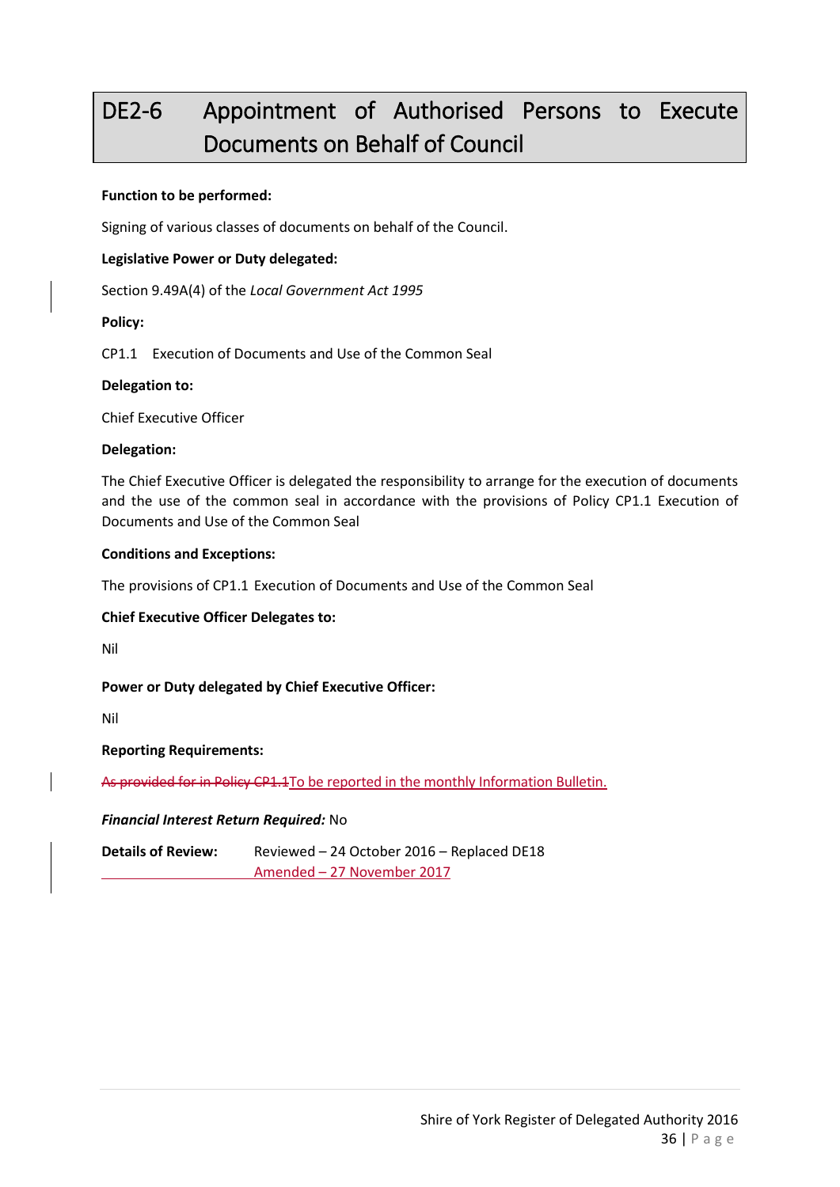# DE2-6 Appointment of Authorised Persons to Execute Documents on Behalf of Council

**Function to be performed:**

Signing of various classes of documents on behalf of the Council.

**Legislative Power or Duty delegated:**

Section 9.49A(4) of the *Local Government Act 1995*

**Policy:**

CP1.1 Execution of Documents and Use of the Common Seal

**Delegation to:**

Chief Executive Officer

**Delegation:**

The Chief Executive Officer is delegated the responsibility to arrange for the execution of documents and the use of the common seal in accordance with the provisions of Policy CP1.1 Execution of Documents and Use of the Common Seal

**Conditions and Exceptions:**

The provisions of CP1.1 Execution of Documents and Use of the Common Seal

**Chief Executive Officer Delegates to:**

Nil

**Power or Duty delegated by Chief Executive Officer:**

Nil

**Reporting Requirements:**

~~As provided for in Policy CP1.1~~To be reported in the monthly Information Bulletin.

***Financial Interest Return Required:*** No

**Details of Review:** Reviewed – 24 October 2016 – Replaced DE18
Amended – 27 November 2017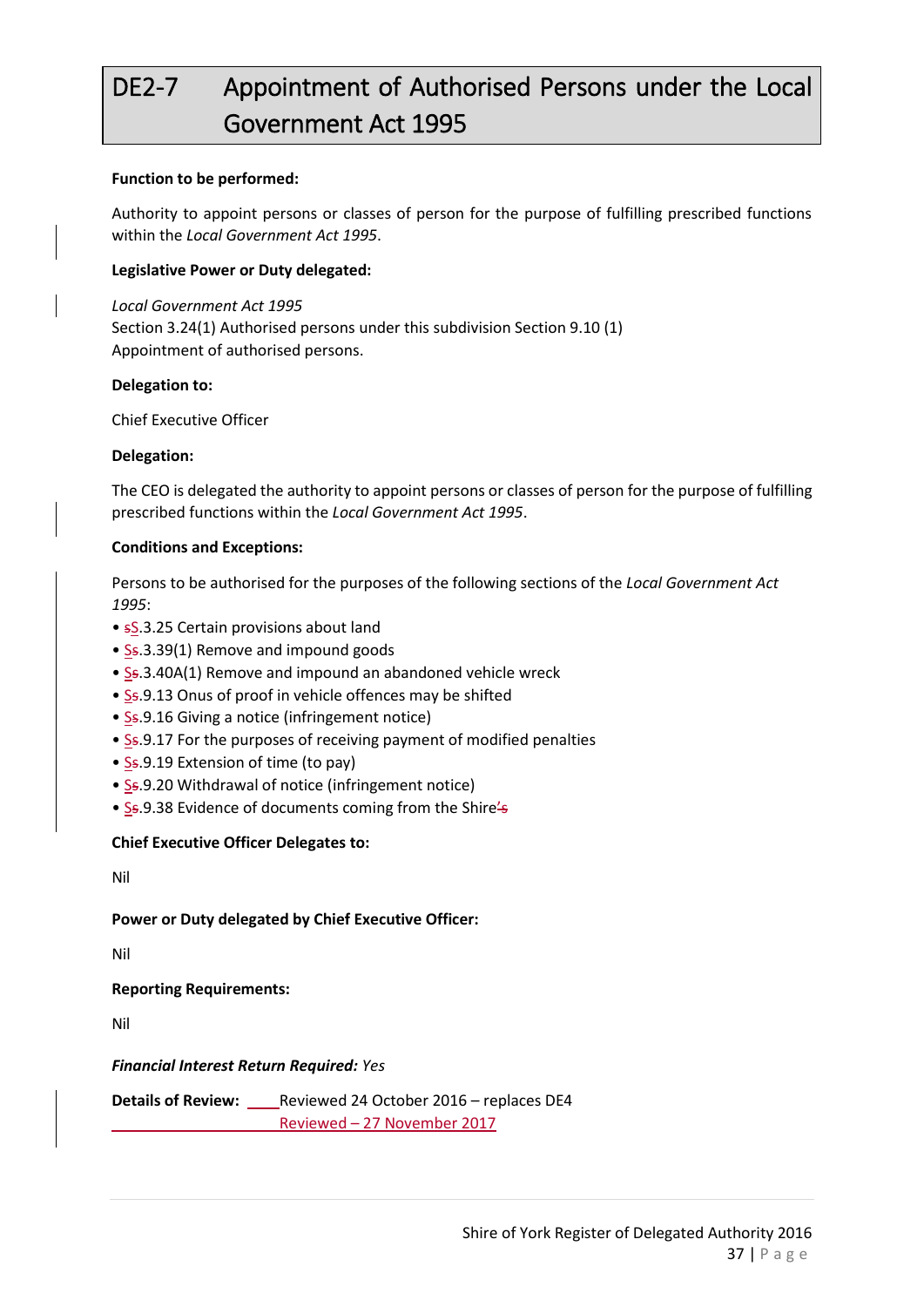# DE2-7 Appointment of Authorised Persons under the Local Government Act 1995

**Function to be performed:**

Authority to appoint persons or classes of person for the purpose of fulfilling prescribed functions within the *Local Government Act 1995*.

**Legislative Power or Duty delegated:**

*Local Government Act 1995*
Section 3.24(1) Authorised persons under this subdivision Section 9.10 (1)
Appointment of authorised persons.

**Delegation to:**

Chief Executive Officer

**Delegation:**

The CEO is delegated the authority to appoint persons or classes of person for the purpose of fulfilling prescribed functions within the *Local Government Act 1995*.

**Conditions and Exceptions:**

Persons to be authorised for the purposes of the following sections of the *Local Government Act 1995*:

- sS.3.25 Certain provisions about land
- Ss.3.39(1) Remove and impound goods
- Ss.3.40A(1) Remove and impound an abandoned vehicle wreck
- Ss.9.13 Onus of proof in vehicle offences may be shifted
- Ss.9.16 Giving a notice (infringement notice)
- Ss.9.17 For the purposes of receiving payment of modified penalties
- Ss.9.19 Extension of time (to pay)
- Ss.9.20 Withdrawal of notice (infringement notice)
- Ss.9.38 Evidence of documents coming from the Shire's

**Chief Executive Officer Delegates to:**

Nil

**Power or Duty delegated by Chief Executive Officer:**

Nil

**Reporting Requirements:**

Nil

***Financial Interest Return Required:*** *Yes*

**Details of Review:** Reviewed 24 October 2016 – replaces DE4
Reviewed – 27 November 2017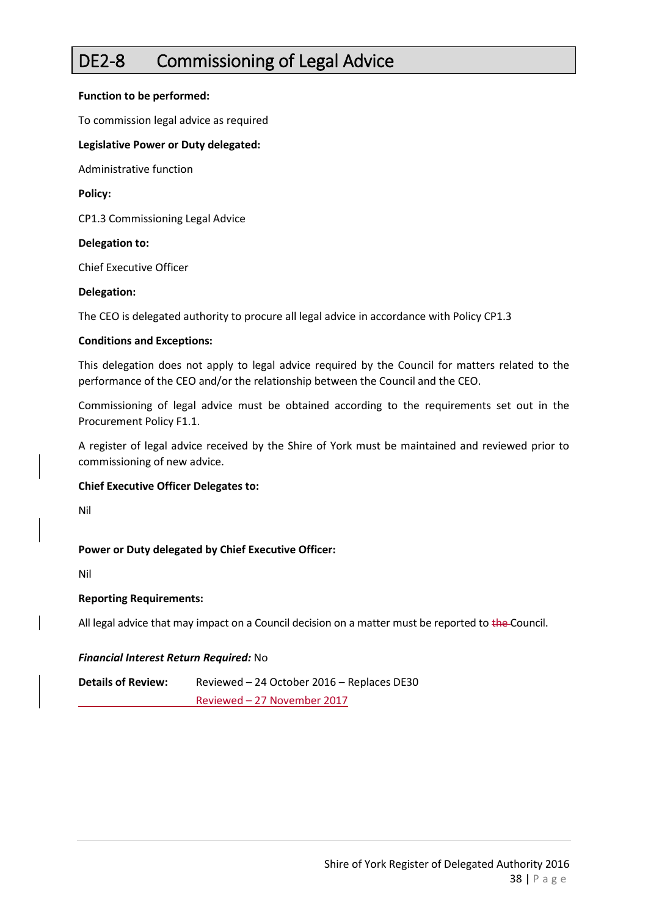# DE2-8 Commissioning of Legal Advice

**Function to be performed:**

To commission legal advice as required

**Legislative Power or Duty delegated:**

Administrative function

**Policy:**

CP1.3 Commissioning Legal Advice

**Delegation to:**

Chief Executive Officer

**Delegation:**

The CEO is delegated authority to procure all legal advice in accordance with Policy CP1.3

**Conditions and Exceptions:**

This delegation does not apply to legal advice required by the Council for matters related to the performance of the CEO and/or the relationship between the Council and the CEO.

Commissioning of legal advice must be obtained according to the requirements set out in the Procurement Policy F1.1.

A register of legal advice received by the Shire of York must be maintained and reviewed prior to commissioning of new advice.

**Chief Executive Officer Delegates to:**

Nil

**Power or Duty delegated by Chief Executive Officer:**

Nil

**Reporting Requirements:**

All legal advice that may impact on a Council decision on a matter must be reported to ~~the~~ Council.

***Financial Interest Return Required:*** No

**Details of Review:** Reviewed – 24 October 2016 – Replaces DE30

Reviewed – 27 November 2017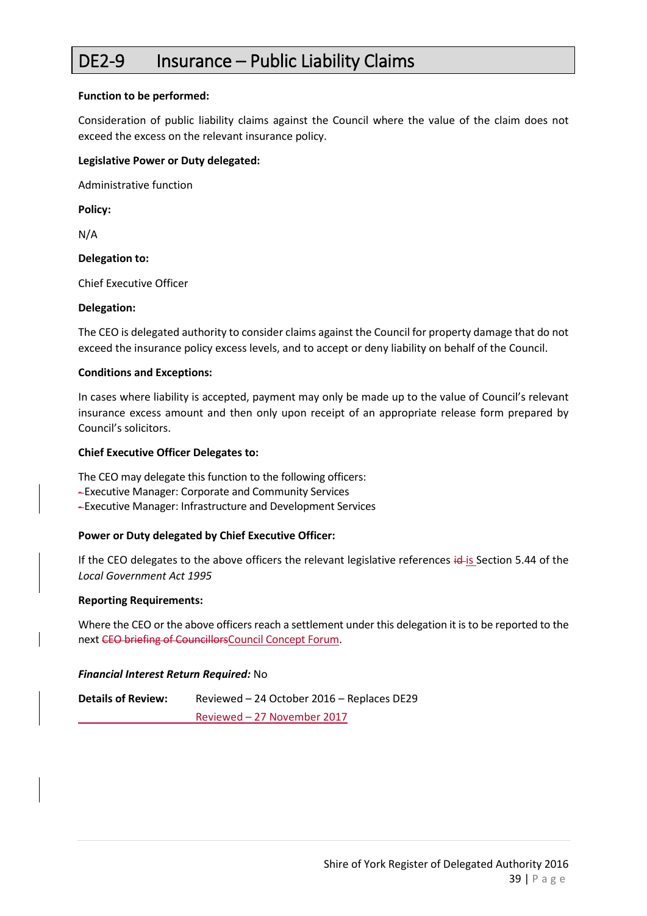# DE2-9 Insurance – Public Liability Claims

**Function to be performed:**

Consideration of public liability claims against the Council where the value of the claim does not exceed the excess on the relevant insurance policy.

**Legislative Power or Duty delegated:**

Administrative function

**Policy:**

N/A

**Delegation to:**

Chief Executive Officer

**Delegation:**

The CEO is delegated authority to consider claims against the Council for property damage that do not exceed the insurance policy excess levels, and to accept or deny liability on behalf of the Council.

**Conditions and Exceptions:**

In cases where liability is accepted, payment may only be made up to the value of Council's relevant insurance excess amount and then only upon receipt of an appropriate release form prepared by Council's solicitors.

**Chief Executive Officer Delegates to:**

The CEO may delegate this function to the following officers:
- ~~-~~Executive Manager: Corporate and Community Services
- ~~-~~Executive Manager: Infrastructure and Development Services

**Power or Duty delegated by Chief Executive Officer:**

If the CEO delegates to the above officers the relevant legislative references ~~id~~ is Section 5.44 of the *Local Government Act 1995*

**Reporting Requirements:**

Where the CEO or the above officers reach a settlement under this delegation it is to be reported to the next ~~CEO briefing of Councillors~~Council Concept Forum.

***Financial Interest Return Required:*** No

**Details of Review:** Reviewed – 24 October 2016 – Replaces DE29
Reviewed – 27 November 2017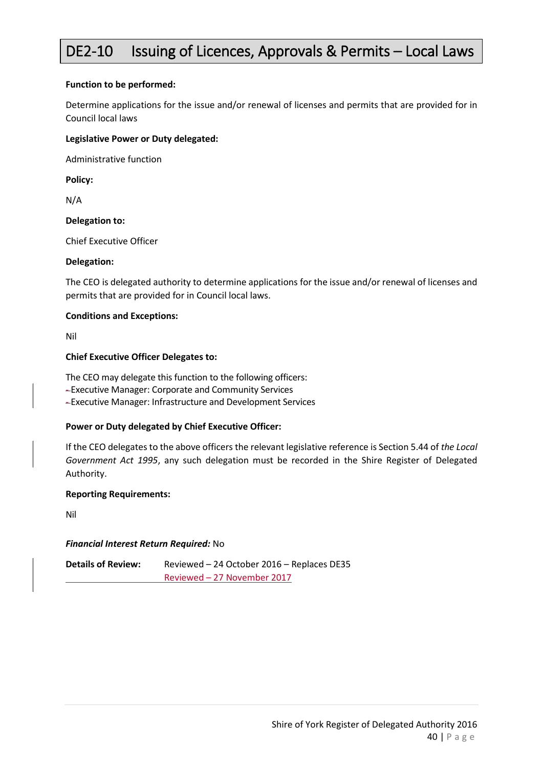# DE2-10 Issuing of Licences, Approvals & Permits – Local Laws

**Function to be performed:**

Determine applications for the issue and/or renewal of licenses and permits that are provided for in Council local laws

**Legislative Power or Duty delegated:**

Administrative function

**Policy:**

N/A

**Delegation to:**

Chief Executive Officer

**Delegation:**

The CEO is delegated authority to determine applications for the issue and/or renewal of licenses and permits that are provided for in Council local laws.

**Conditions and Exceptions:**

Nil

**Chief Executive Officer Delegates to:**

The CEO may delegate this function to the following officers:
- Executive Manager: Corporate and Community Services
- Executive Manager: Infrastructure and Development Services

**Power or Duty delegated by Chief Executive Officer:**

If the CEO delegates to the above officers the relevant legislative reference is Section 5.44 of *the Local Government Act 1995*, any such delegation must be recorded in the Shire Register of Delegated Authority.

**Reporting Requirements:**

Nil

***Financial Interest Return Required:*** No

**Details of Review:** Reviewed – 24 October 2016 – Replaces DE35
Reviewed – 27 November 2017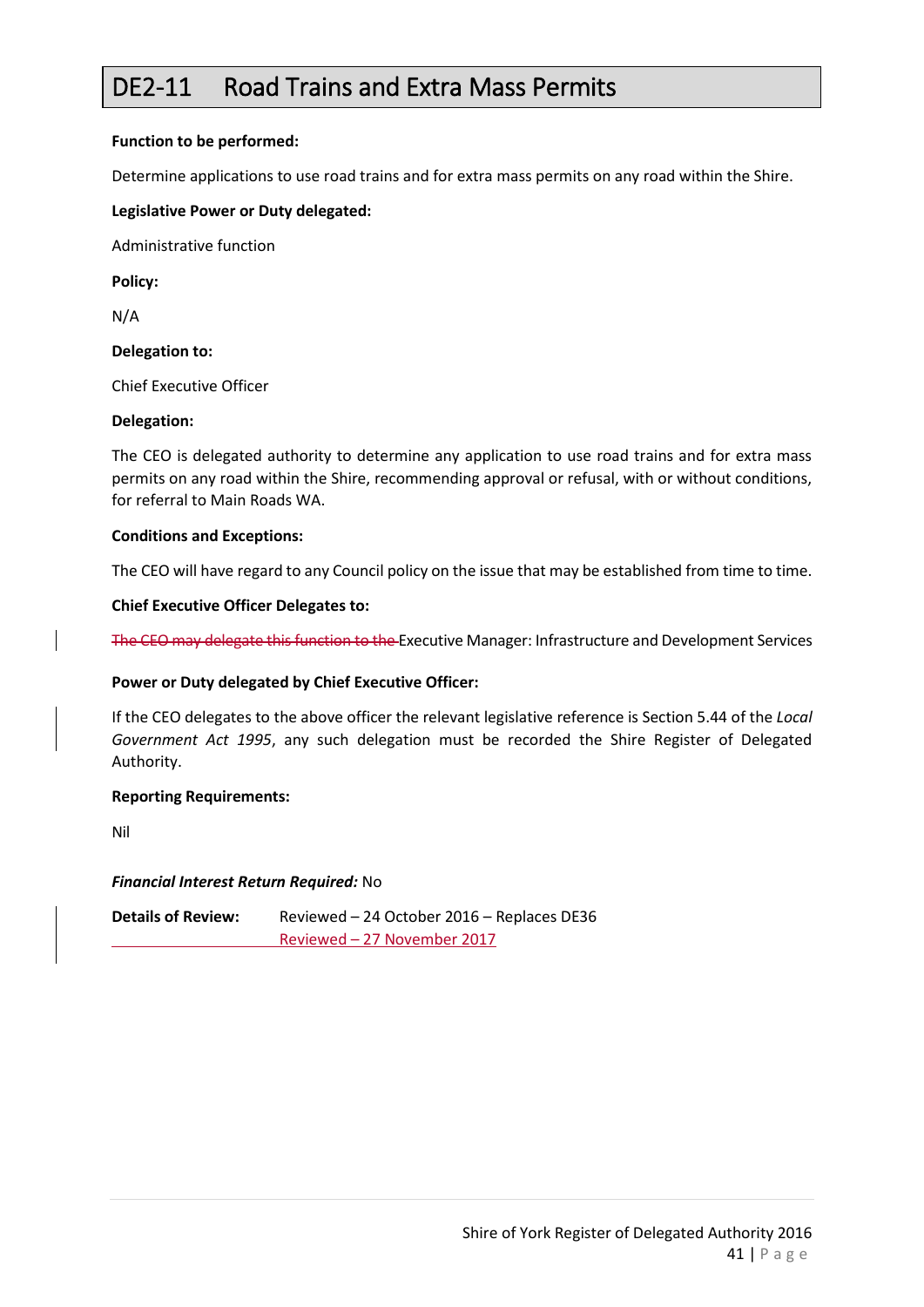## DE2-11 Road Trains and Extra Mass Permits

**Function to be performed:**

Determine applications to use road trains and for extra mass permits on any road within the Shire.

**Legislative Power or Duty delegated:**

Administrative function

**Policy:**

N/A

**Delegation to:**

Chief Executive Officer

**Delegation:**

The CEO is delegated authority to determine any application to use road trains and for extra mass permits on any road within the Shire, recommending approval or refusal, with or without conditions, for referral to Main Roads WA.

**Conditions and Exceptions:**

The CEO will have regard to any Council policy on the issue that may be established from time to time.

**Chief Executive Officer Delegates to:**

~~The CEO may delegate this function to the~~ Executive Manager: Infrastructure and Development Services

**Power or Duty delegated by Chief Executive Officer:**

If the CEO delegates to the above officer the relevant legislative reference is Section 5.44 of the *Local Government Act 1995*, any such delegation must be recorded the Shire Register of Delegated Authority.

**Reporting Requirements:**

Nil

***Financial Interest Return Required:*** No

**Details of Review:** Reviewed – 24 October 2016 – Replaces DE36
Reviewed – 27 November 2017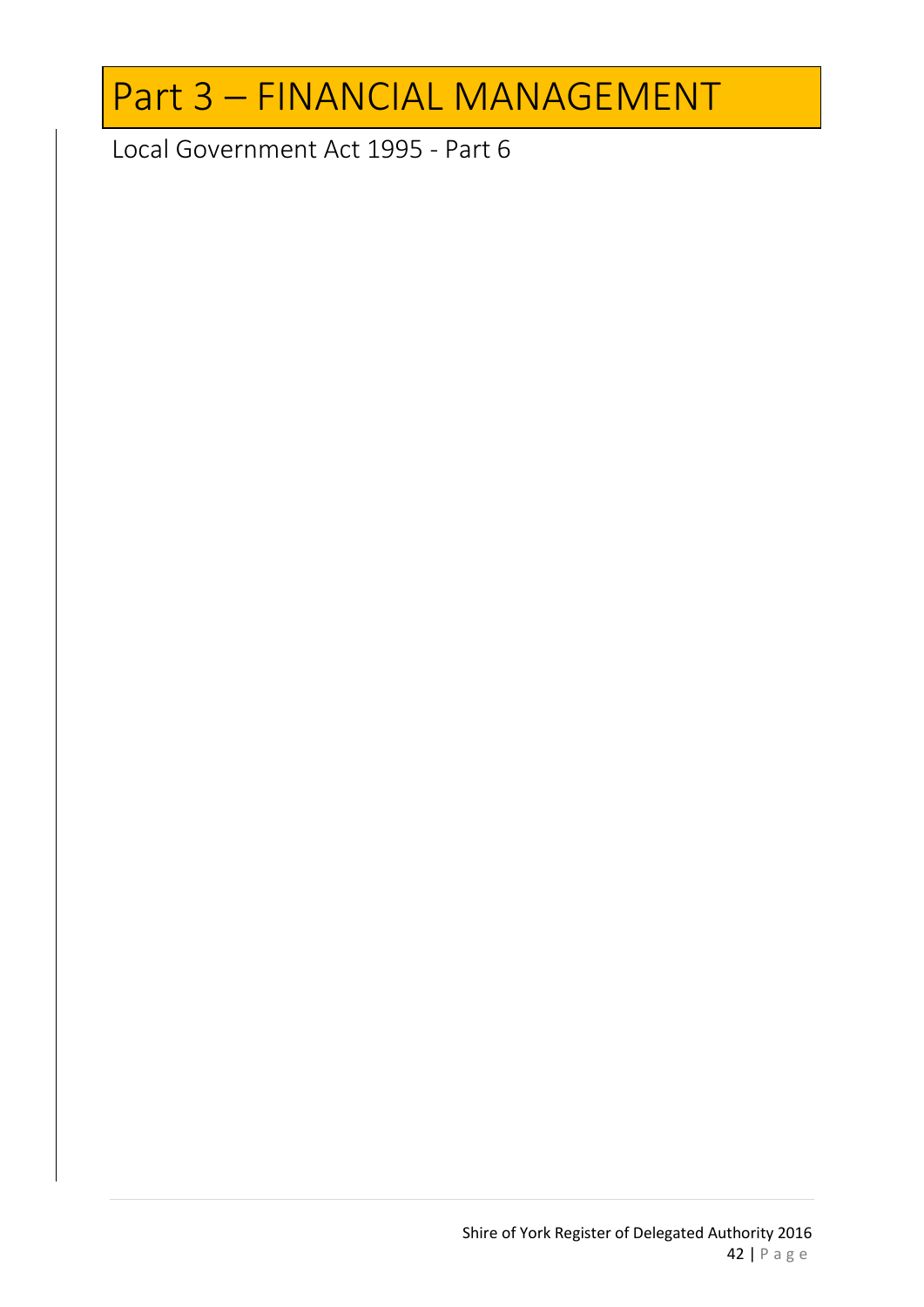# Part 3 – FINANCIAL MANAGEMENT

Local Government Act 1995 - Part 6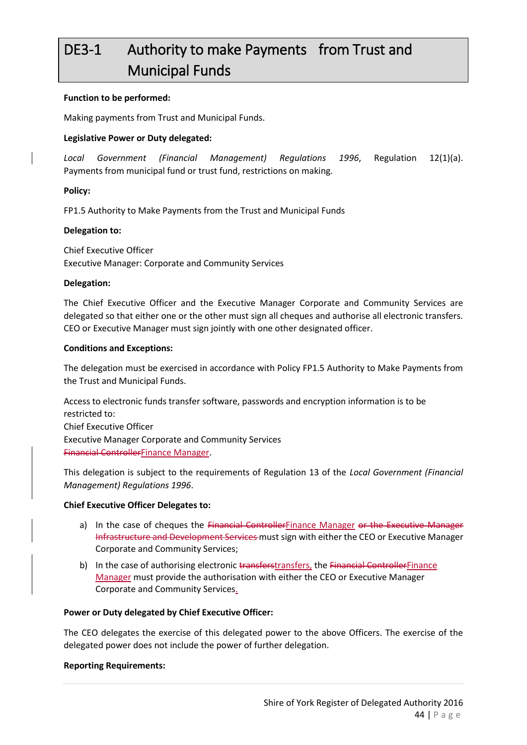# DE3-1 Authority to make Payments from Trust and Municipal Funds

**Function to be performed:**

Making payments from Trust and Municipal Funds.

**Legislative Power or Duty delegated:**

*Local Government (Financial Management) Regulations 1996*, Regulation 12(1)(a). Payments from municipal fund or trust fund, restrictions on making.

**Policy:**

FP1.5 Authority to Make Payments from the Trust and Municipal Funds

**Delegation to:**

Chief Executive Officer
Executive Manager: Corporate and Community Services

**Delegation:**

The Chief Executive Officer and the Executive Manager Corporate and Community Services are delegated so that either one or the other must sign all cheques and authorise all electronic transfers. CEO or Executive Manager must sign jointly with one other designated officer.

**Conditions and Exceptions:**

The delegation must be exercised in accordance with Policy FP1.5 Authority to Make Payments from the Trust and Municipal Funds.

Access to electronic funds transfer software, passwords and encryption information is to be restricted to:
Chief Executive Officer
Executive Manager Corporate and Community Services
~~Financial Controller~~Finance Manager.

This delegation is subject to the requirements of Regulation 13 of the *Local Government (Financial Management) Regulations 1996*.

**Chief Executive Officer Delegates to:**

a) In the case of cheques the ~~Financial Controller~~Finance Manager ~~or the Executive Manager Infrastructure and Development Services~~ must sign with either the CEO or Executive Manager Corporate and Community Services;

b) In the case of authorising electronic ~~transfers~~transfers, the ~~Financial Controller~~Finance Manager must provide the authorisation with either the CEO or Executive Manager Corporate and Community Services.

**Power or Duty delegated by Chief Executive Officer:**

The CEO delegates the exercise of this delegated power to the above Officers. The exercise of the delegated power does not include the power of further delegation.

**Reporting Requirements:**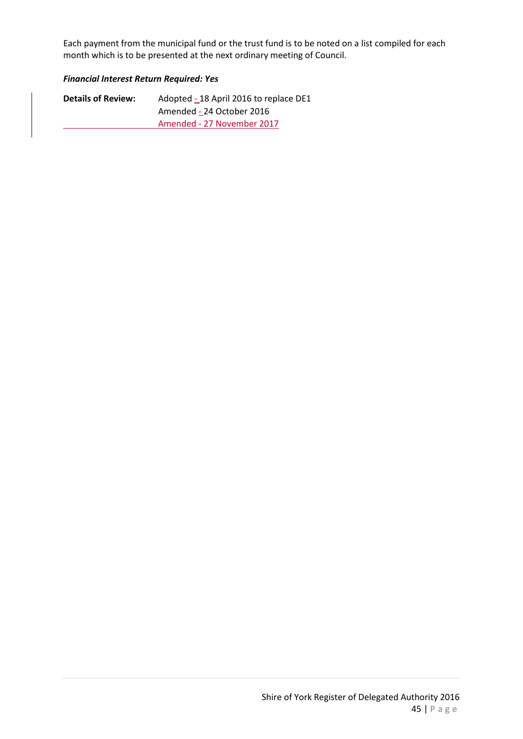Each payment from the municipal fund or the trust fund is to be noted on a list compiled for each month which is to be presented at the next ordinary meeting of Council.

***Financial Interest Return Required: Yes***

| **Details of Review:** | Adopted - 18 April 2016 to replace DE1 |
|---|---|
| | Amended - 24 October 2016 |
| | Amended - 27 November 2017 |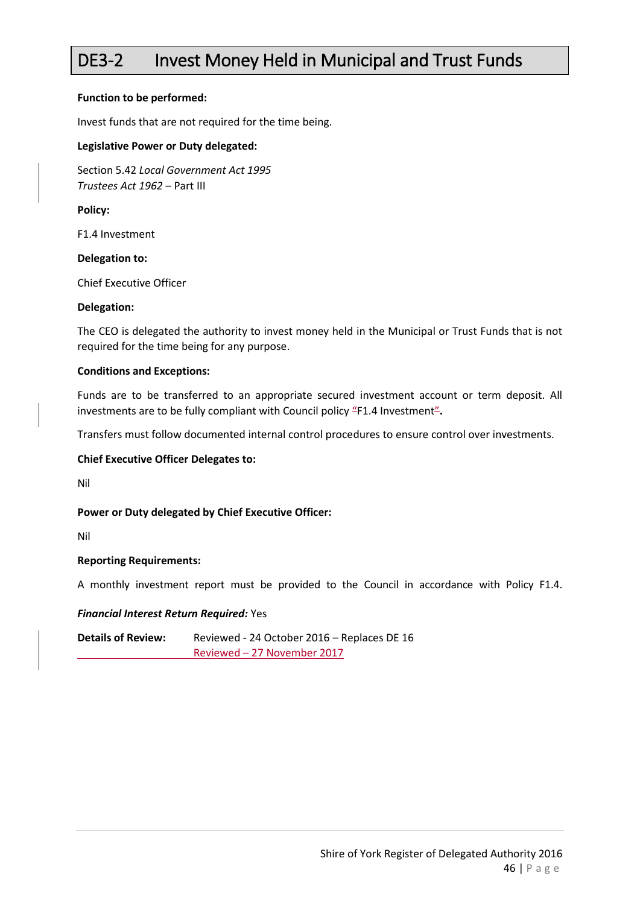# DE3-2 Invest Money Held in Municipal and Trust Funds

**Function to be performed:**

Invest funds that are not required for the time being.

**Legislative Power or Duty delegated:**

Section 5.42 *Local Government Act 1995*
*Trustees Act 1962* – Part III

**Policy:**

F1.4 Investment

**Delegation to:**

Chief Executive Officer

**Delegation:**

The CEO is delegated the authority to invest money held in the Municipal or Trust Funds that is not required for the time being for any purpose.

**Conditions and Exceptions:**

Funds are to be transferred to an appropriate secured investment account or term deposit. All investments are to be fully compliant with Council policy "F1.4 Investment".

Transfers must follow documented internal control procedures to ensure control over investments.

**Chief Executive Officer Delegates to:**

Nil

**Power or Duty delegated by Chief Executive Officer:**

Nil

**Reporting Requirements:**

A monthly investment report must be provided to the Council in accordance with Policy F1.4.

***Financial Interest Return Required:*** Yes

**Details of Review:** Reviewed - 24 October 2016 – Replaces DE 16
Reviewed – 27 November 2017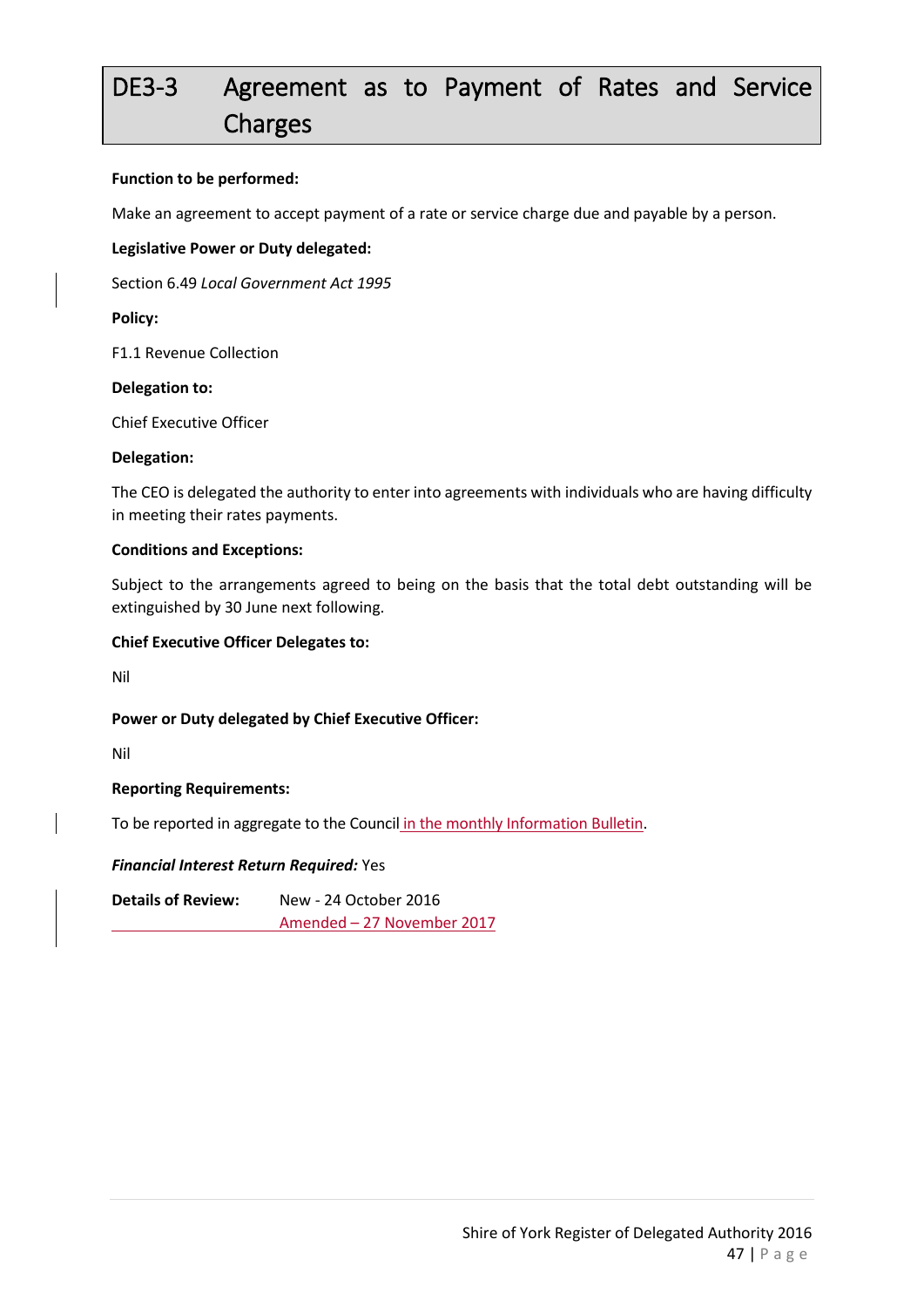# DE3-3 Agreement as to Payment of Rates and Service Charges

**Function to be performed:**

Make an agreement to accept payment of a rate or service charge due and payable by a person.

**Legislative Power or Duty delegated:**

Section 6.49 *Local Government Act 1995*

**Policy:**

F1.1 Revenue Collection

**Delegation to:**

Chief Executive Officer

**Delegation:**

The CEO is delegated the authority to enter into agreements with individuals who are having difficulty in meeting their rates payments.

**Conditions and Exceptions:**

Subject to the arrangements agreed to being on the basis that the total debt outstanding will be extinguished by 30 June next following.

**Chief Executive Officer Delegates to:**

Nil

**Power or Duty delegated by Chief Executive Officer:**

Nil

**Reporting Requirements:**

To be reported in aggregate to the Council in the monthly Information Bulletin.

***Financial Interest Return Required:*** Yes

**Details of Review:** New - 24 October 2016
Amended – 27 November 2017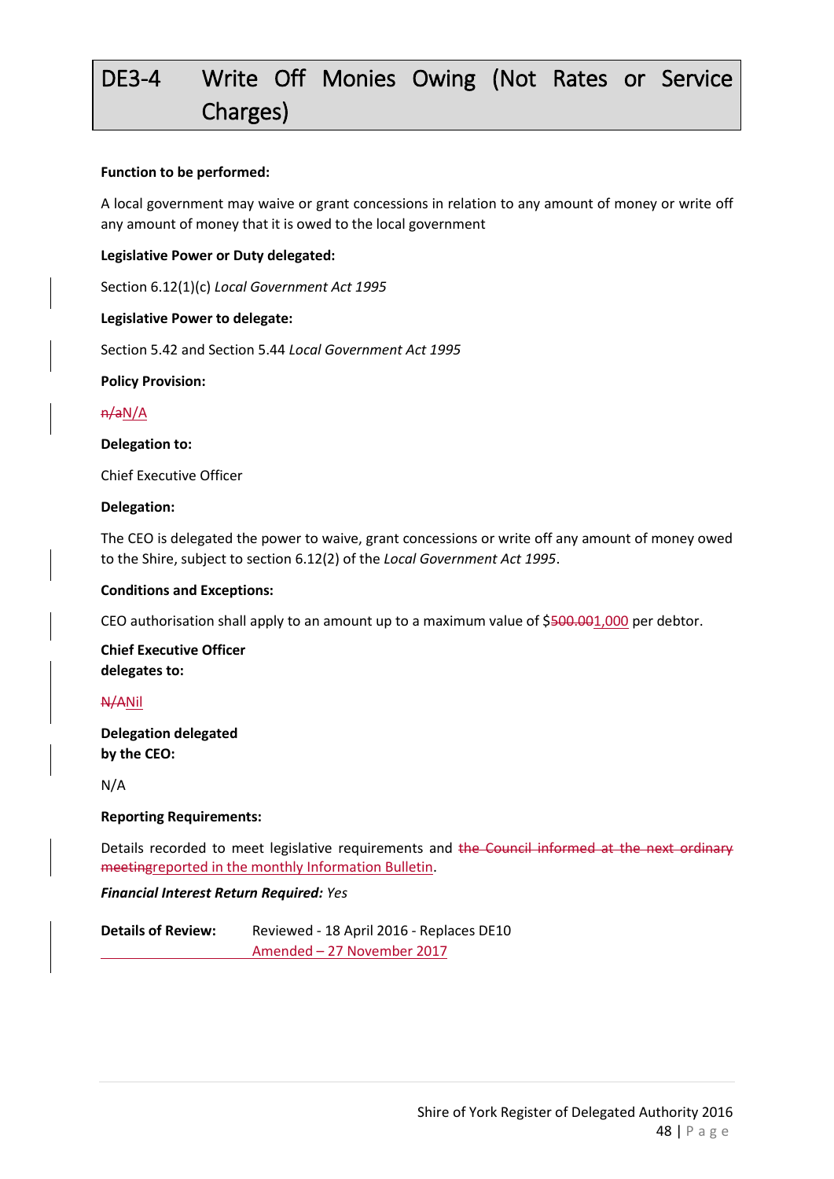# DE3-4 Write Off Monies Owing (Not Rates or Service Charges)

**Function to be performed:**

A local government may waive or grant concessions in relation to any amount of money or write off any amount of money that it is owed to the local government

**Legislative Power or Duty delegated:**

Section 6.12(1)(c) *Local Government Act 1995*

**Legislative Power to delegate:**

Section 5.42 and Section 5.44 *Local Government Act 1995*

**Policy Provision:**

~~n/a~~N/A

**Delegation to:**

Chief Executive Officer

**Delegation:**

The CEO is delegated the power to waive, grant concessions or write off any amount of money owed to the Shire, subject to section 6.12(2) of the *Local Government Act 1995*.

**Conditions and Exceptions:**

CEO authorisation shall apply to an amount up to a maximum value of $~~500.00~~1,000 per debtor.

**Chief Executive Officer delegates to:**

~~N/A~~Nil

**Delegation delegated by the CEO:**

N/A

**Reporting Requirements:**

Details recorded to meet legislative requirements and ~~the Council informed at the next ordinary meeting~~reported in the monthly Information Bulletin.

***Financial Interest Return Required:*** *Yes*

**Details of Review:** Reviewed - 18 April 2016 - Replaces DE10
Amended – 27 November 2017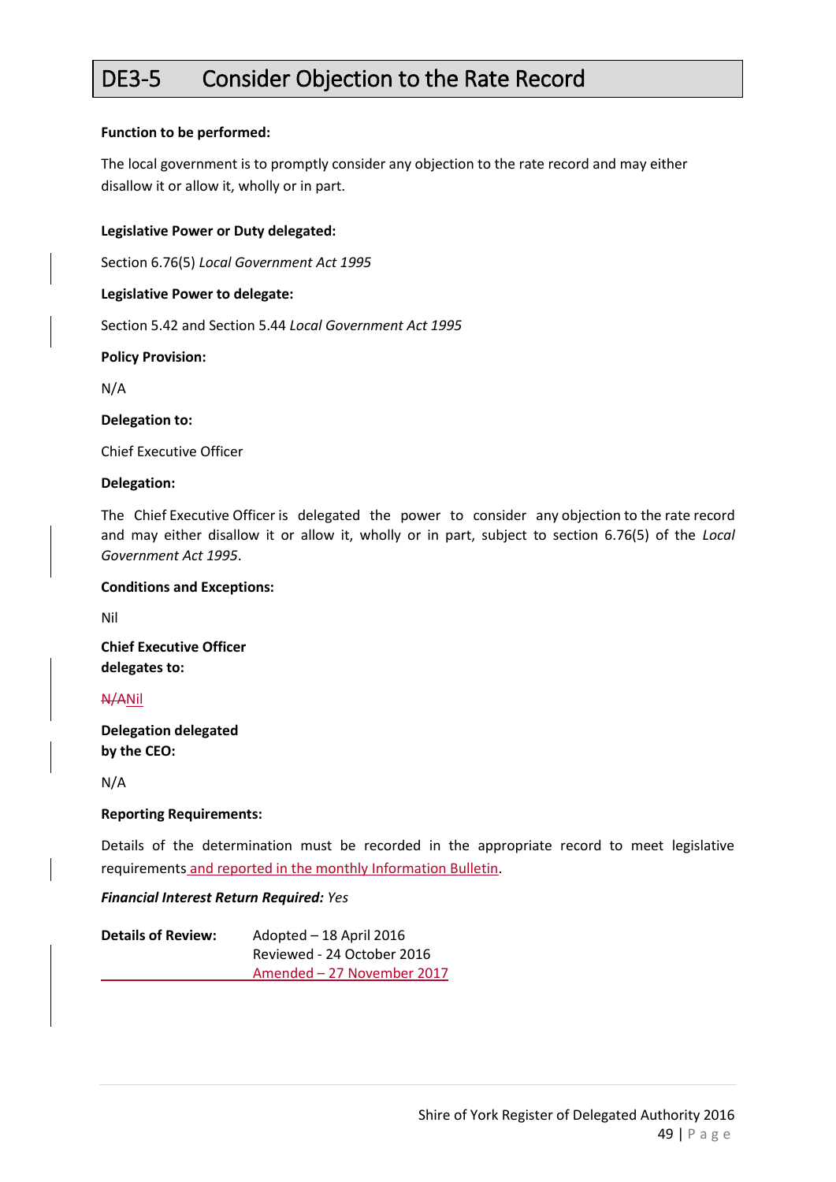# DE3-5 Consider Objection to the Rate Record

**Function to be performed:**

The local government is to promptly consider any objection to the rate record and may either disallow it or allow it, wholly or in part.

**Legislative Power or Duty delegated:**

Section 6.76(5) *Local Government Act 1995*

**Legislative Power to delegate:**

Section 5.42 and Section 5.44 *Local Government Act 1995*

**Policy Provision:**

N/A

**Delegation to:**

Chief Executive Officer

**Delegation:**

The Chief Executive Officer is delegated the power to consider any objection to the rate record and may either disallow it or allow it, wholly or in part, subject to section 6.76(5) of the *Local Government Act 1995*.

**Conditions and Exceptions:**

Nil

**Chief Executive Officer delegates to:**

~~N/A~~Nil

**Delegation delegated by the CEO:**

N/A

**Reporting Requirements:**

Details of the determination must be recorded in the appropriate record to meet legislative requirements and reported in the monthly Information Bulletin.

***Financial Interest Return Required:*** *Yes*

| **Details of Review:** | Adopted – 18 April 2016 |
|---|---|
| | Reviewed - 24 October 2016 |
| | Amended – 27 November 2017 |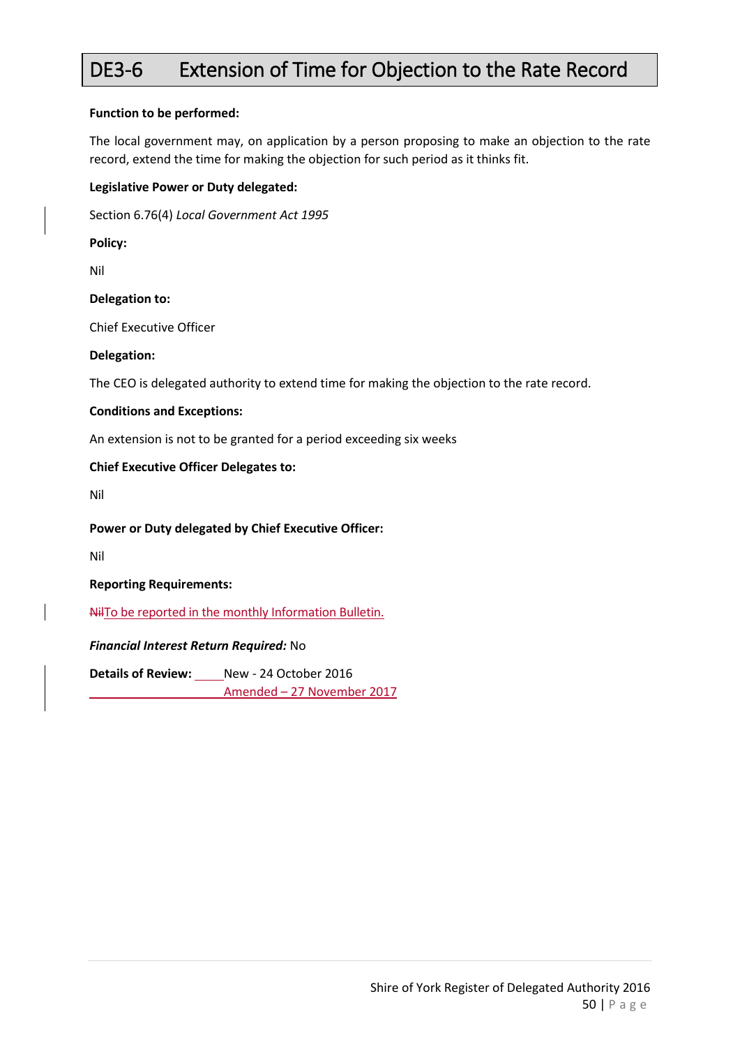# DE3-6 Extension of Time for Objection to the Rate Record

**Function to be performed:**

The local government may, on application by a person proposing to make an objection to the rate record, extend the time for making the objection for such period as it thinks fit.

**Legislative Power or Duty delegated:**

Section 6.76(4) *Local Government Act 1995*

**Policy:**

Nil

**Delegation to:**

Chief Executive Officer

**Delegation:**

The CEO is delegated authority to extend time for making the objection to the rate record.

**Conditions and Exceptions:**

An extension is not to be granted for a period exceeding six weeks

**Chief Executive Officer Delegates to:**

Nil

**Power or Duty delegated by Chief Executive Officer:**

Nil

**Reporting Requirements:**

~~Nil~~To be reported in the monthly Information Bulletin.

***Financial Interest Return Required:*** No

**Details of Review:** New - 24 October 2016
Amended – 27 November 2017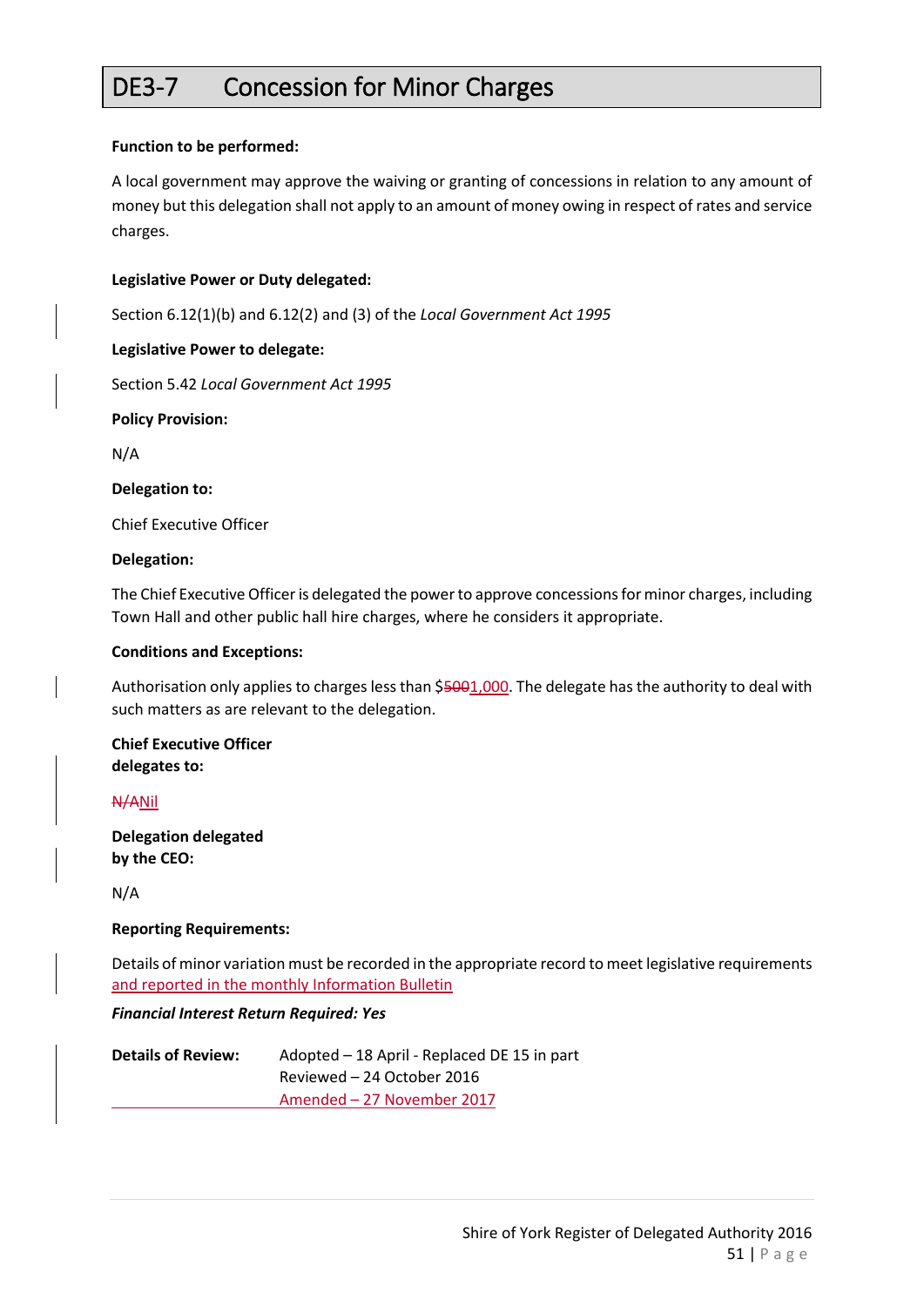# DE3-7 Concession for Minor Charges

**Function to be performed:**

A local government may approve the waiving or granting of concessions in relation to any amount of money but this delegation shall not apply to an amount of money owing in respect of rates and service charges.

**Legislative Power or Duty delegated:**

Section 6.12(1)(b) and 6.12(2) and (3) of the *Local Government Act 1995*

**Legislative Power to delegate:**

Section 5.42 *Local Government Act 1995*

**Policy Provision:**

N/A

**Delegation to:**

Chief Executive Officer

**Delegation:**

The Chief Executive Officer is delegated the power to approve concessions for minor charges, including Town Hall and other public hall hire charges, where he considers it appropriate.

**Conditions and Exceptions:**

Authorisation only applies to charges less than $~~500~~1,000. The delegate has the authority to deal with such matters as are relevant to the delegation.

**Chief Executive Officer delegates to:**

~~N/A~~Nil

**Delegation delegated by the CEO:**

N/A

**Reporting Requirements:**

Details of minor variation must be recorded in the appropriate record to meet legislative requirements and reported in the monthly Information Bulletin

***Financial Interest Return Required: Yes***

**Details of Review:**

Adopted – 18 April - Replaced DE 15 in part
Reviewed – 24 October 2016
Amended – 27 November 2017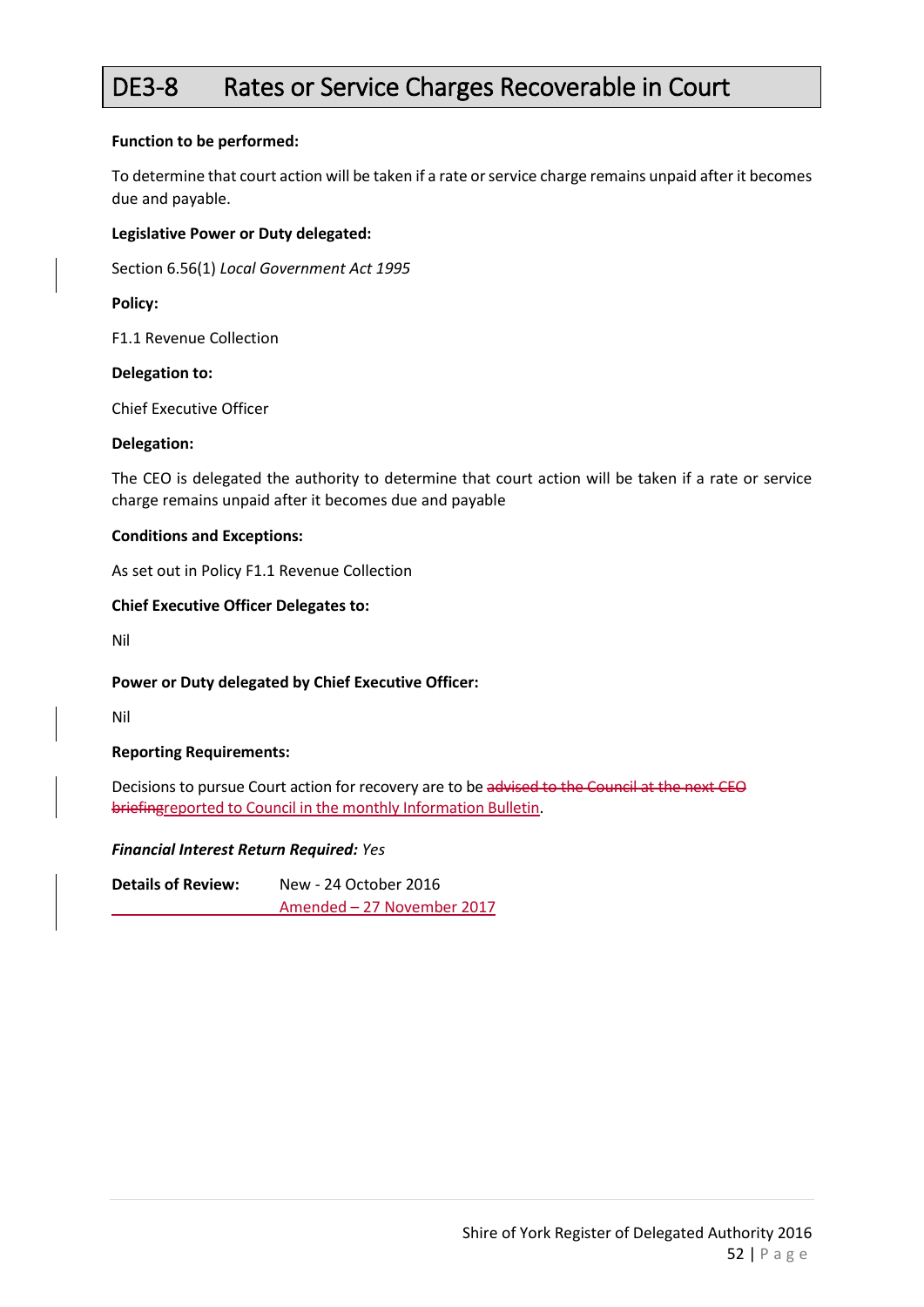# DE3-8 Rates or Service Charges Recoverable in Court

**Function to be performed:**

To determine that court action will be taken if a rate or service charge remains unpaid after it becomes due and payable.

**Legislative Power or Duty delegated:**

Section 6.56(1) *Local Government Act 1995*

**Policy:**

F1.1 Revenue Collection

**Delegation to:**

Chief Executive Officer

**Delegation:**

The CEO is delegated the authority to determine that court action will be taken if a rate or service charge remains unpaid after it becomes due and payable

**Conditions and Exceptions:**

As set out in Policy F1.1 Revenue Collection

**Chief Executive Officer Delegates to:**

Nil

**Power or Duty delegated by Chief Executive Officer:**

Nil

**Reporting Requirements:**

Decisions to pursue Court action for recovery are to be ~~advised to the Council at the next CEO briefing~~reported to Council in the monthly Information Bulletin.

***Financial Interest Return Required:*** *Yes*

**Details of Review:** New - 24 October 2016
Amended – 27 November 2017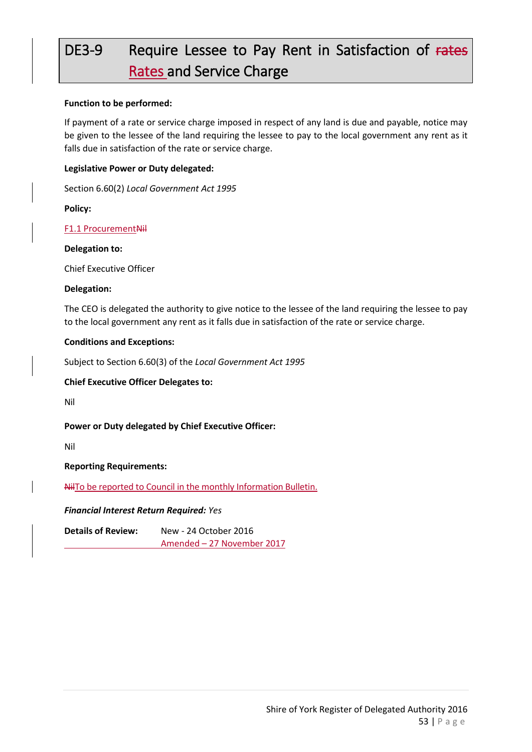# DE3-9 Require Lessee to Pay Rent in Satisfaction of ~~rates~~ Rates and Service Charge

**Function to be performed:**

If payment of a rate or service charge imposed in respect of any land is due and payable, notice may be given to the lessee of the land requiring the lessee to pay to the local government any rent as it falls due in satisfaction of the rate or service charge.

**Legislative Power or Duty delegated:**

Section 6.60(2) *Local Government Act 1995*

**Policy:**

F1.1 Procurement~~Nil~~

**Delegation to:**

Chief Executive Officer

**Delegation:**

The CEO is delegated the authority to give notice to the lessee of the land requiring the lessee to pay to the local government any rent as it falls due in satisfaction of the rate or service charge.

**Conditions and Exceptions:**

Subject to Section 6.60(3) of the *Local Government Act 1995*

**Chief Executive Officer Delegates to:**

Nil

**Power or Duty delegated by Chief Executive Officer:**

Nil

**Reporting Requirements:**

~~Nil~~To be reported to Council in the monthly Information Bulletin.

***Financial Interest Return Required:*** *Yes*

**Details of Review:** New - 24 October 2016
Amended – 27 November 2017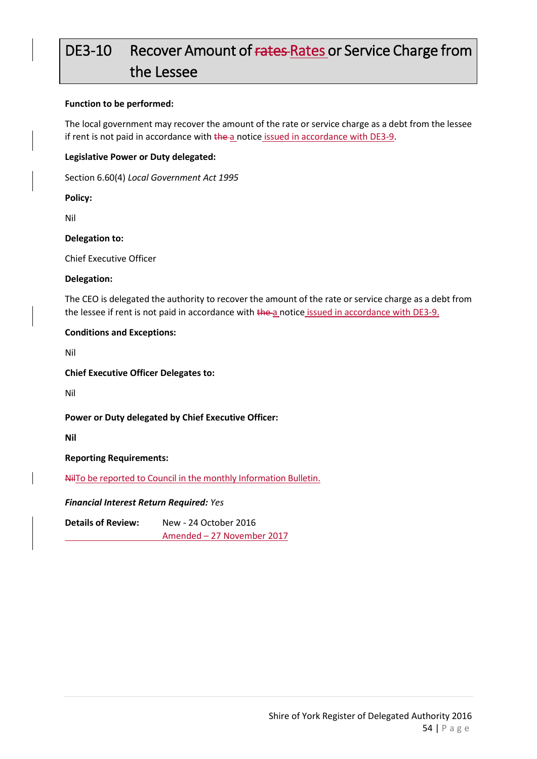# DE3-10 Recover Amount of ~~rates~~ Rates or Service Charge from the Lessee

**Function to be performed:**

The local government may recover the amount of the rate or service charge as a debt from the lessee if rent is not paid in accordance with ~~the~~ a notice issued in accordance with DE3-9.

**Legislative Power or Duty delegated:**

Section 6.60(4) *Local Government Act 1995*

**Policy:**

Nil

**Delegation to:**

Chief Executive Officer

**Delegation:**

The CEO is delegated the authority to recover the amount of the rate or service charge as a debt from the lessee if rent is not paid in accordance with ~~the~~ a notice issued in accordance with DE3-9.

**Conditions and Exceptions:**

Nil

**Chief Executive Officer Delegates to:**

Nil

**Power or Duty delegated by Chief Executive Officer:**

**Nil**

**Reporting Requirements:**

~~Nil~~To be reported to Council in the monthly Information Bulletin.

***Financial Interest Return Required:*** *Yes*

**Details of Review:** New - 24 October 2016
Amended – 27 November 2017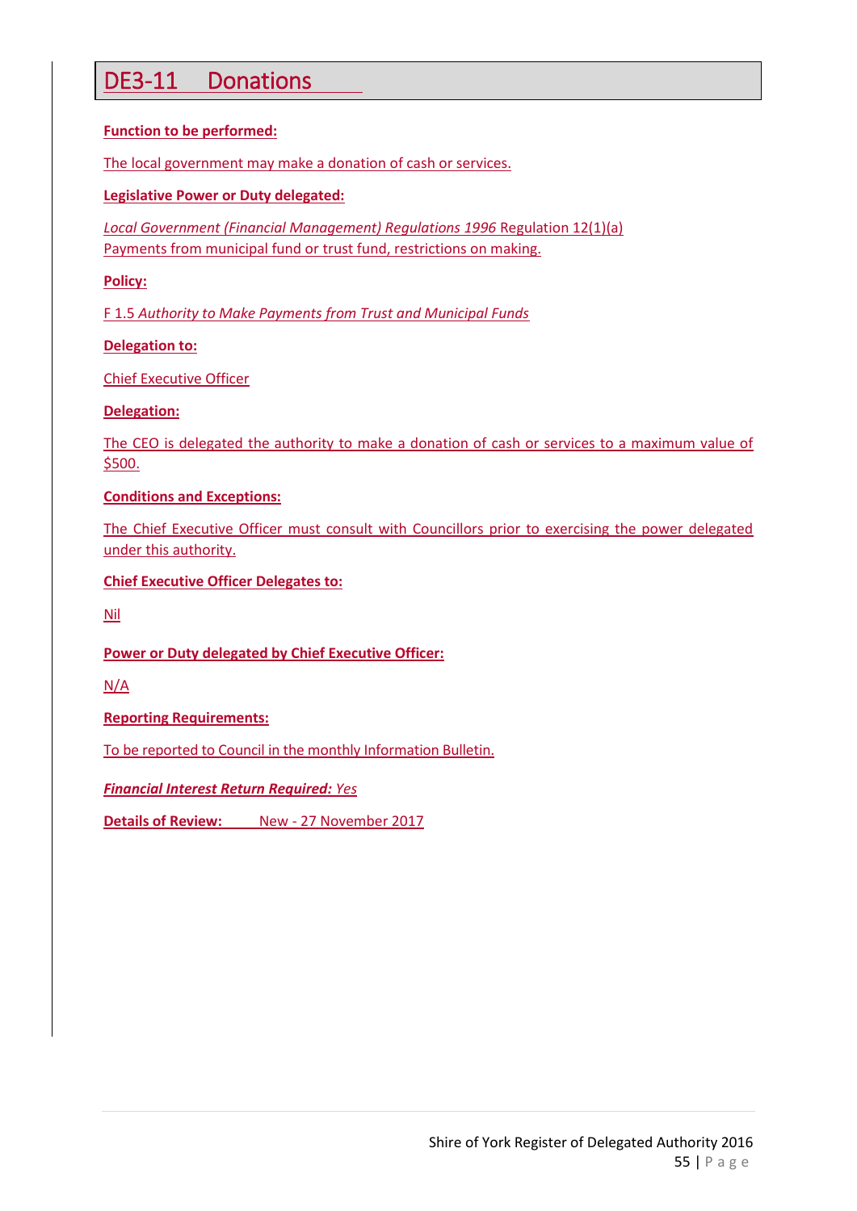# DE3-11 Donations

**Function to be performed:**

The local government may make a donation of cash or services.

**Legislative Power or Duty delegated:**

*Local Government (Financial Management) Regulations 1996* Regulation 12(1)(a) Payments from municipal fund or trust fund, restrictions on making.

**Policy:**

F 1.5 *Authority to Make Payments from Trust and Municipal Funds*

**Delegation to:**

Chief Executive Officer

**Delegation:**

The CEO is delegated the authority to make a donation of cash or services to a maximum value of $500.

**Conditions and Exceptions:**

The Chief Executive Officer must consult with Councillors prior to exercising the power delegated under this authority.

**Chief Executive Officer Delegates to:**

Nil

**Power or Duty delegated by Chief Executive Officer:**

N/A

**Reporting Requirements:**

To be reported to Council in the monthly Information Bulletin.

***Financial Interest Return Required:*** *Yes*

**Details of Review:** New - 27 November 2017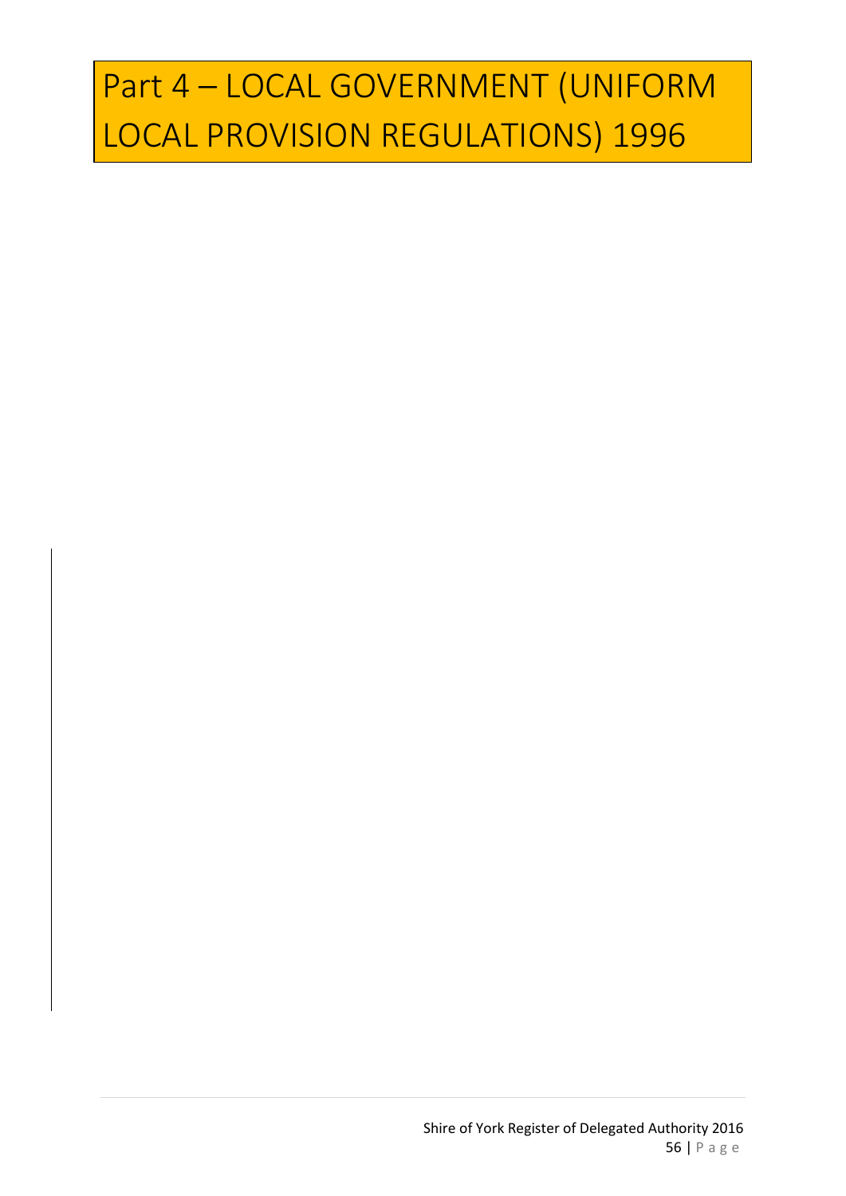# Part 4 – LOCAL GOVERNMENT (UNIFORM LOCAL PROVISION REGULATIONS) 1996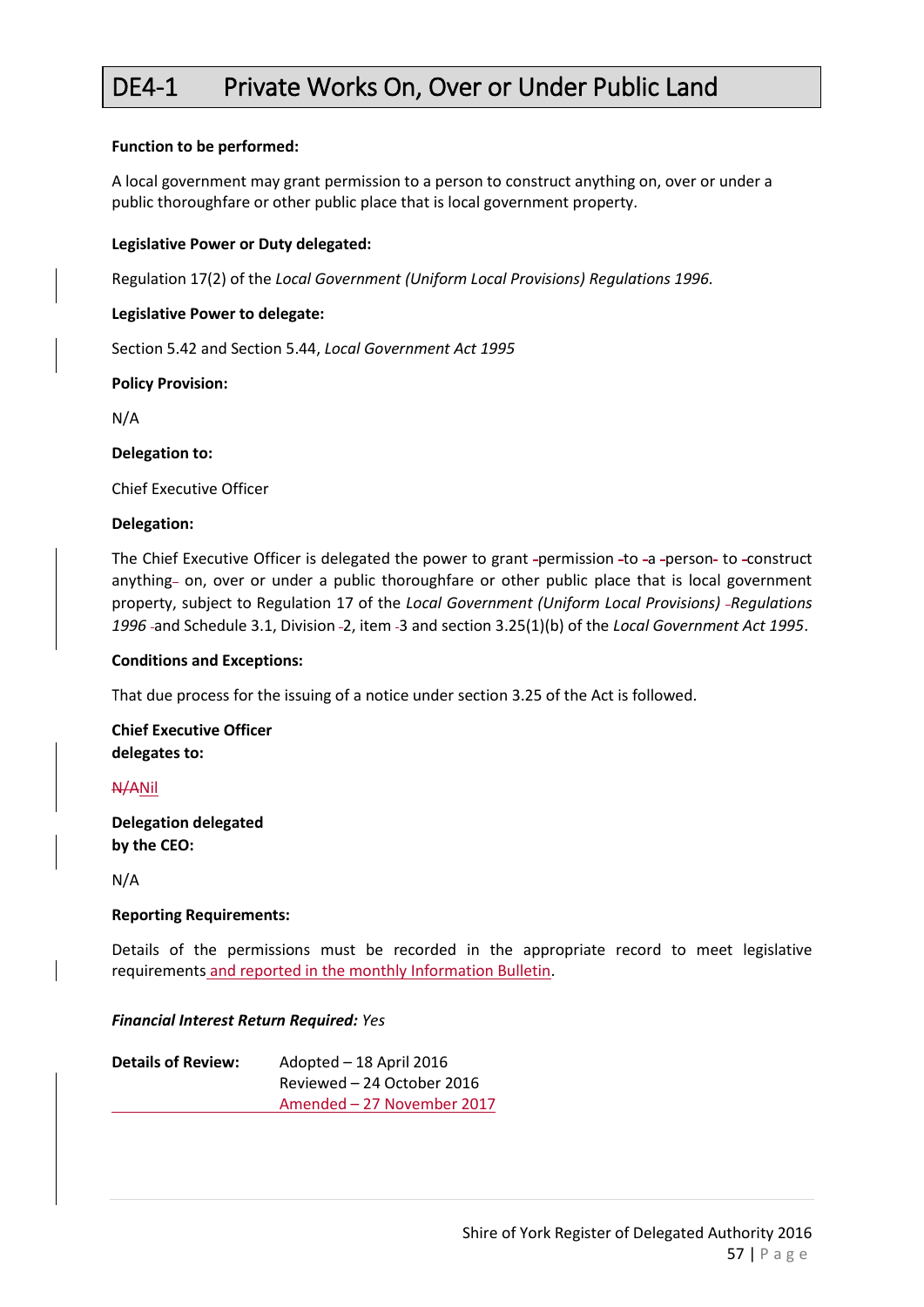# DE4-1 Private Works On, Over or Under Public Land

**Function to be performed:**

A local government may grant permission to a person to construct anything on, over or under a public thoroughfare or other public place that is local government property.

**Legislative Power or Duty delegated:**

Regulation 17(2) of the *Local Government (Uniform Local Provisions) Regulations 1996.*

**Legislative Power to delegate:**

Section 5.42 and Section 5.44, *Local Government Act 1995*

**Policy Provision:**

N/A

**Delegation to:**

Chief Executive Officer

**Delegation:**

The Chief Executive Officer is delegated the power to grant permission to a person to construct anything on, over or under a public thoroughfare or other public place that is local government property, subject to Regulation 17 of the *Local Government (Uniform Local Provisions) Regulations 1996* and Schedule 3.1, Division 2, item 3 and section 3.25(1)(b) of the *Local Government Act 1995*.

**Conditions and Exceptions:**

That due process for the issuing of a notice under section 3.25 of the Act is followed.

**Chief Executive Officer delegates to:**

~~N/A~~Nil

**Delegation delegated by the CEO:**

N/A

**Reporting Requirements:**

Details of the permissions must be recorded in the appropriate record to meet legislative requirements and reported in the monthly Information Bulletin.

***Financial Interest Return Required:*** *Yes*

**Details of Review:** Adopted – 18 April 2016
Reviewed – 24 October 2016
Amended – 27 November 2017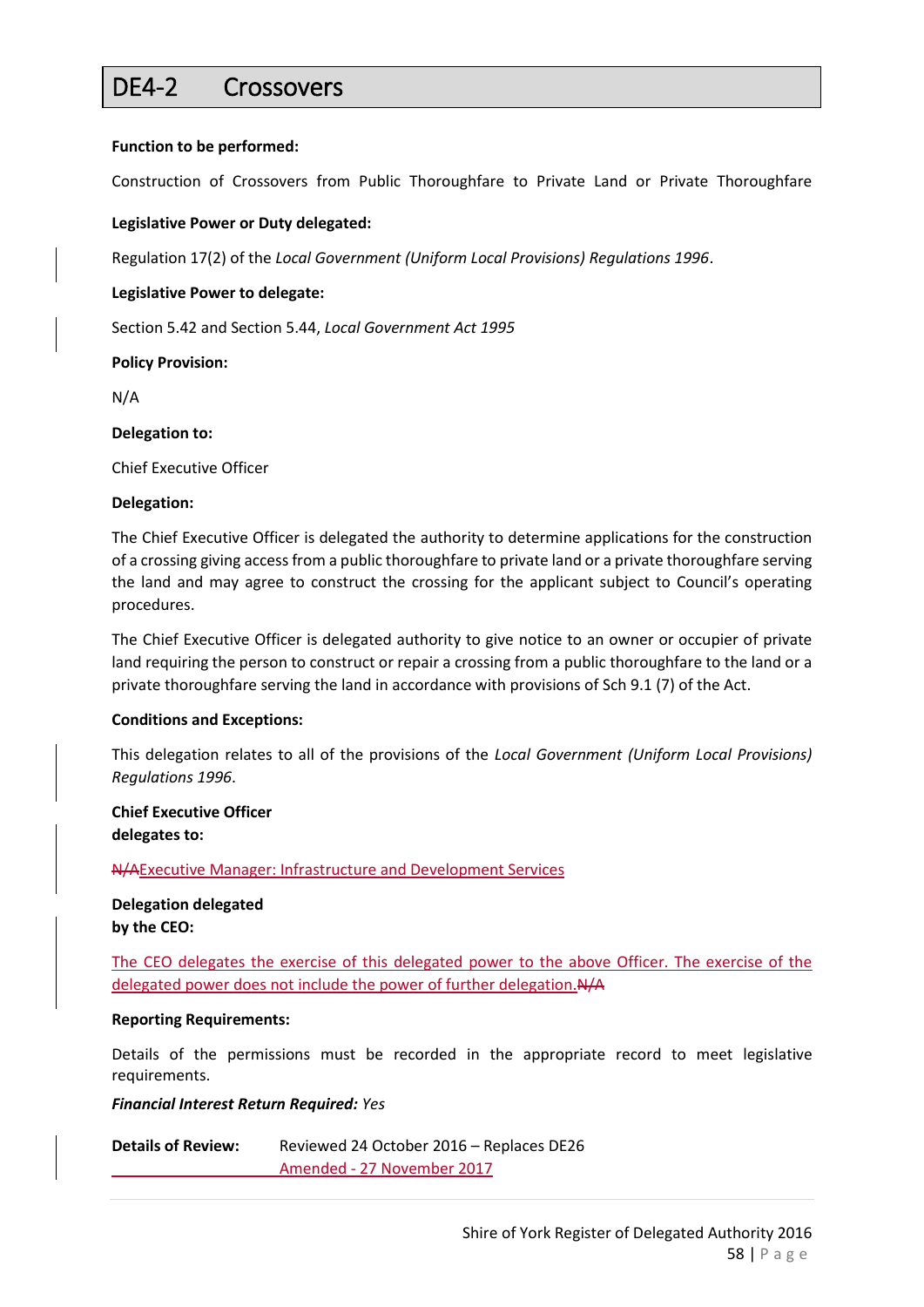# DE4-2 Crossovers

**Function to be performed:**

Construction of Crossovers from Public Thoroughfare to Private Land or Private Thoroughfare

**Legislative Power or Duty delegated:**

Regulation 17(2) of the *Local Government (Uniform Local Provisions) Regulations 1996*.

**Legislative Power to delegate:**

Section 5.42 and Section 5.44, *Local Government Act 1995*

**Policy Provision:**

N/A

**Delegation to:**

Chief Executive Officer

**Delegation:**

The Chief Executive Officer is delegated the authority to determine applications for the construction of a crossing giving access from a public thoroughfare to private land or a private thoroughfare serving the land and may agree to construct the crossing for the applicant subject to Council's operating procedures.

The Chief Executive Officer is delegated authority to give notice to an owner or occupier of private land requiring the person to construct or repair a crossing from a public thoroughfare to the land or a private thoroughfare serving the land in accordance with provisions of Sch 9.1 (7) of the Act.

**Conditions and Exceptions:**

This delegation relates to all of the provisions of the *Local Government (Uniform Local Provisions) Regulations 1996*.

**Chief Executive Officer delegates to:**

~~N/A~~Executive Manager: Infrastructure and Development Services

**Delegation delegated by the CEO:**

The CEO delegates the exercise of this delegated power to the above Officer. The exercise of the delegated power does not include the power of further delegation.~~N/A~~

**Reporting Requirements:**

Details of the permissions must be recorded in the appropriate record to meet legislative requirements.

***Financial Interest Return Required:*** *Yes*

**Details of Review:** Reviewed 24 October 2016 – Replaces DE26
Amended - 27 November 2017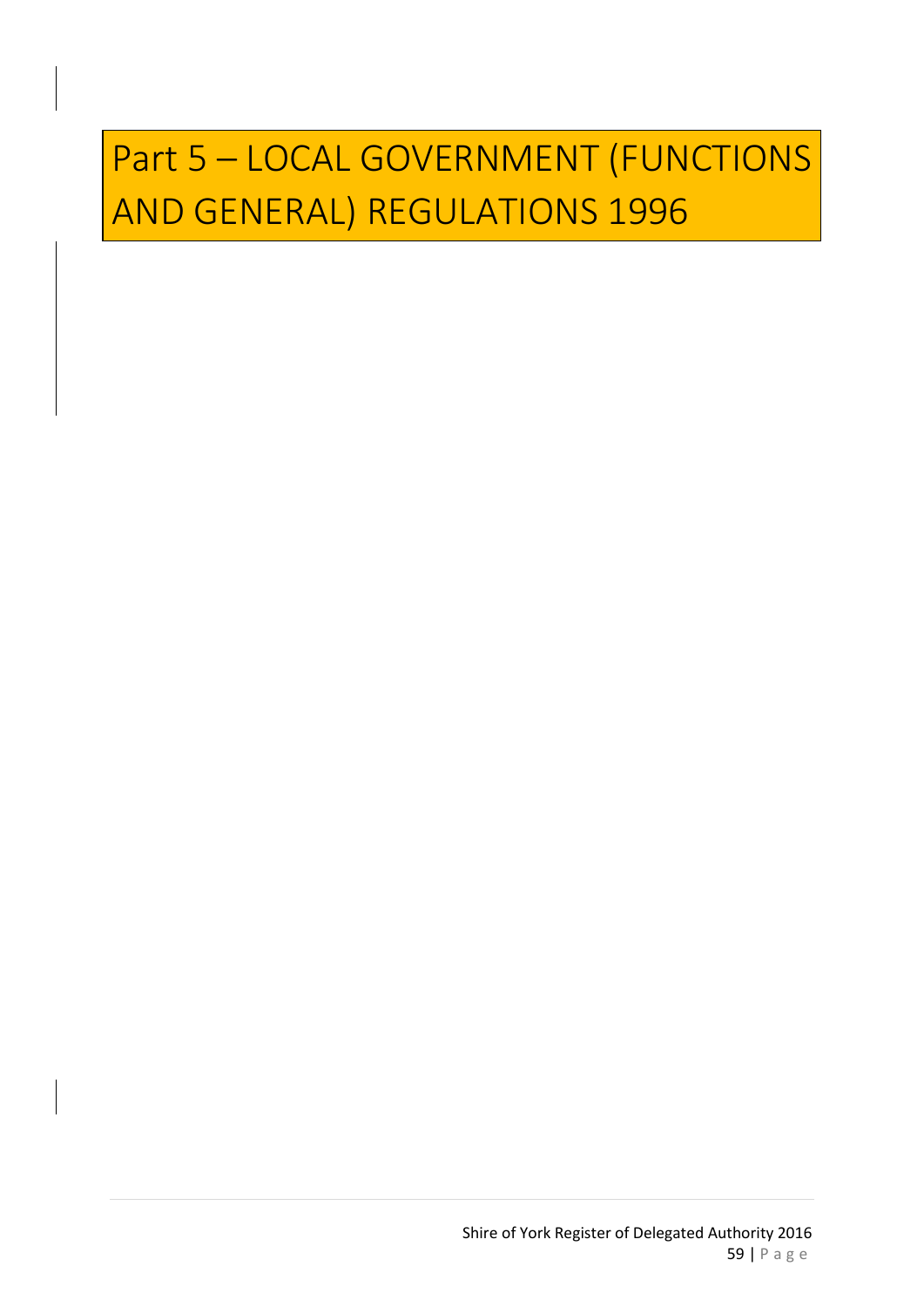# Part 5 – LOCAL GOVERNMENT (FUNCTIONS AND GENERAL) REGULATIONS 1996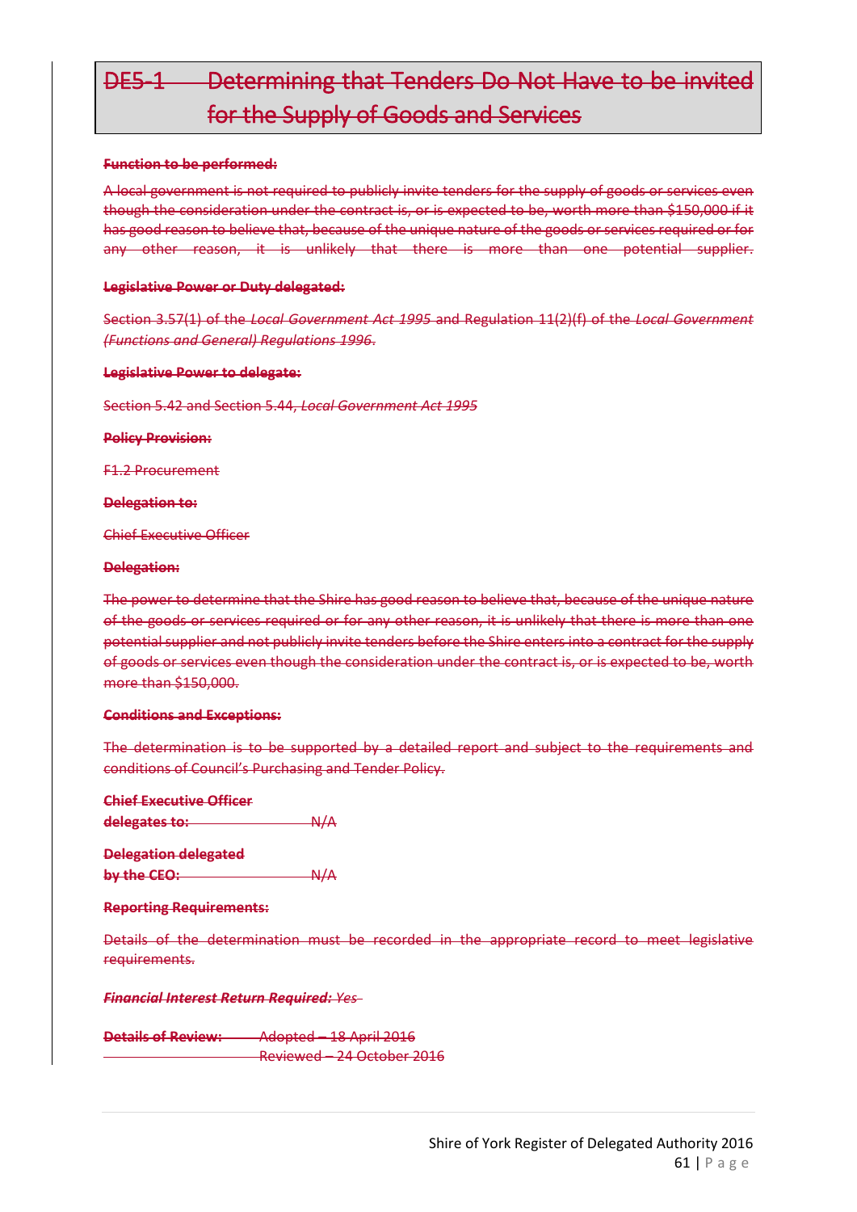# ~~DE5-1 Determining that Tenders Do Not Have to be invited for the Supply of Goods and Services~~

~~**Function to be performed:**~~

~~A local government is not required to publicly invite tenders for the supply of goods or services even though the consideration under the contract is, or is expected to be, worth more than $150,000 if it has good reason to believe that, because of the unique nature of the goods or services required or for any other reason, it is unlikely that there is more than one potential supplier.~~

~~**Legislative Power or Duty delegated:**~~

~~Section 3.57(1) of the *Local Government Act 1995* and Regulation 11(2)(f) of the *Local Government (Functions and General) Regulations 1996*.~~

~~**Legislative Power to delegate:**~~

~~Section 5.42 and Section 5.44, *Local Government Act 1995*~~

~~**Policy Provision:**~~

~~F1.2 Procurement~~

~~**Delegation to:**~~

~~Chief Executive Officer~~

~~**Delegation:**~~

~~The power to determine that the Shire has good reason to believe that, because of the unique nature of the goods or services required or for any other reason, it is unlikely that there is more than one potential supplier and not publicly invite tenders before the Shire enters into a contract for the supply of goods or services even though the consideration under the contract is, or is expected to be, worth more than $150,000.~~

~~**Conditions and Exceptions:**~~

~~The determination is to be supported by a detailed report and subject to the requirements and conditions of Council's Purchasing and Tender Policy.~~

~~**Chief Executive Officer delegates to:**~~ ~~N/A~~

~~**Delegation delegated by the CEO:**~~ ~~N/A~~

~~**Reporting Requirements:**~~

~~Details of the determination must be recorded in the appropriate record to meet legislative requirements.~~

~~***Financial Interest Return Required:*** *Yes*~~

~~**Details of Review:**~~ ~~Adopted – 18 April 2016~~
~~Reviewed – 24 October 2016~~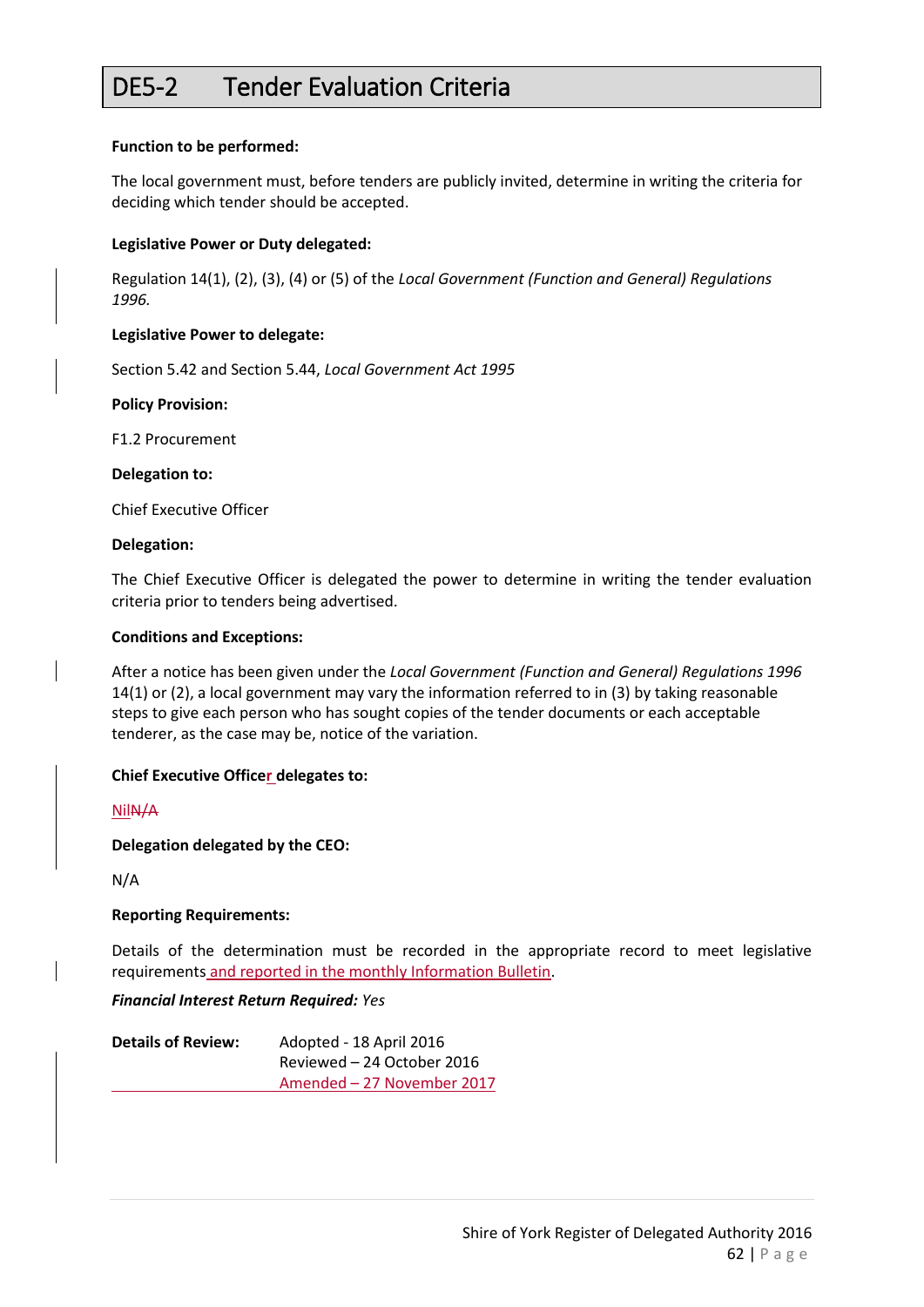# DE5-2 Tender Evaluation Criteria

**Function to be performed:**

The local government must, before tenders are publicly invited, determine in writing the criteria for deciding which tender should be accepted.

**Legislative Power or Duty delegated:**

Regulation 14(1), (2), (3), (4) or (5) of the *Local Government (Function and General) Regulations 1996.*

**Legislative Power to delegate:**

Section 5.42 and Section 5.44, *Local Government Act 1995*

**Policy Provision:**

F1.2 Procurement

**Delegation to:**

Chief Executive Officer

**Delegation:**

The Chief Executive Officer is delegated the power to determine in writing the tender evaluation criteria prior to tenders being advertised.

**Conditions and Exceptions:**

After a notice has been given under the *Local Government (Function and General) Regulations 1996* 14(1) or (2), a local government may vary the information referred to in (3) by taking reasonable steps to give each person who has sought copies of the tender documents or each acceptable tenderer, as the case may be, notice of the variation.

**Chief Executive Officer delegates to:**

Nil~~N/A~~

**Delegation delegated by the CEO:**

N/A

**Reporting Requirements:**

Details of the determination must be recorded in the appropriate record to meet legislative requirements and reported in the monthly Information Bulletin.

***Financial Interest Return Required:*** *Yes*

**Details of Review:** Adopted - 18 April 2016
Reviewed – 24 October 2016
Amended – 27 November 2017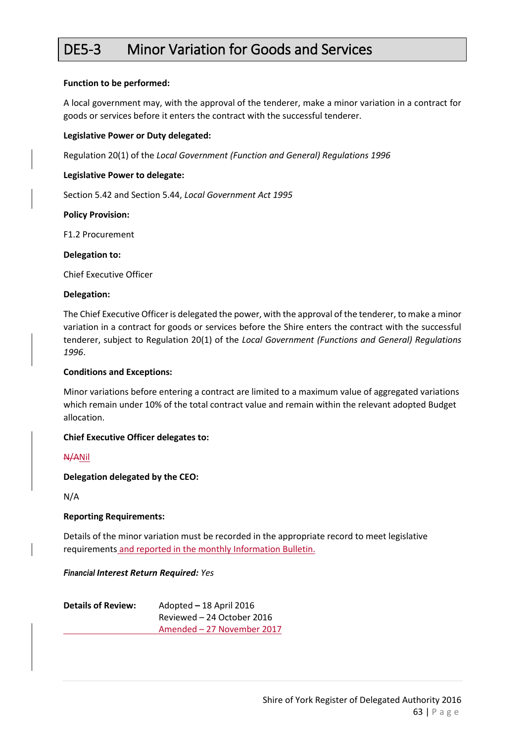# DE5-3 Minor Variation for Goods and Services

**Function to be performed:**

A local government may, with the approval of the tenderer, make a minor variation in a contract for goods or services before it enters the contract with the successful tenderer.

**Legislative Power or Duty delegated:**

Regulation 20(1) of the *Local Government (Function and General) Regulations 1996*

**Legislative Power to delegate:**

Section 5.42 and Section 5.44, *Local Government Act 1995*

**Policy Provision:**

F1.2 Procurement

**Delegation to:**

Chief Executive Officer

**Delegation:**

The Chief Executive Officer is delegated the power, with the approval of the tenderer, to make a minor variation in a contract for goods or services before the Shire enters the contract with the successful tenderer, subject to Regulation 20(1) of the *Local Government (Functions and General) Regulations 1996*.

**Conditions and Exceptions:**

Minor variations before entering a contract are limited to a maximum value of aggregated variations which remain under 10% of the total contract value and remain within the relevant adopted Budget allocation.

**Chief Executive Officer delegates to:**

~~N/A~~Nil

**Delegation delegated by the CEO:**

N/A

**Reporting Requirements:**

Details of the minor variation must be recorded in the appropriate record to meet legislative requirements and reported in the monthly Information Bulletin.

***Financial Interest Return Required:*** *Yes*

**Details of Review:** Adopted – 18 April 2016
Reviewed – 24 October 2016
Amended – 27 November 2017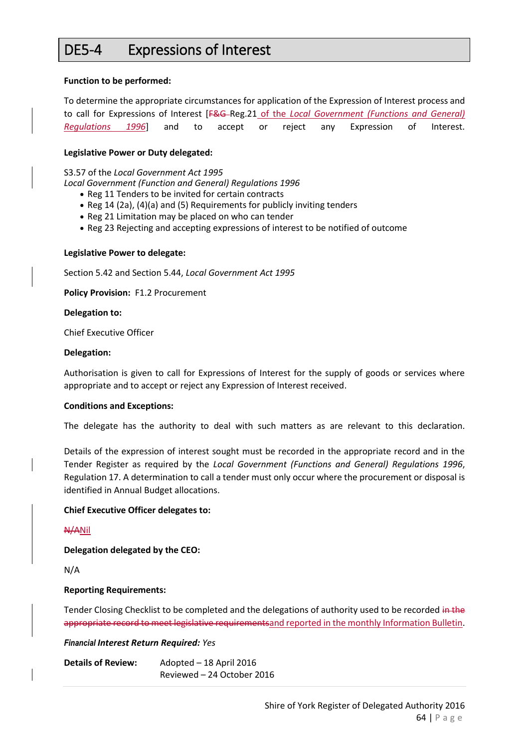# DE5-4 Expressions of Interest

**Function to be performed:**

To determine the appropriate circumstances for application of the Expression of Interest process and to call for Expressions of Interest [~~F&G~~ Reg.21 of the *Local Government (Functions and General) Regulations 1996*] and to accept or reject any Expression of Interest.

**Legislative Power or Duty delegated:**

S3.57 of the *Local Government Act 1995*
*Local Government (Function and General) Regulations 1996*

- Reg 11 Tenders to be invited for certain contracts
- Reg 14 (2a), (4)(a) and (5) Requirements for publicly inviting tenders
- Reg 21 Limitation may be placed on who can tender
- Reg 23 Rejecting and accepting expressions of interest to be notified of outcome

**Legislative Power to delegate:**

Section 5.42 and Section 5.44, *Local Government Act 1995*

**Policy Provision:** F1.2 Procurement

**Delegation to:**

Chief Executive Officer

**Delegation:**

Authorisation is given to call for Expressions of Interest for the supply of goods or services where appropriate and to accept or reject any Expression of Interest received.

**Conditions and Exceptions:**

The delegate has the authority to deal with such matters as are relevant to this declaration.

Details of the expression of interest sought must be recorded in the appropriate record and in the Tender Register as required by the *Local Government (Functions and General) Regulations 1996*, Regulation 17. A determination to call a tender must only occur where the procurement or disposal is identified in Annual Budget allocations.

**Chief Executive Officer delegates to:**

~~N/A~~Nil

**Delegation delegated by the CEO:**

N/A

**Reporting Requirements:**

Tender Closing Checklist to be completed and the delegations of authority used to be recorded ~~in the appropriate record to meet legislative requirements~~and reported in the monthly Information Bulletin.

***Financial Interest Return Required:*** *Yes*

**Details of Review:** Adopted – 18 April 2016
Reviewed – 24 October 2016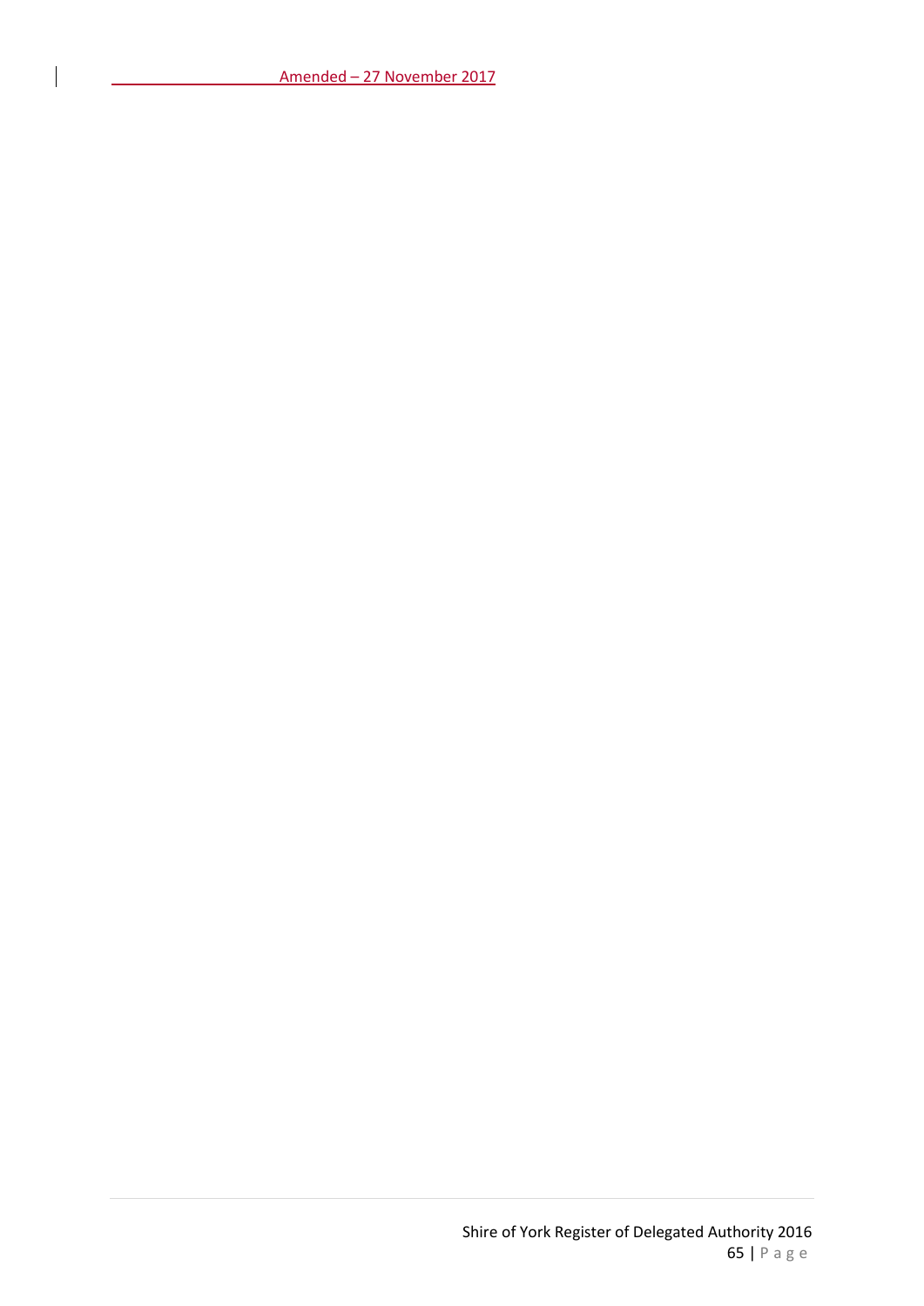Amended – 27 November 2017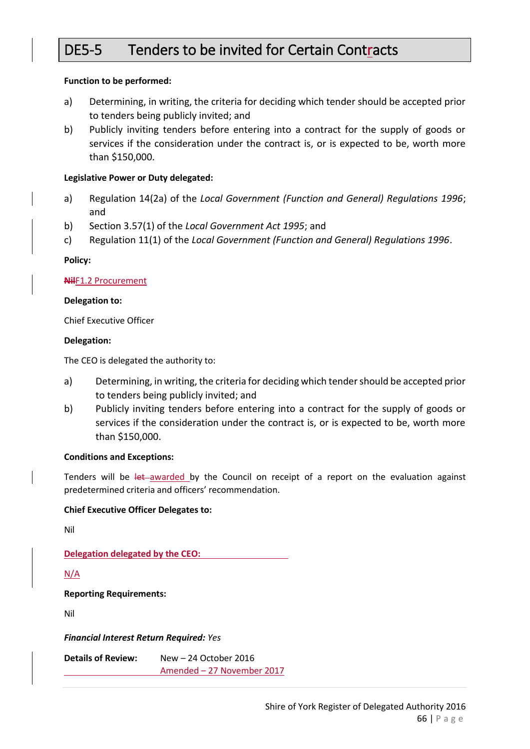# DE5-5 Tenders to be invited for Certain Contracts

**Function to be performed:**

a) Determining, in writing, the criteria for deciding which tender should be accepted prior to tenders being publicly invited; and

b) Publicly inviting tenders before entering into a contract for the supply of goods or services if the consideration under the contract is, or is expected to be, worth more than $150,000.

**Legislative Power or Duty delegated:**

a) Regulation 14(2a) of the *Local Government (Function and General) Regulations 1996*; and

b) Section 3.57(1) of the *Local Government Act 1995*; and

c) Regulation 11(1) of the *Local Government (Function and General) Regulations 1996*.

**Policy:**

~~**Nil**~~F1.2 Procurement

**Delegation to:**

Chief Executive Officer

**Delegation:**

The CEO is delegated the authority to:

a) Determining, in writing, the criteria for deciding which tender should be accepted prior to tenders being publicly invited; and

b) Publicly inviting tenders before entering into a contract for the supply of goods or services if the consideration under the contract is, or is expected to be, worth more than $150,000.

**Conditions and Exceptions:**

Tenders will be ~~let~~ awarded by the Council on receipt of a report on the evaluation against predetermined criteria and officers' recommendation.

**Chief Executive Officer Delegates to:**

Nil

**Delegation delegated by the CEO:**

N/A

**Reporting Requirements:**

Nil

***Financial Interest Return Required:*** *Yes*

**Details of Review:** New – 24 October 2016
Amended – 27 November 2017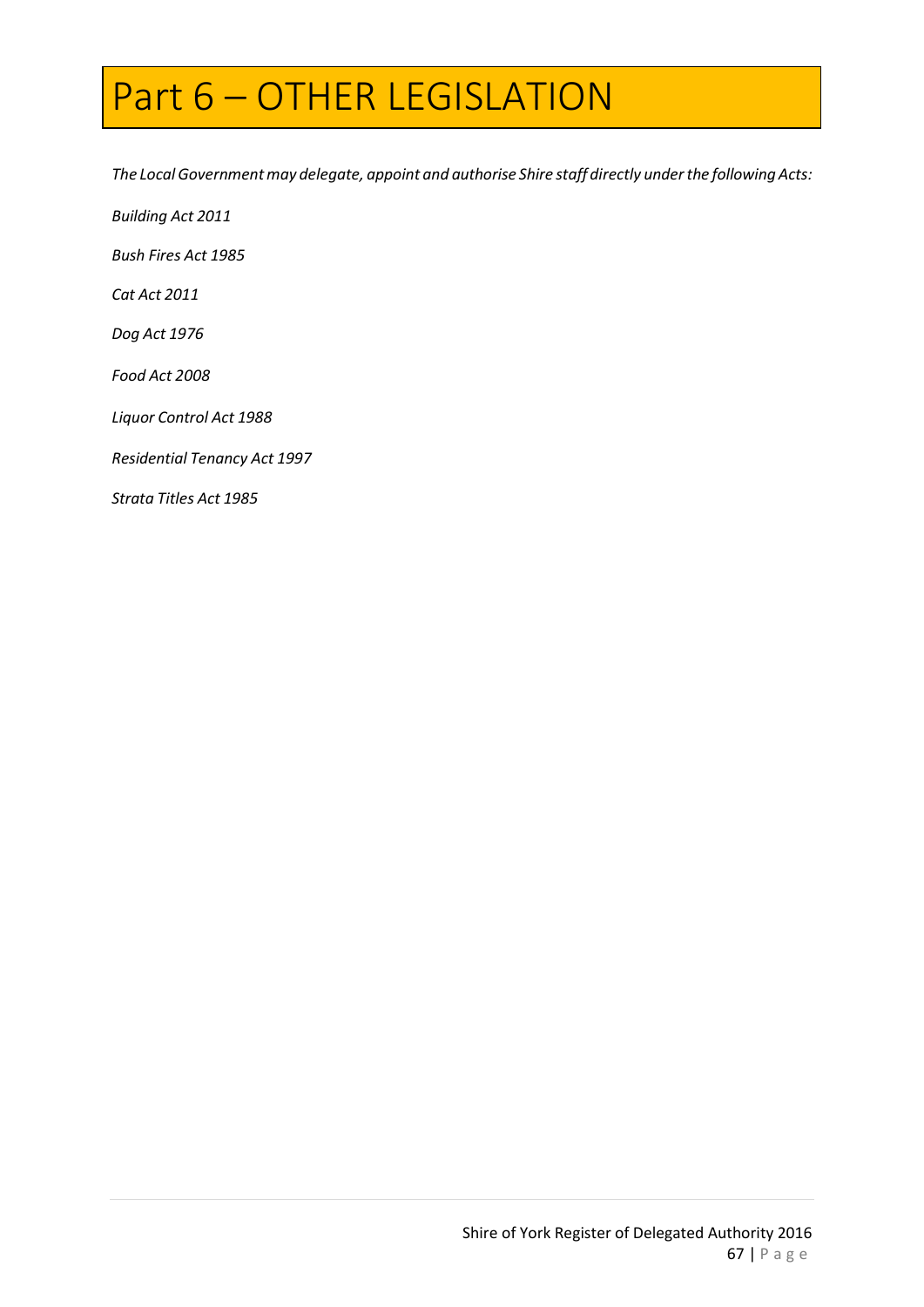# Part 6 – OTHER LEGISLATION

*The Local Government may delegate, appoint and authorise Shire staff directly under the following Acts:*

*Building Act 2011*

*Bush Fires Act 1985*

*Cat Act 2011*

*Dog Act 1976*

*Food Act 2008*

*Liquor Control Act 1988*

*Residential Tenancy Act 1997*

*Strata Titles Act 1985*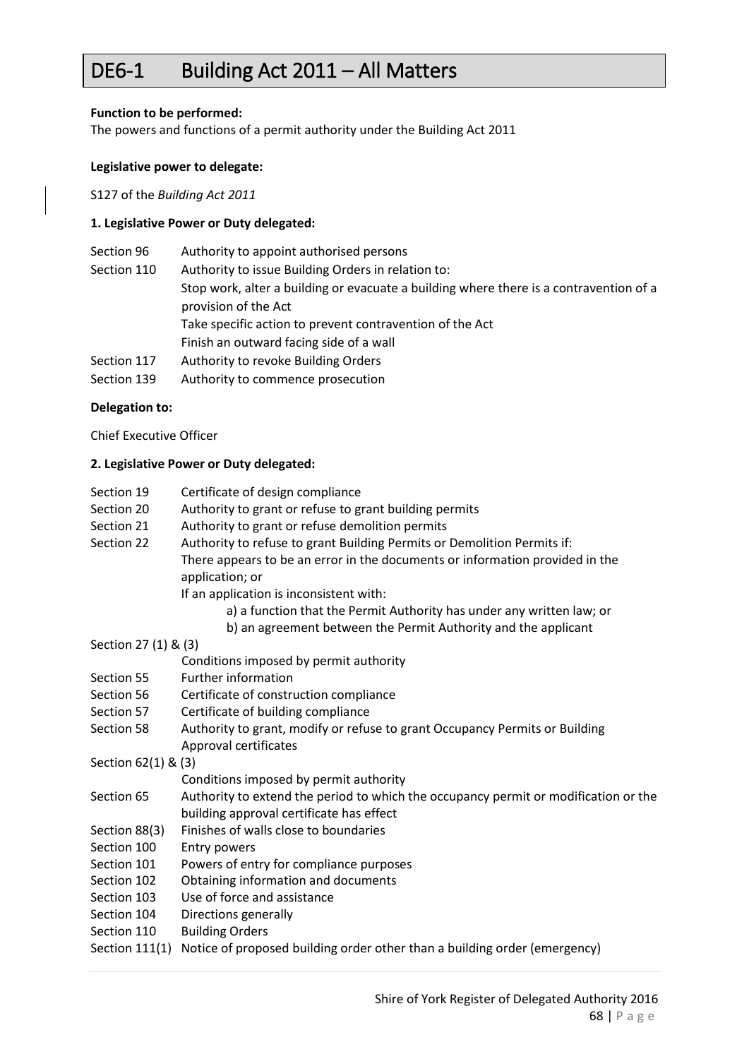# DE6-1 Building Act 2011 – All Matters

**Function to be performed:**

The powers and functions of a permit authority under the Building Act 2011

**Legislative power to delegate:**

S127 of the *Building Act 2011*

**1. Legislative Power or Duty delegated:**

| | |
|---|---|
| Section 96 | Authority to appoint authorised persons |
| Section 110 | Authority to issue Building Orders in relation to:<br>Stop work, alter a building or evacuate a building where there is a contravention of a provision of the Act<br>Take specific action to prevent contravention of the Act<br>Finish an outward facing side of a wall |
| Section 117 | Authority to revoke Building Orders |
| Section 139 | Authority to commence prosecution |

**Delegation to:**

Chief Executive Officer

**2. Legislative Power or Duty delegated:**

| | |
|---|---|
| Section 19 | Certificate of design compliance |
| Section 20 | Authority to grant or refuse to grant building permits |
| Section 21 | Authority to grant or refuse demolition permits |
| Section 22 | Authority to refuse to grant Building Permits or Demolition Permits if:<br>There appears to be an error in the documents or information provided in the application; or<br>If an application is inconsistent with:<br>a) a function that the Permit Authority has under any written law; or<br>b) an agreement between the Permit Authority and the applicant |
| Section 27 (1) & (3) | Conditions imposed by permit authority |
| Section 55 | Further information |
| Section 56 | Certificate of construction compliance |
| Section 57 | Certificate of building compliance |
| Section 58 | Authority to grant, modify or refuse to grant Occupancy Permits or Building Approval certificates |
| Section 62(1) & (3) | Conditions imposed by permit authority |
| Section 65 | Authority to extend the period to which the occupancy permit or modification or the building approval certificate has effect |
| Section 88(3) | Finishes of walls close to boundaries |
| Section 100 | Entry powers |
| Section 101 | Powers of entry for compliance purposes |
| Section 102 | Obtaining information and documents |
| Section 103 | Use of force and assistance |
| Section 104 | Directions generally |
| Section 110 | Building Orders |
| Section 111(1) | Notice of proposed building order other than a building order (emergency) |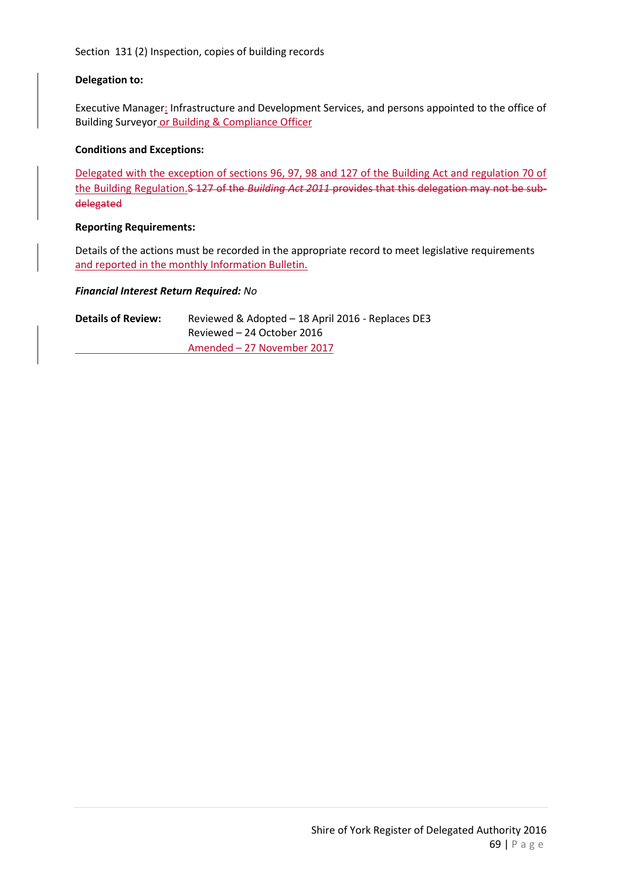Section 131 (2) Inspection, copies of building records

**Delegation to:**

Executive Manager: Infrastructure and Development Services, and persons appointed to the office of Building Surveyor or Building & Compliance Officer

**Conditions and Exceptions:**

Delegated with the exception of sections 96, 97, 98 and 127 of the Building Act and regulation 70 of the Building Regulation.~~S 127 of the *Building Act 2011* provides that this delegation may not be sub-delegated~~

**Reporting Requirements:**

Details of the actions must be recorded in the appropriate record to meet legislative requirements and reported in the monthly Information Bulletin.

***Financial Interest Return Required:*** *No*

| | |
|---|---|
| **Details of Review:** | Reviewed & Adopted – 18 April 2016 - Replaces DE3 |
| | Reviewed – 24 October 2016 |
| | Amended – 27 November 2017 |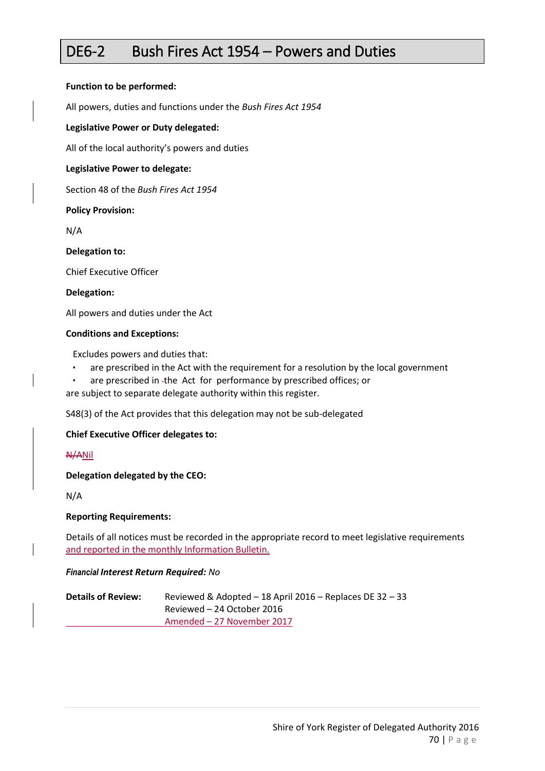# DE6-2 Bush Fires Act 1954 – Powers and Duties

**Function to be performed:**

All powers, duties and functions under the *Bush Fires Act 1954*

**Legislative Power or Duty delegated:**

All of the local authority's powers and duties

**Legislative Power to delegate:**

Section 48 of the *Bush Fires Act 1954*

**Policy Provision:**

N/A

**Delegation to:**

Chief Executive Officer

**Delegation:**

All powers and duties under the Act

**Conditions and Exceptions:**

Excludes powers and duties that:

- are prescribed in the Act with the requirement for a resolution by the local government
- are prescribed in the Act for performance by prescribed offices; or

are subject to separate delegate authority within this register.

S48(3) of the Act provides that this delegation may not be sub-delegated

**Chief Executive Officer delegates to:**

~~N/A~~Nil

**Delegation delegated by the CEO:**

N/A

**Reporting Requirements:**

Details of all notices must be recorded in the appropriate record to meet legislative requirements and reported in the monthly Information Bulletin.

***Financial Interest Return Required:*** *No*

**Details of Review:** Reviewed & Adopted – 18 April 2016 – Replaces DE 32 – 33
Reviewed – 24 October 2016
Amended – 27 November 2017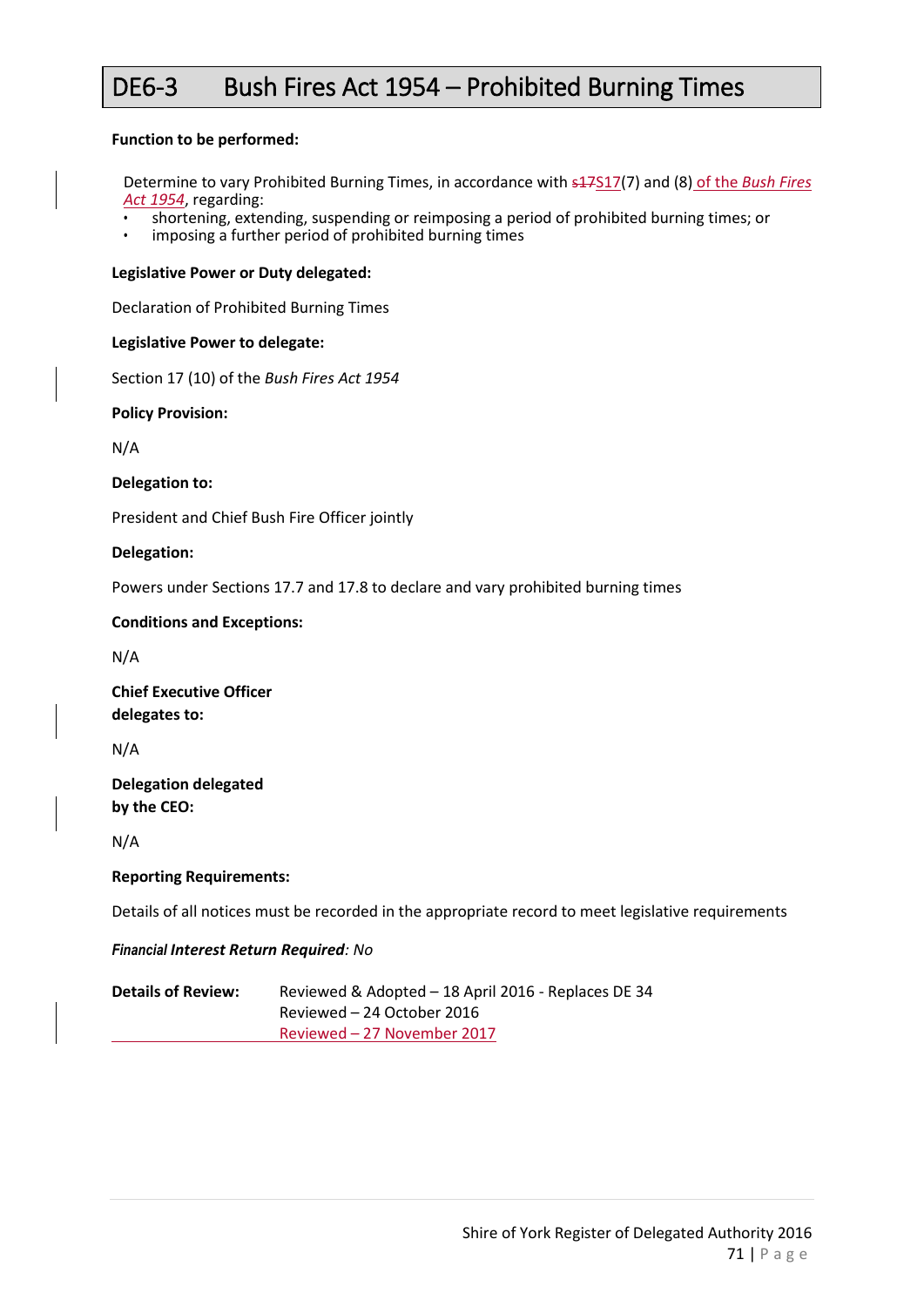# DE6-3 Bush Fires Act 1954 – Prohibited Burning Times

**Function to be performed:**

Determine to vary Prohibited Burning Times, in accordance with ~~s17~~S17(7) and (8) of the *Bush Fires Act 1954*, regarding:

- shortening, extending, suspending or reimposing a period of prohibited burning times; or
- imposing a further period of prohibited burning times

**Legislative Power or Duty delegated:**

Declaration of Prohibited Burning Times

**Legislative Power to delegate:**

Section 17 (10) of the *Bush Fires Act 1954*

**Policy Provision:**

N/A

**Delegation to:**

President and Chief Bush Fire Officer jointly

**Delegation:**

Powers under Sections 17.7 and 17.8 to declare and vary prohibited burning times

**Conditions and Exceptions:**

N/A

**Chief Executive Officer delegates to:**

N/A

**Delegation delegated by the CEO:**

N/A

**Reporting Requirements:**

Details of all notices must be recorded in the appropriate record to meet legislative requirements

***Financial Interest Return Required**: No*

**Details of Review:** Reviewed & Adopted – 18 April 2016 - Replaces DE 34
Reviewed – 24 October 2016
Reviewed – 27 November 2017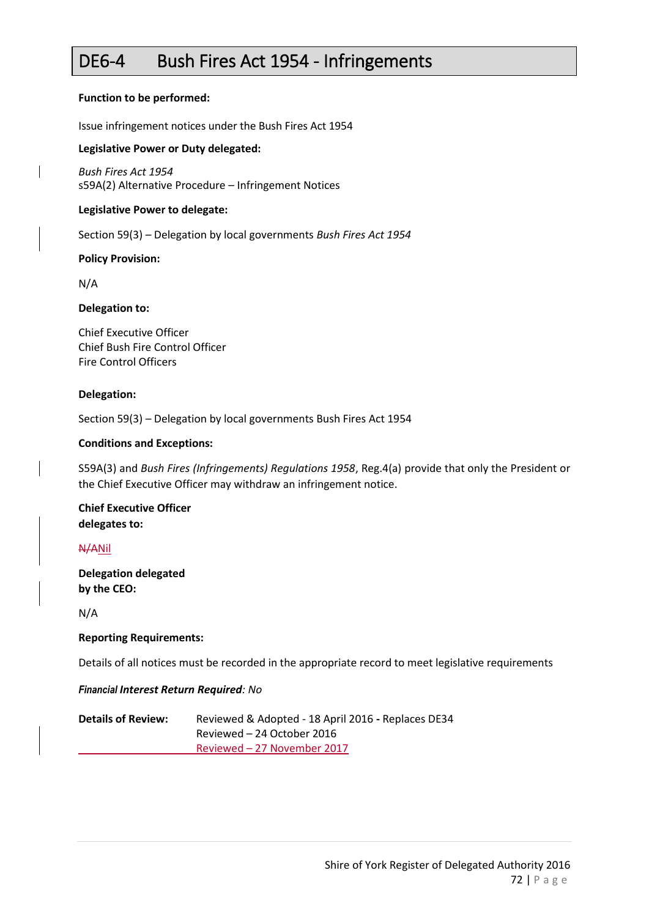# DE6-4 Bush Fires Act 1954 - Infringements

**Function to be performed:**

Issue infringement notices under the Bush Fires Act 1954

**Legislative Power or Duty delegated:**

*Bush Fires Act 1954*
s59A(2) Alternative Procedure – Infringement Notices

**Legislative Power to delegate:**

Section 59(3) – Delegation by local governments *Bush Fires Act 1954*

**Policy Provision:**

N/A

**Delegation to:**

Chief Executive Officer
Chief Bush Fire Control Officer
Fire Control Officers

**Delegation:**

Section 59(3) – Delegation by local governments Bush Fires Act 1954

**Conditions and Exceptions:**

S59A(3) and *Bush Fires (Infringements) Regulations 1958*, Reg.4(a) provide that only the President or the Chief Executive Officer may withdraw an infringement notice.

**Chief Executive Officer delegates to:**

~~N/A~~Nil

**Delegation delegated by the CEO:**

N/A

**Reporting Requirements:**

Details of all notices must be recorded in the appropriate record to meet legislative requirements

***Financial Interest Return Required**: No*

**Details of Review:** Reviewed & Adopted - 18 April 2016 **-** Replaces DE34
Reviewed – 24 October 2016
Reviewed – 27 November 2017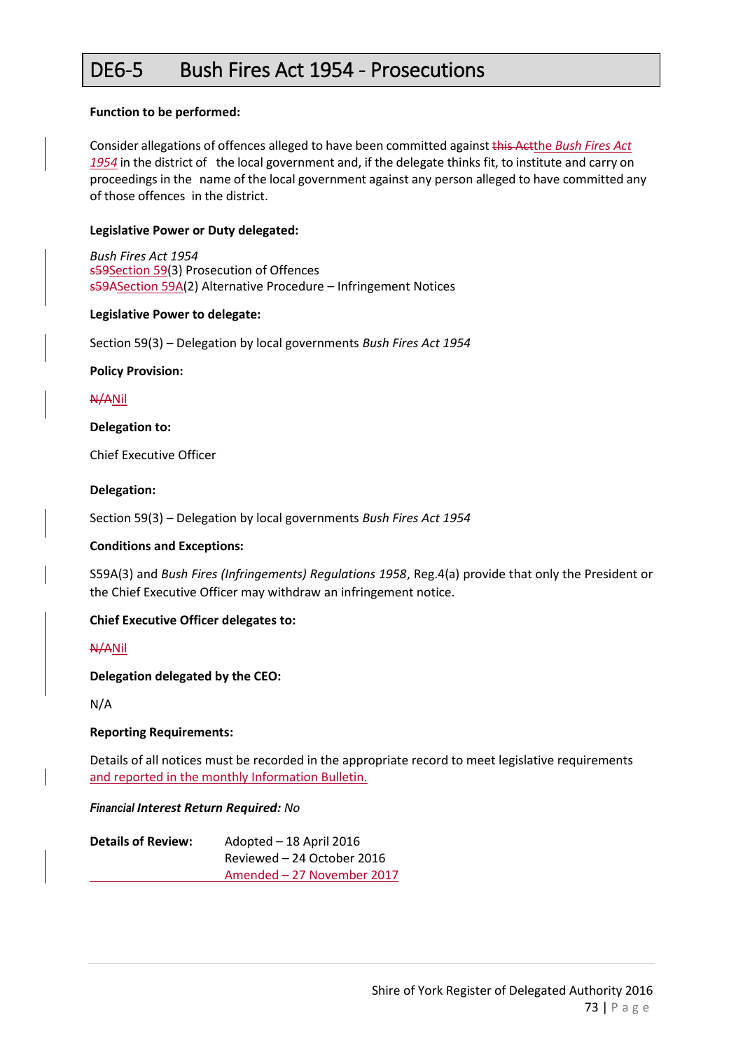# DE6-5 Bush Fires Act 1954 - Prosecutions

**Function to be performed:**

Consider allegations of offences alleged to have been committed against ~~this Act~~the *Bush Fires Act 1954* in the district of the local government and, if the delegate thinks fit, to institute and carry on proceedings in the name of the local government against any person alleged to have committed any of those offences in the district.

**Legislative Power or Duty delegated:**

*Bush Fires Act 1954*
~~s59~~Section 59(3) Prosecution of Offences
~~s59A~~Section 59A(2) Alternative Procedure – Infringement Notices

**Legislative Power to delegate:**

Section 59(3) – Delegation by local governments *Bush Fires Act 1954*

**Policy Provision:**

~~N/A~~Nil

**Delegation to:**

Chief Executive Officer

**Delegation:**

Section 59(3) – Delegation by local governments *Bush Fires Act 1954*

**Conditions and Exceptions:**

S59A(3) and *Bush Fires (Infringements) Regulations 1958*, Reg.4(a) provide that only the President or the Chief Executive Officer may withdraw an infringement notice.

**Chief Executive Officer delegates to:**

~~N/A~~Nil

**Delegation delegated by the CEO:**

N/A

**Reporting Requirements:**

Details of all notices must be recorded in the appropriate record to meet legislative requirements and reported in the monthly Information Bulletin.

***Financial Interest Return Required:** No*

| **Details of Review:** | Adopted – 18 April 2016 |
|---|---|
| | Reviewed – 24 October 2016 |
| | Amended – 27 November 2017 |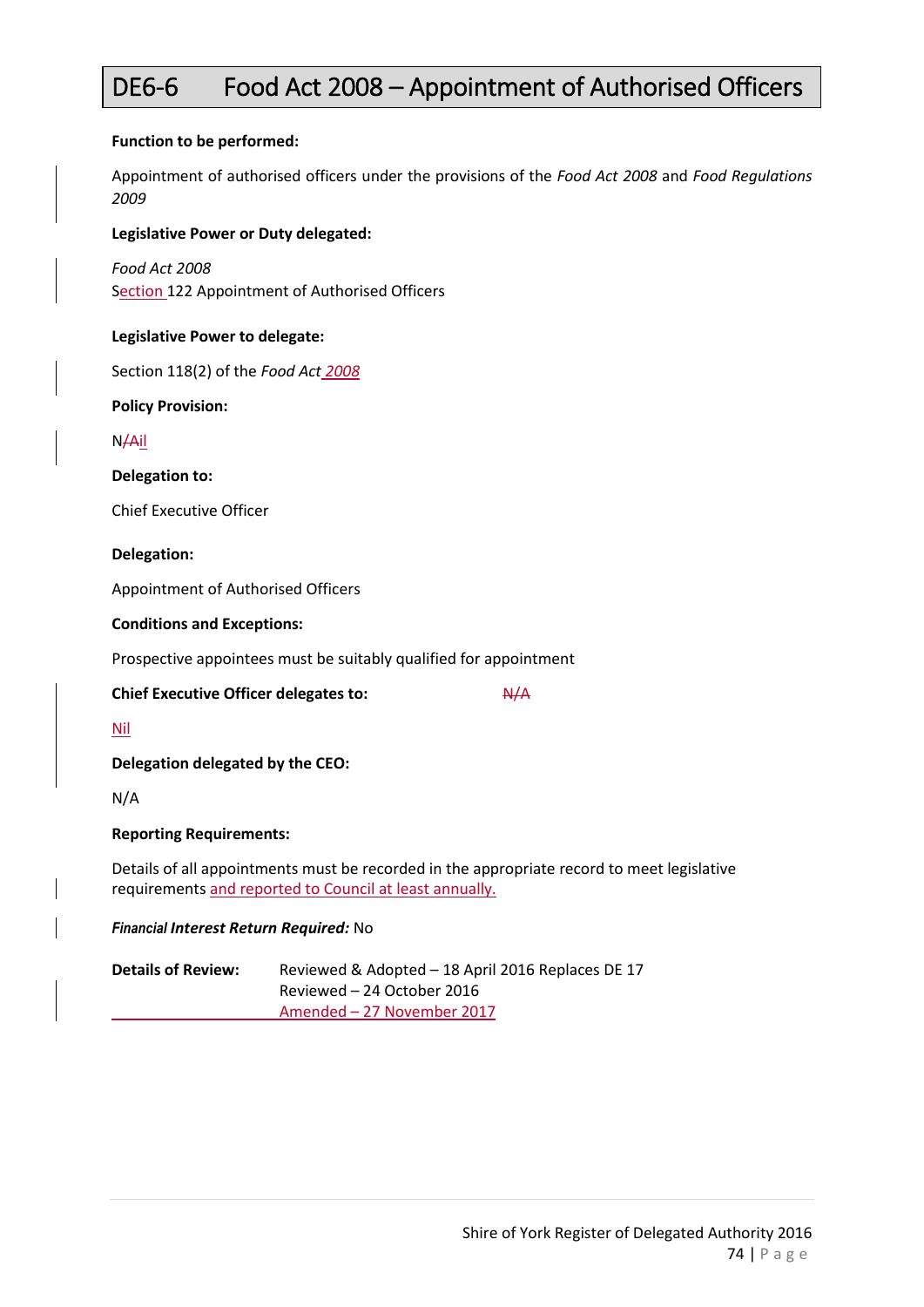# DE6-6 Food Act 2008 – Appointment of Authorised Officers

**Function to be performed:**

Appointment of authorised officers under the provisions of the *Food Act 2008* and *Food Regulations 2009*

**Legislative Power or Duty delegated:**

*Food Act 2008*
Section 122 Appointment of Authorised Officers

**Legislative Power to delegate:**

Section 118(2) of the *Food Act 2008*

**Policy Provision:**

N/Ail

**Delegation to:**

Chief Executive Officer

**Delegation:**

Appointment of Authorised Officers

**Conditions and Exceptions:**

Prospective appointees must be suitably qualified for appointment

**Chief Executive Officer delegates to:** ~~N/A~~

Nil

**Delegation delegated by the CEO:**

N/A

**Reporting Requirements:**

Details of all appointments must be recorded in the appropriate record to meet legislative requirements and reported to Council at least annually.

***Financial Interest Return Required:*** No

**Details of Review:** Reviewed & Adopted – 18 April 2016 Replaces DE 17
Reviewed – 24 October 2016
Amended – 27 November 2017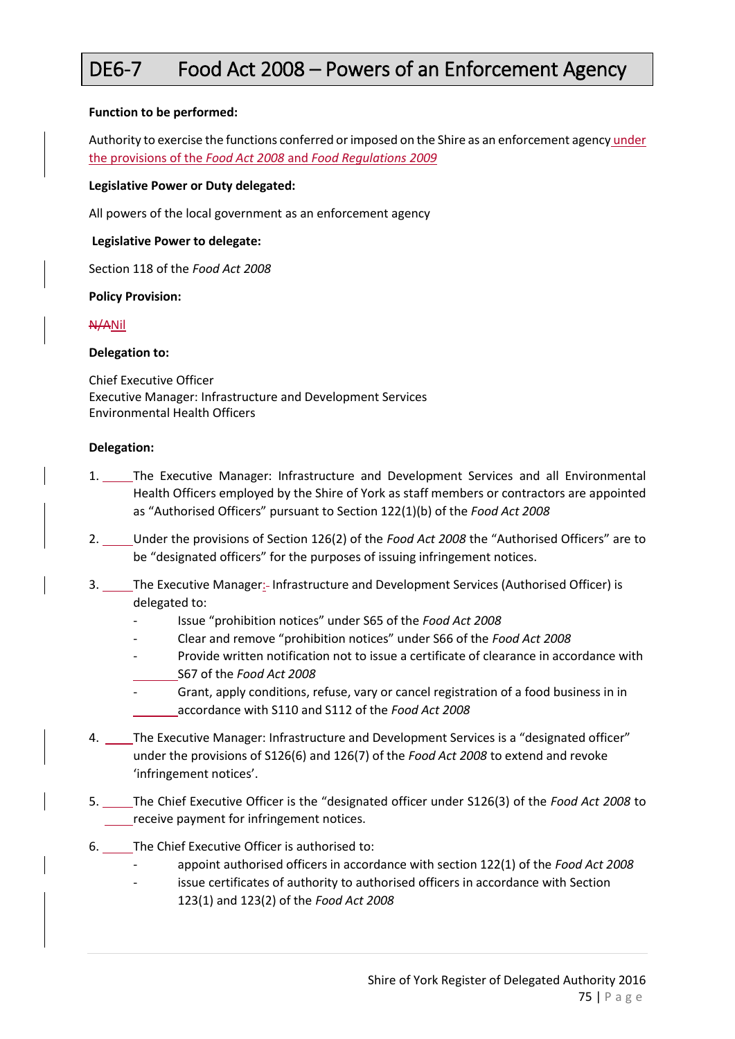# DE6-7 Food Act 2008 – Powers of an Enforcement Agency

**Function to be performed:**

Authority to exercise the functions conferred or imposed on the Shire as an enforcement agency under the provisions of the *Food Act 2008* and *Food Regulations 2009*

**Legislative Power or Duty delegated:**

All powers of the local government as an enforcement agency

**Legislative Power to delegate:**

Section 118 of the *Food Act 2008*

**Policy Provision:**

~~N/A~~Nil

**Delegation to:**

Chief Executive Officer
Executive Manager: Infrastructure and Development Services
Environmental Health Officers

**Delegation:**

1. The Executive Manager: Infrastructure and Development Services and all Environmental Health Officers employed by the Shire of York as staff members or contractors are appointed as "Authorised Officers" pursuant to Section 122(1)(b) of the *Food Act 2008*

2. Under the provisions of Section 126(2) of the *Food Act 2008* the "Authorised Officers" are to be "designated officers" for the purposes of issuing infringement notices.

3. The Executive Manager: Infrastructure and Development Services (Authorised Officer) is delegated to:
   - Issue "prohibition notices" under S65 of the *Food Act 2008*
   - Clear and remove "prohibition notices" under S66 of the *Food Act 2008*
   - Provide written notification not to issue a certificate of clearance in accordance with S67 of the *Food Act 2008*
   - Grant, apply conditions, refuse, vary or cancel registration of a food business in in accordance with S110 and S112 of the *Food Act 2008*

4. The Executive Manager: Infrastructure and Development Services is a "designated officer" under the provisions of S126(6) and 126(7) of the *Food Act 2008* to extend and revoke 'infringement notices'.

5. The Chief Executive Officer is the "designated officer under S126(3) of the *Food Act 2008* to receive payment for infringement notices.

6. The Chief Executive Officer is authorised to:
   - appoint authorised officers in accordance with section 122(1) of the *Food Act 2008*
   - issue certificates of authority to authorised officers in accordance with Section 123(1) and 123(2) of the *Food Act 2008*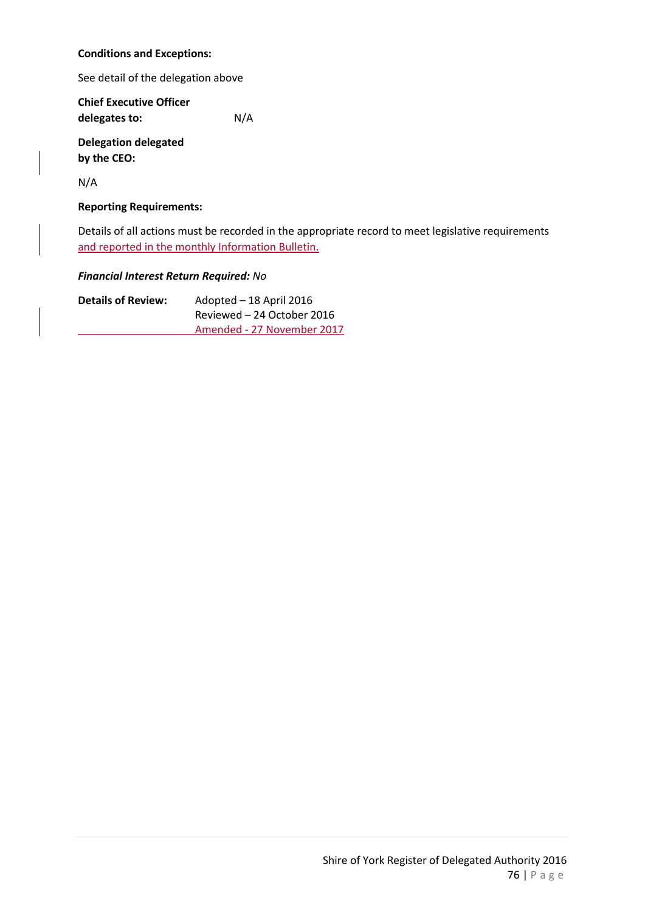**Conditions and Exceptions:**

See detail of the delegation above

**Chief Executive Officer delegates to:** N/A

**Delegation delegated by the CEO:**

N/A

**Reporting Requirements:**

Details of all actions must be recorded in the appropriate record to meet legislative requirements and reported in the monthly Information Bulletin.

***Financial Interest Return Required:*** *No*

**Details of Review:** Adopted – 18 April 2016
Reviewed – 24 October 2016
Amended - 27 November 2017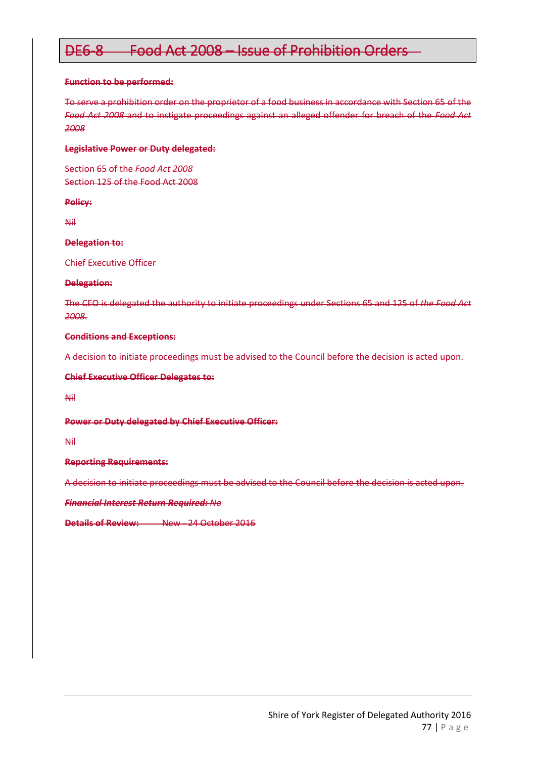## ~~DE6-8 Food Act 2008 – Issue of Prohibition Orders~~

~~**Function to be performed:**~~

~~To serve a prohibition order on the proprietor of a food business in accordance with Section 65 of the *Food Act 2008* and to instigate proceedings against an alleged offender for breach of the *Food Act 2008*~~

~~**Legislative Power or Duty delegated:**~~

~~Section 65 of the *Food Act 2008*~~
~~Section 125 of the Food Act 2008~~

~~**Policy:**~~

~~Nil~~

~~**Delegation to:**~~

~~Chief Executive Officer~~

~~**Delegation:**~~

~~The CEO is delegated the authority to initiate proceedings under Sections 65 and 125 of *the Food Act 2008.*~~

~~**Conditions and Exceptions:**~~

~~A decision to initiate proceedings must be advised to the Council before the decision is acted upon.~~

~~**Chief Executive Officer Delegates to:**~~

~~Nil~~

~~**Power or Duty delegated by Chief Executive Officer:**~~

~~Nil~~

~~**Reporting Requirements:**~~

~~A decision to initiate proceedings must be advised to the Council before the decision is acted upon.~~

~~***Financial Interest Return Required:*** *No*~~

~~**Details of Review:** New - 24 October 2016~~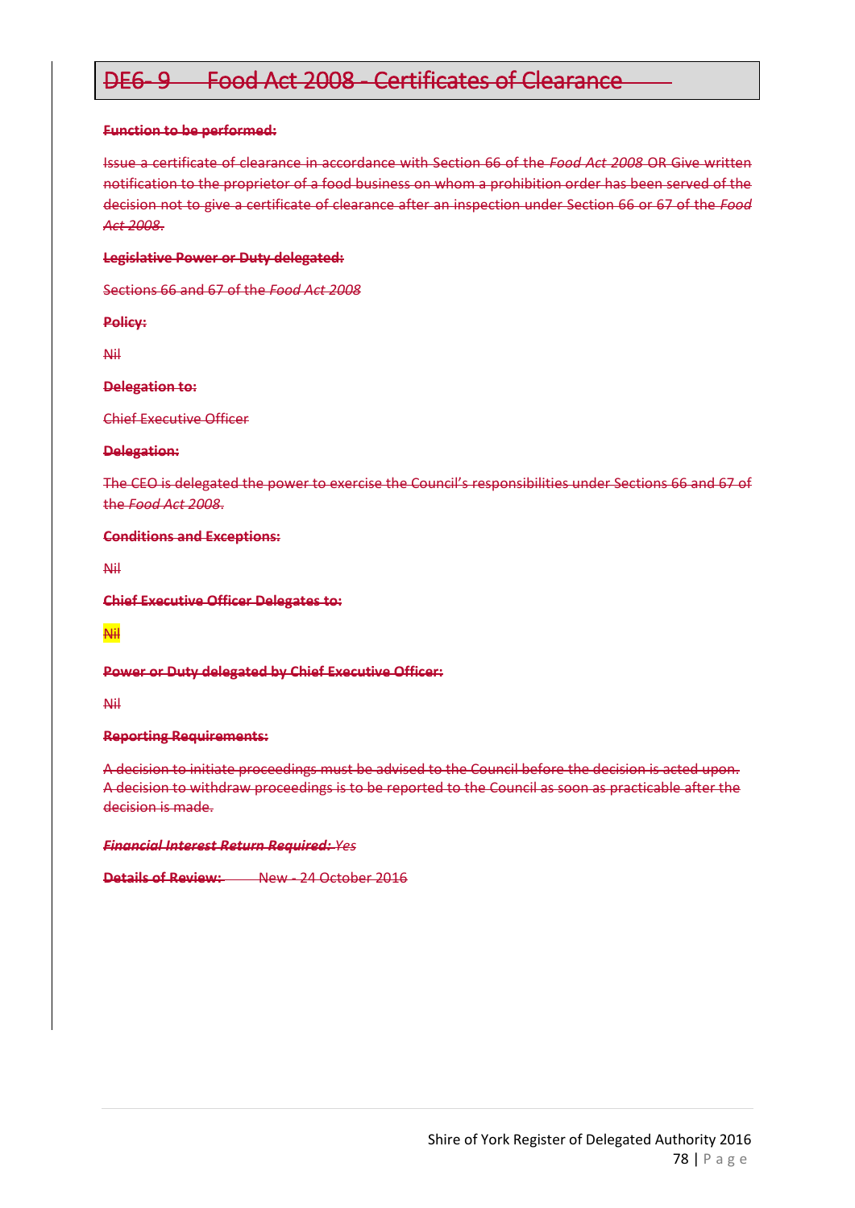# ~~DE6-9 Food Act 2008 - Certificates of Clearance~~

~~**Function to be performed:**~~

~~Issue a certificate of clearance in accordance with Section 66 of the *Food Act 2008* OR Give written notification to the proprietor of a food business on whom a prohibition order has been served of the decision not to give a certificate of clearance after an inspection under Section 66 or 67 of the *Food Act 2008*.~~

~~**Legislative Power or Duty delegated:**~~

~~Sections 66 and 67 of the *Food Act 2008*~~

~~**Policy:**~~

~~Nil~~

~~**Delegation to:**~~

~~Chief Executive Officer~~

~~**Delegation:**~~

~~The CEO is delegated the power to exercise the Council's responsibilities under Sections 66 and 67 of the *Food Act 2008*.~~

~~**Conditions and Exceptions:**~~

~~Nil~~

~~**Chief Executive Officer Delegates to:**~~

~~Nil~~

~~**Power or Duty delegated by Chief Executive Officer:**~~

~~Nil~~

~~**Reporting Requirements:**~~

~~A decision to initiate proceedings must be advised to the Council before the decision is acted upon. A decision to withdraw proceedings is to be reported to the Council as soon as practicable after the decision is made.~~

~~***Financial Interest Return Required:*** *Yes*~~

~~**Details of Review:** New - 24 October 2016~~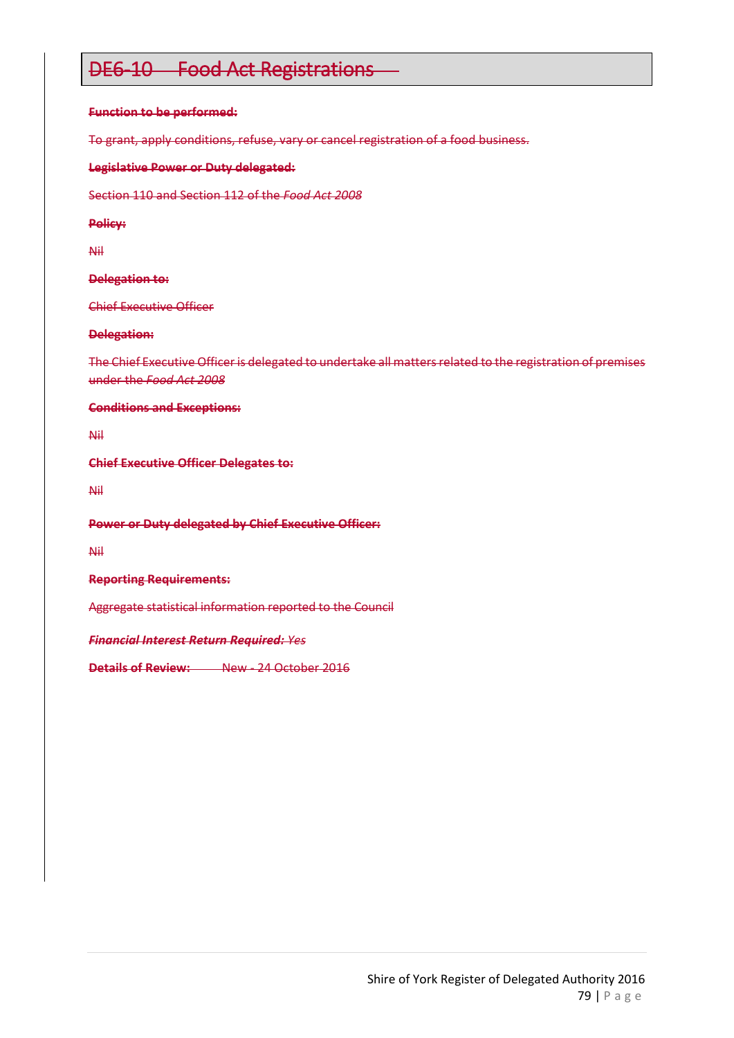# DE6-10 Food Act Registrations

**Function to be performed:**

To grant, apply conditions, refuse, vary or cancel registration of a food business.

**Legislative Power or Duty delegated:**

Section 110 and Section 112 of the *Food Act 2008*

**Policy:**

Nil

**Delegation to:**

Chief Executive Officer

**Delegation:**

The Chief Executive Officer is delegated to undertake all matters related to the registration of premises under the *Food Act 2008*

**Conditions and Exceptions:**

Nil

**Chief Executive Officer Delegates to:**

Nil

**Power or Duty delegated by Chief Executive Officer:**

Nil

**Reporting Requirements:**

Aggregate statistical information reported to the Council

***Financial Interest Return Required:*** *Yes*

**Details of Review:** New - 24 October 2016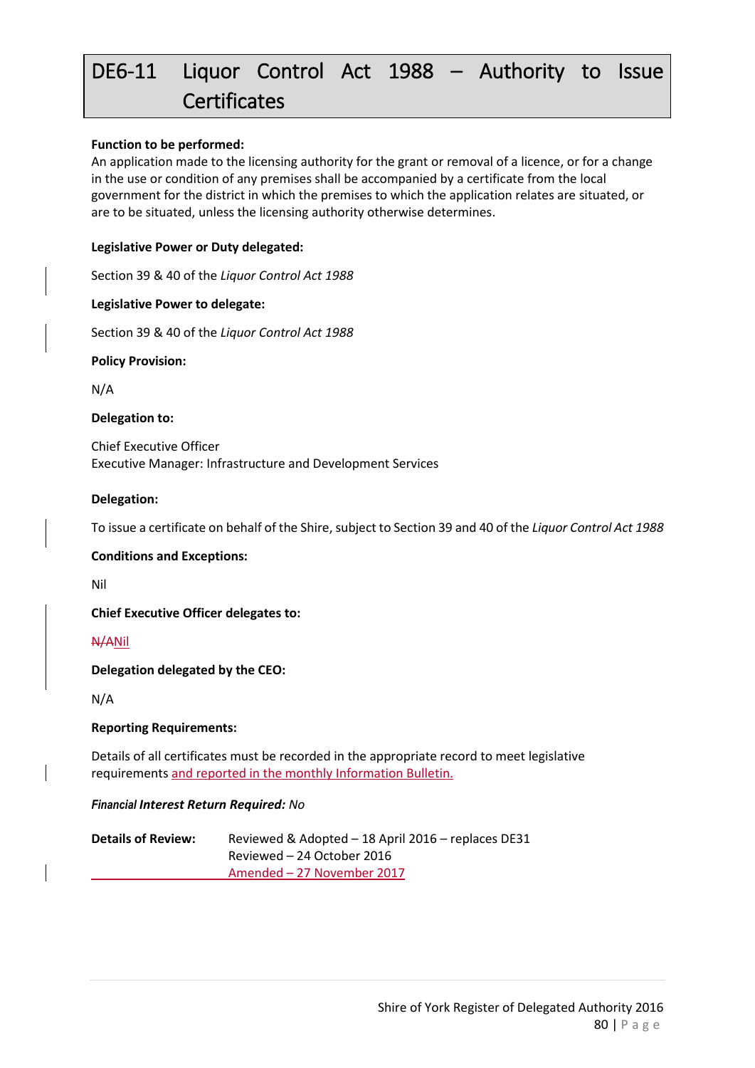# DE6-11 Liquor Control Act 1988 – Authority to Issue Certificates

**Function to be performed:**
An application made to the licensing authority for the grant or removal of a licence, or for a change in the use or condition of any premises shall be accompanied by a certificate from the local government for the district in which the premises to which the application relates are situated, or are to be situated, unless the licensing authority otherwise determines.

**Legislative Power or Duty delegated:**

Section 39 & 40 of the *Liquor Control Act 1988*

**Legislative Power to delegate:**

Section 39 & 40 of the *Liquor Control Act 1988*

**Policy Provision:**

N/A

**Delegation to:**

Chief Executive Officer
Executive Manager: Infrastructure and Development Services

**Delegation:**

To issue a certificate on behalf of the Shire, subject to Section 39 and 40 of the *Liquor Control Act 1988*

**Conditions and Exceptions:**

Nil

**Chief Executive Officer delegates to:**

~~N/A~~Nil

**Delegation delegated by the CEO:**

N/A

**Reporting Requirements:**

Details of all certificates must be recorded in the appropriate record to meet legislative requirements and reported in the monthly Information Bulletin.

***Financial Interest Return Required:*** *No*

**Details of Review:** Reviewed & Adopted – 18 April 2016 – replaces DE31
Reviewed – 24 October 2016
Amended – 27 November 2017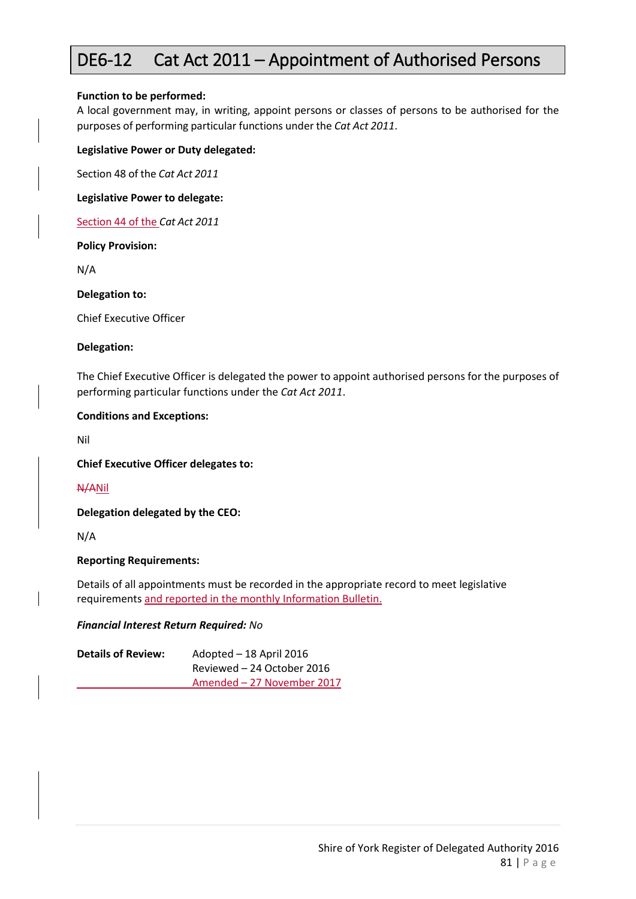# DE6-12 Cat Act 2011 – Appointment of Authorised Persons

**Function to be performed:**

A local government may, in writing, appoint persons or classes of persons to be authorised for the purposes of performing particular functions under the *Cat Act 2011*.

**Legislative Power or Duty delegated:**

Section 48 of the *Cat Act 2011*

**Legislative Power to delegate:**

Section 44 of the *Cat Act 2011*

**Policy Provision:**

N/A

**Delegation to:**

Chief Executive Officer

**Delegation:**

The Chief Executive Officer is delegated the power to appoint authorised persons for the purposes of performing particular functions under the *Cat Act 2011*.

**Conditions and Exceptions:**

Nil

**Chief Executive Officer delegates to:**

~~N/A~~Nil

**Delegation delegated by the CEO:**

N/A

**Reporting Requirements:**

Details of all appointments must be recorded in the appropriate record to meet legislative requirements and reported in the monthly Information Bulletin.

***Financial Interest Return Required:*** *No*

| **Details of Review:** | Adopted – 18 April 2016 |
|---|---|
| | Reviewed – 24 October 2016 |
| | Amended – 27 November 2017 |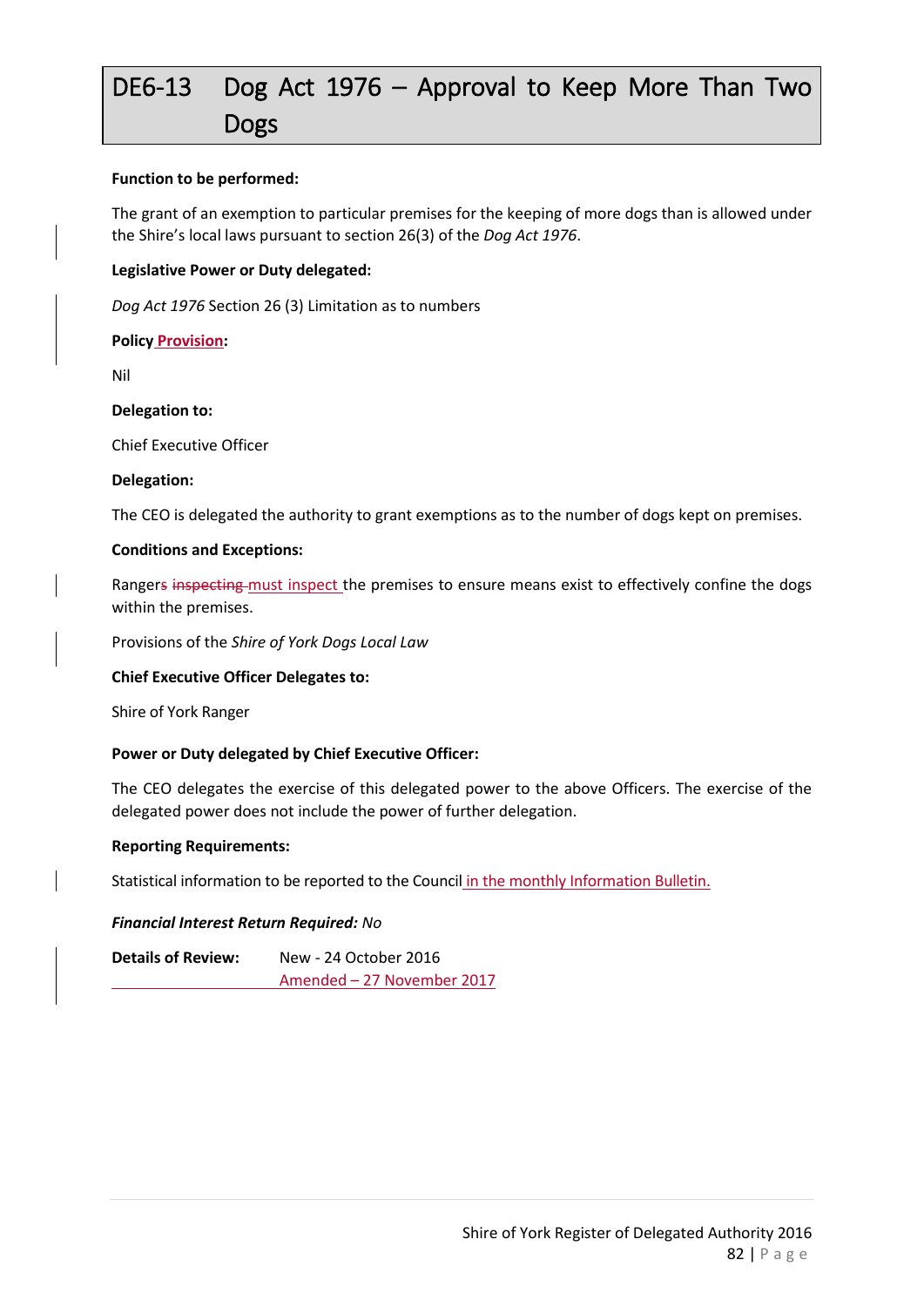# DE6-13 Dog Act 1976 – Approval to Keep More Than Two Dogs

**Function to be performed:**

The grant of an exemption to particular premises for the keeping of more dogs than is allowed under the Shire's local laws pursuant to section 26(3) of the *Dog Act 1976*.

**Legislative Power or Duty delegated:**

*Dog Act 1976* Section 26 (3) Limitation as to numbers

**Policy Provision:**

Nil

**Delegation to:**

Chief Executive Officer

**Delegation:**

The CEO is delegated the authority to grant exemptions as to the number of dogs kept on premises.

**Conditions and Exceptions:**

Rangers ~~inspecting~~ must inspect the premises to ensure means exist to effectively confine the dogs within the premises.

Provisions of the *Shire of York Dogs Local Law*

**Chief Executive Officer Delegates to:**

Shire of York Ranger

**Power or Duty delegated by Chief Executive Officer:**

The CEO delegates the exercise of this delegated power to the above Officers. The exercise of the delegated power does not include the power of further delegation.

**Reporting Requirements:**

Statistical information to be reported to the Council in the monthly Information Bulletin.

***Financial Interest Return Required:*** *No*

**Details of Review:** New - 24 October 2016
Amended – 27 November 2017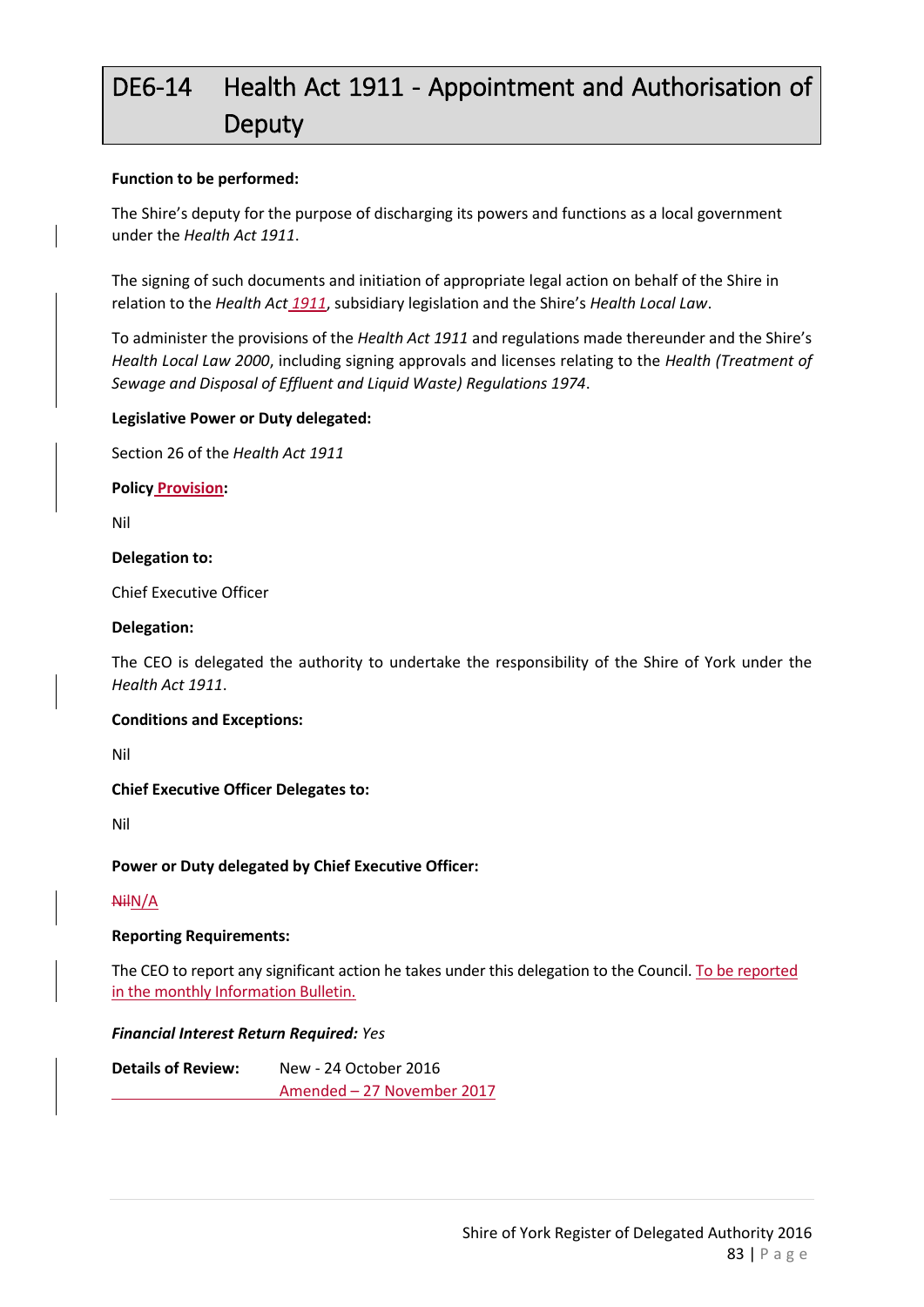# DE6-14 Health Act 1911 - Appointment and Authorisation of Deputy

**Function to be performed:**

The Shire's deputy for the purpose of discharging its powers and functions as a local government under the *Health Act 1911*.

The signing of such documents and initiation of appropriate legal action on behalf of the Shire in relation to the *Health Act 1911*, subsidiary legislation and the Shire's *Health Local Law*.

To administer the provisions of the *Health Act 1911* and regulations made thereunder and the Shire's *Health Local Law 2000*, including signing approvals and licenses relating to the *Health (Treatment of Sewage and Disposal of Effluent and Liquid Waste) Regulations 1974*.

**Legislative Power or Duty delegated:**

Section 26 of the *Health Act 1911*

**Policy Provision:**

Nil

**Delegation to:**

Chief Executive Officer

**Delegation:**

The CEO is delegated the authority to undertake the responsibility of the Shire of York under the *Health Act 1911*.

**Conditions and Exceptions:**

Nil

**Chief Executive Officer Delegates to:**

Nil

**Power or Duty delegated by Chief Executive Officer:**

~~Nil~~N/A

**Reporting Requirements:**

The CEO to report any significant action he takes under this delegation to the Council. To be reported in the monthly Information Bulletin.

***Financial Interest Return Required:*** *Yes*

**Details of Review:** New - 24 October 2016
Amended – 27 November 2017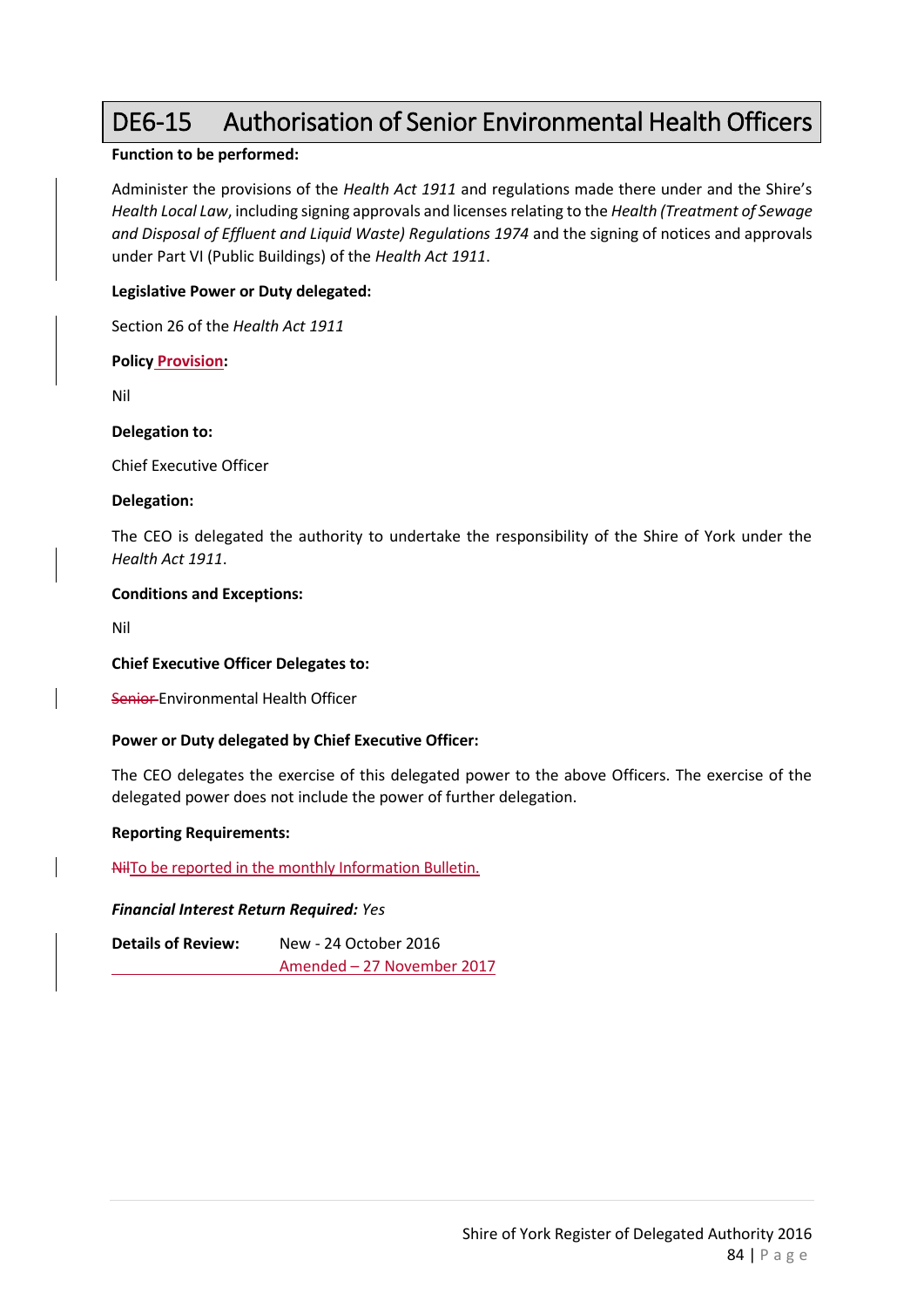## DE6-15 Authorisation of Senior Environmental Health Officers

**Function to be performed:**

Administer the provisions of the *Health Act 1911* and regulations made there under and the Shire's *Health Local Law*, including signing approvals and licenses relating to the *Health (Treatment of Sewage and Disposal of Effluent and Liquid Waste) Regulations 1974* and the signing of notices and approvals under Part VI (Public Buildings) of the *Health Act 1911*.

**Legislative Power or Duty delegated:**

Section 26 of the *Health Act 1911*

**Policy Provision:**

Nil

**Delegation to:**

Chief Executive Officer

**Delegation:**

The CEO is delegated the authority to undertake the responsibility of the Shire of York under the *Health Act 1911*.

**Conditions and Exceptions:**

Nil

**Chief Executive Officer Delegates to:**

~~Senior~~ Environmental Health Officer

**Power or Duty delegated by Chief Executive Officer:**

The CEO delegates the exercise of this delegated power to the above Officers. The exercise of the delegated power does not include the power of further delegation.

**Reporting Requirements:**

~~Nil~~To be reported in the monthly Information Bulletin.

***Financial Interest Return Required:*** *Yes*

**Details of Review:** New - 24 October 2016
Amended – 27 November 2017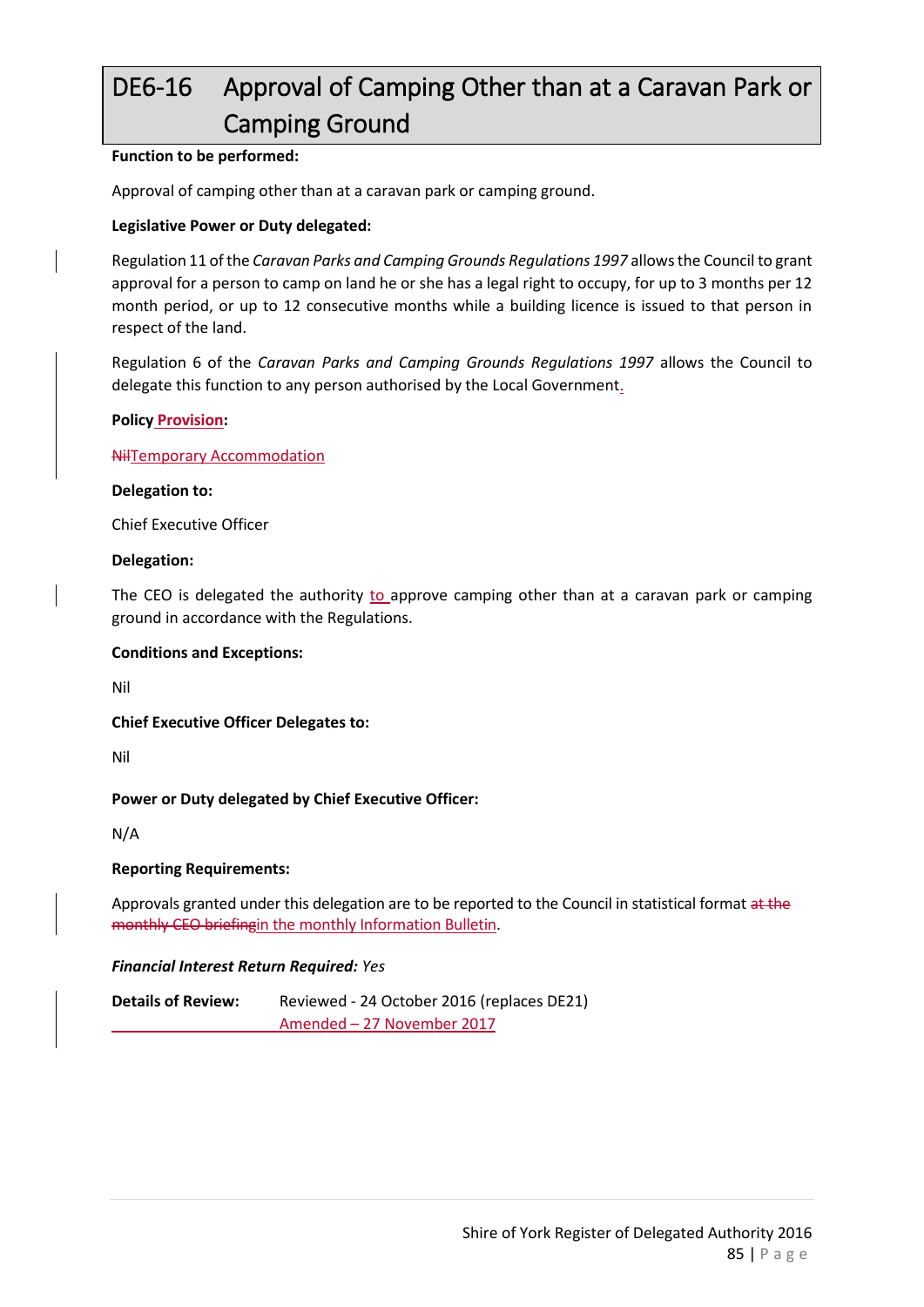# DE6-16 Approval of Camping Other than at a Caravan Park or Camping Ground

**Function to be performed:**

Approval of camping other than at a caravan park or camping ground.

**Legislative Power or Duty delegated:**

Regulation 11 of the *Caravan Parks and Camping Grounds Regulations 1997* allows the Council to grant approval for a person to camp on land he or she has a legal right to occupy, for up to 3 months per 12 month period, or up to 12 consecutive months while a building licence is issued to that person in respect of the land.

Regulation 6 of the *Caravan Parks and Camping Grounds Regulations 1997* allows the Council to delegate this function to any person authorised by the Local Government.

**Policy Provision:**

~~Nil~~Temporary Accommodation

**Delegation to:**

Chief Executive Officer

**Delegation:**

The CEO is delegated the authority to approve camping other than at a caravan park or camping ground in accordance with the Regulations.

**Conditions and Exceptions:**

Nil

**Chief Executive Officer Delegates to:**

Nil

**Power or Duty delegated by Chief Executive Officer:**

N/A

**Reporting Requirements:**

Approvals granted under this delegation are to be reported to the Council in statistical format ~~at the monthly CEO briefing~~in the monthly Information Bulletin.

***Financial Interest Return Required:*** *Yes*

**Details of Review:** Reviewed - 24 October 2016 (replaces DE21)
Amended – 27 November 2017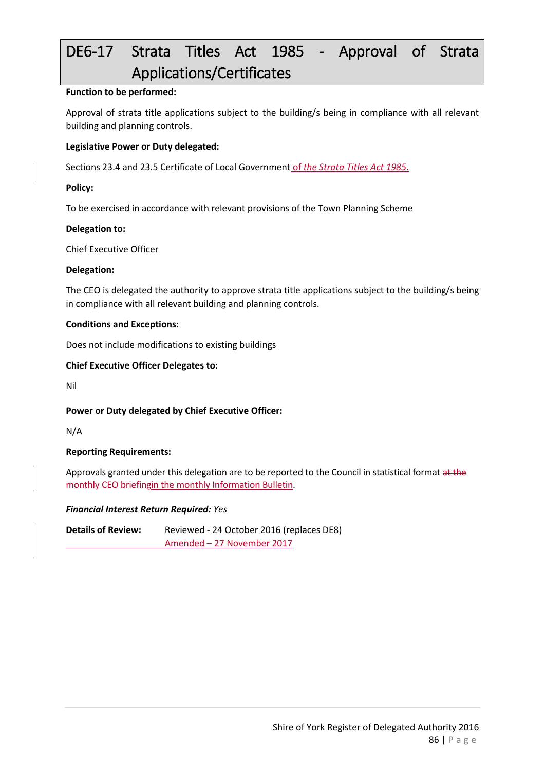# DE6-17 Strata Titles Act 1985 - Approval of Strata Applications/Certificates

**Function to be performed:**

Approval of strata title applications subject to the building/s being in compliance with all relevant building and planning controls.

**Legislative Power or Duty delegated:**

Sections 23.4 and 23.5 Certificate of Local Government of *the Strata Titles Act 1985*.

**Policy:**

To be exercised in accordance with relevant provisions of the Town Planning Scheme

**Delegation to:**

Chief Executive Officer

**Delegation:**

The CEO is delegated the authority to approve strata title applications subject to the building/s being in compliance with all relevant building and planning controls.

**Conditions and Exceptions:**

Does not include modifications to existing buildings

**Chief Executive Officer Delegates to:**

Nil

**Power or Duty delegated by Chief Executive Officer:**

N/A

**Reporting Requirements:**

Approvals granted under this delegation are to be reported to the Council in statistical format ~~at the monthly CEO briefing~~in the monthly Information Bulletin.

***Financial Interest Return Required:*** *Yes*

**Details of Review:** Reviewed - 24 October 2016 (replaces DE8)
Amended – 27 November 2017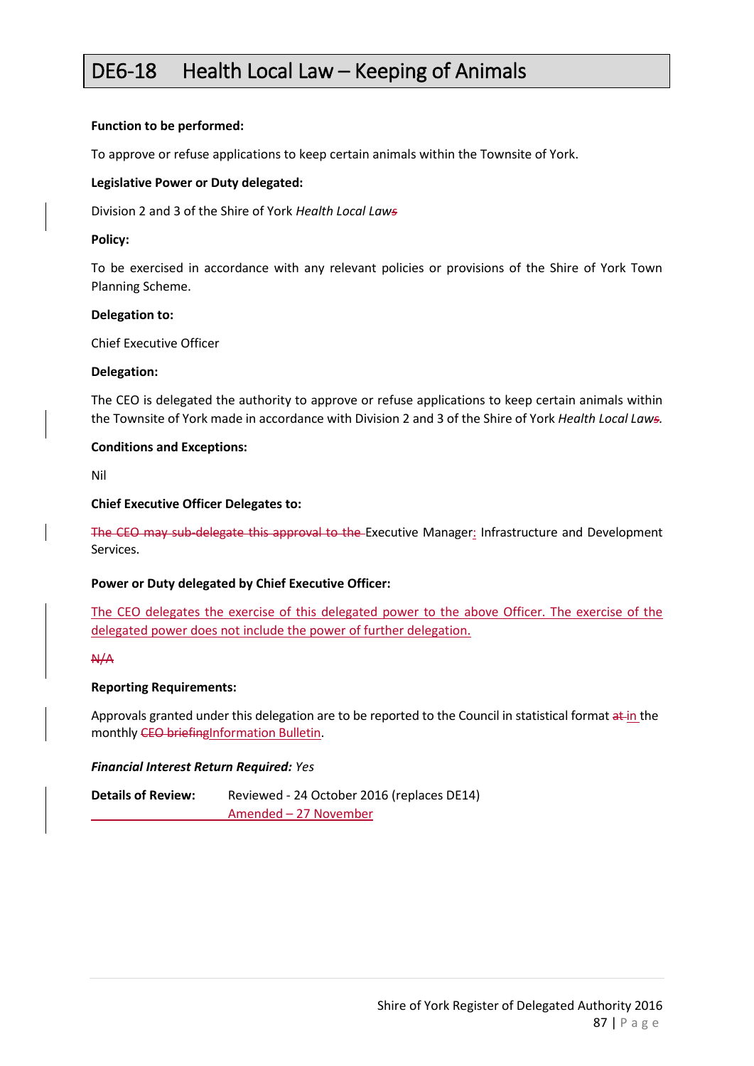# DE6-18 Health Local Law – Keeping of Animals

**Function to be performed:**

To approve or refuse applications to keep certain animals within the Townsite of York.

**Legislative Power or Duty delegated:**

Division 2 and 3 of the Shire of York *Health Local Laws*

**Policy:**

To be exercised in accordance with any relevant policies or provisions of the Shire of York Town Planning Scheme.

**Delegation to:**

Chief Executive Officer

**Delegation:**

The CEO is delegated the authority to approve or refuse applications to keep certain animals within the Townsite of York made in accordance with Division 2 and 3 of the Shire of York *Health Local Laws*.

**Conditions and Exceptions:**

Nil

**Chief Executive Officer Delegates to:**

~~The CEO may sub-delegate this approval to the~~ Executive Manager: Infrastructure and Development Services.

**Power or Duty delegated by Chief Executive Officer:**

The CEO delegates the exercise of this delegated power to the above Officer. The exercise of the delegated power does not include the power of further delegation.

~~N/A~~

**Reporting Requirements:**

Approvals granted under this delegation are to be reported to the Council in statistical format ~~at~~ in the monthly ~~CEO briefing~~Information Bulletin.

***Financial Interest Return Required:*** *Yes*

**Details of Review:** Reviewed - 24 October 2016 (replaces DE14)
Amended – 27 November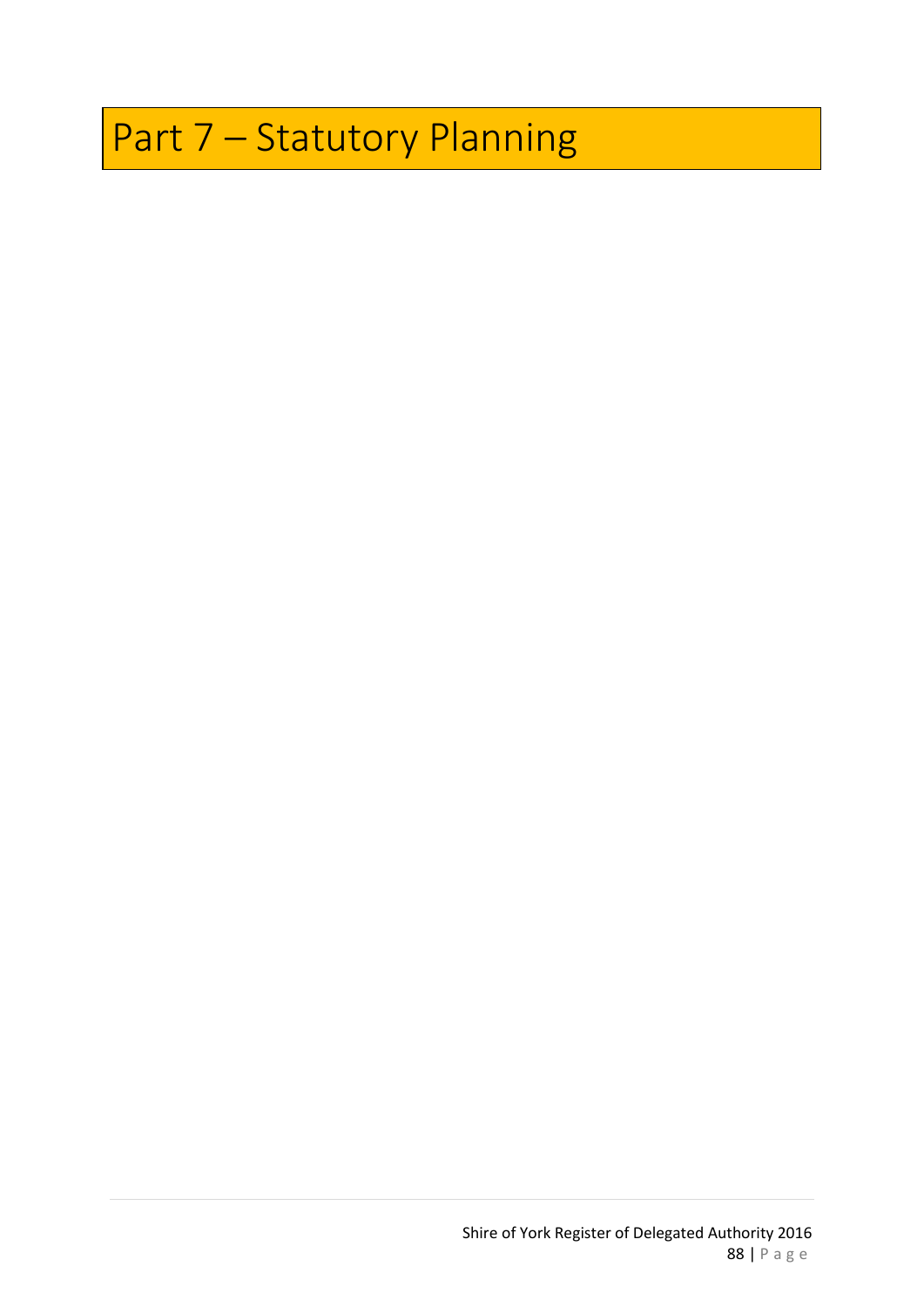# Part 7 – Statutory Planning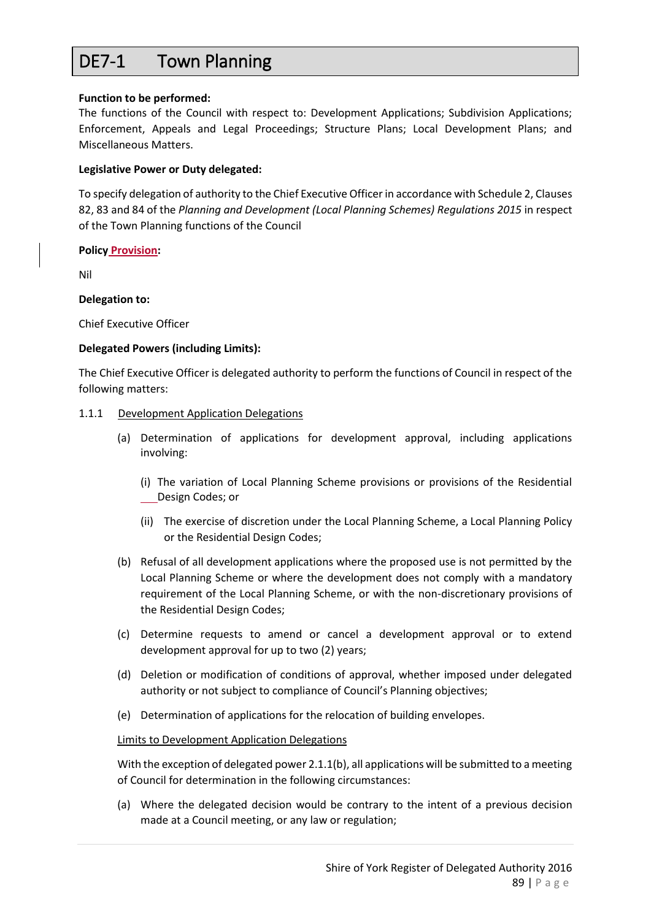# DE7-1 Town Planning

**Function to be performed:**

The functions of the Council with respect to: Development Applications; Subdivision Applications; Enforcement, Appeals and Legal Proceedings; Structure Plans; Local Development Plans; and Miscellaneous Matters.

**Legislative Power or Duty delegated:**

To specify delegation of authority to the Chief Executive Officer in accordance with Schedule 2, Clauses 82, 83 and 84 of the *Planning and Development (Local Planning Schemes) Regulations 2015* in respect of the Town Planning functions of the Council

**Policy Provision:**

Nil

**Delegation to:**

Chief Executive Officer

**Delegated Powers (including Limits):**

The Chief Executive Officer is delegated authority to perform the functions of Council in respect of the following matters:

1.1.1 Development Application Delegations

(a) Determination of applications for development approval, including applications involving:

(i) The variation of Local Planning Scheme provisions or provisions of the Residential Design Codes; or

(ii) The exercise of discretion under the Local Planning Scheme, a Local Planning Policy or the Residential Design Codes;

(b) Refusal of all development applications where the proposed use is not permitted by the Local Planning Scheme or where the development does not comply with a mandatory requirement of the Local Planning Scheme, or with the non-discretionary provisions of the Residential Design Codes;

(c) Determine requests to amend or cancel a development approval or to extend development approval for up to two (2) years;

(d) Deletion or modification of conditions of approval, whether imposed under delegated authority or not subject to compliance of Council's Planning objectives;

(e) Determination of applications for the relocation of building envelopes.

Limits to Development Application Delegations

With the exception of delegated power 2.1.1(b), all applications will be submitted to a meeting of Council for determination in the following circumstances:

(a) Where the delegated decision would be contrary to the intent of a previous decision made at a Council meeting, or any law or regulation;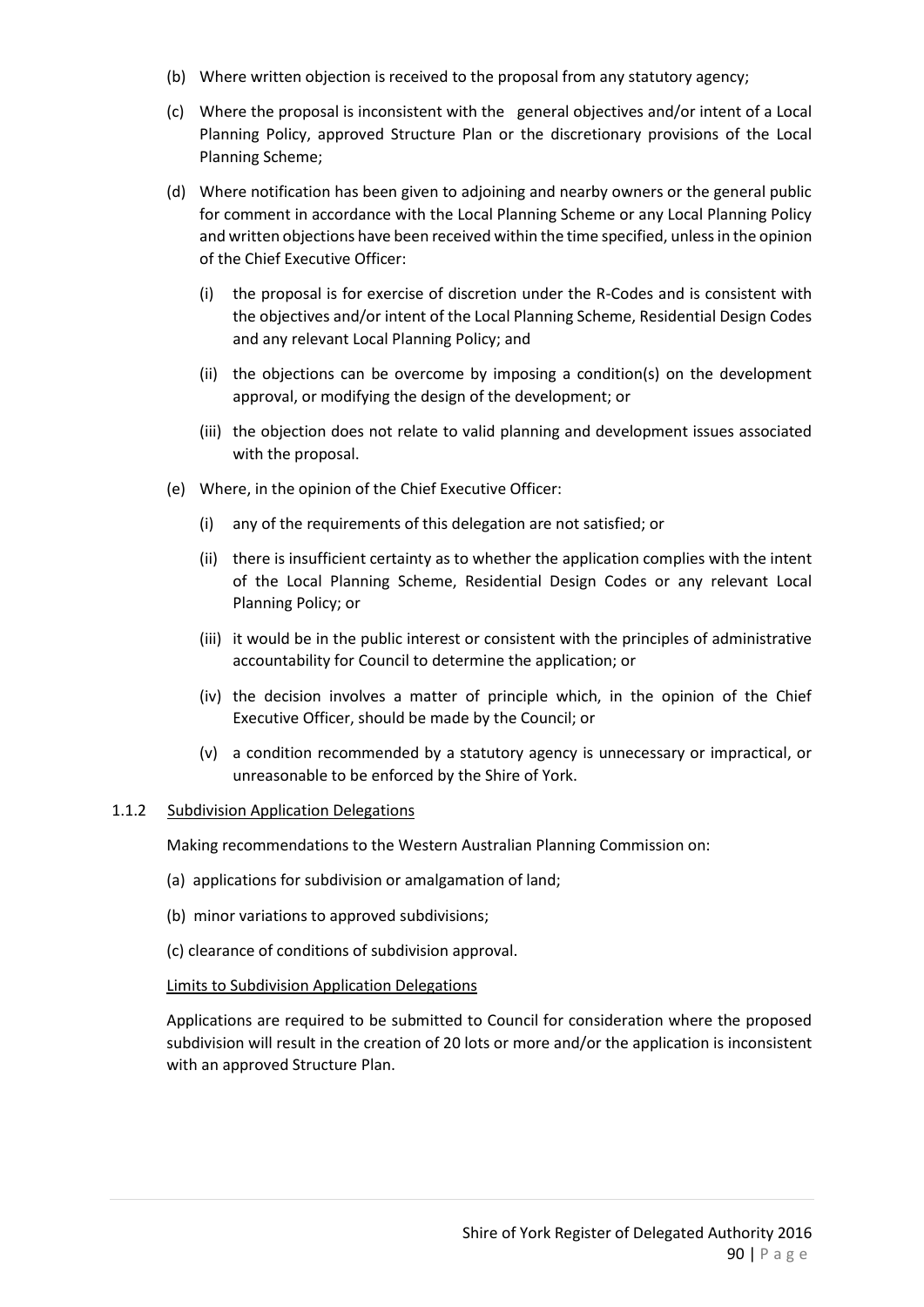(b) Where written objection is received to the proposal from any statutory agency;

(c) Where the proposal is inconsistent with the general objectives and/or intent of a Local Planning Policy, approved Structure Plan or the discretionary provisions of the Local Planning Scheme;

(d) Where notification has been given to adjoining and nearby owners or the general public for comment in accordance with the Local Planning Scheme or any Local Planning Policy and written objections have been received within the time specified, unless in the opinion of the Chief Executive Officer:

  (i) the proposal is for exercise of discretion under the R-Codes and is consistent with the objectives and/or intent of the Local Planning Scheme, Residential Design Codes and any relevant Local Planning Policy; and

  (ii) the objections can be overcome by imposing a condition(s) on the development approval, or modifying the design of the development; or

  (iii) the objection does not relate to valid planning and development issues associated with the proposal.

(e) Where, in the opinion of the Chief Executive Officer:

  (i) any of the requirements of this delegation are not satisfied; or

  (ii) there is insufficient certainty as to whether the application complies with the intent of the Local Planning Scheme, Residential Design Codes or any relevant Local Planning Policy; or

  (iii) it would be in the public interest or consistent with the principles of administrative accountability for Council to determine the application; or

  (iv) the decision involves a matter of principle which, in the opinion of the Chief Executive Officer, should be made by the Council; or

  (v) a condition recommended by a statutory agency is unnecessary or impractical, or unreasonable to be enforced by the Shire of York.

1.1.2 Subdivision Application Delegations

Making recommendations to the Western Australian Planning Commission on:

(a) applications for subdivision or amalgamation of land;

(b) minor variations to approved subdivisions;

(c) clearance of conditions of subdivision approval.

Limits to Subdivision Application Delegations

Applications are required to be submitted to Council for consideration where the proposed subdivision will result in the creation of 20 lots or more and/or the application is inconsistent with an approved Structure Plan.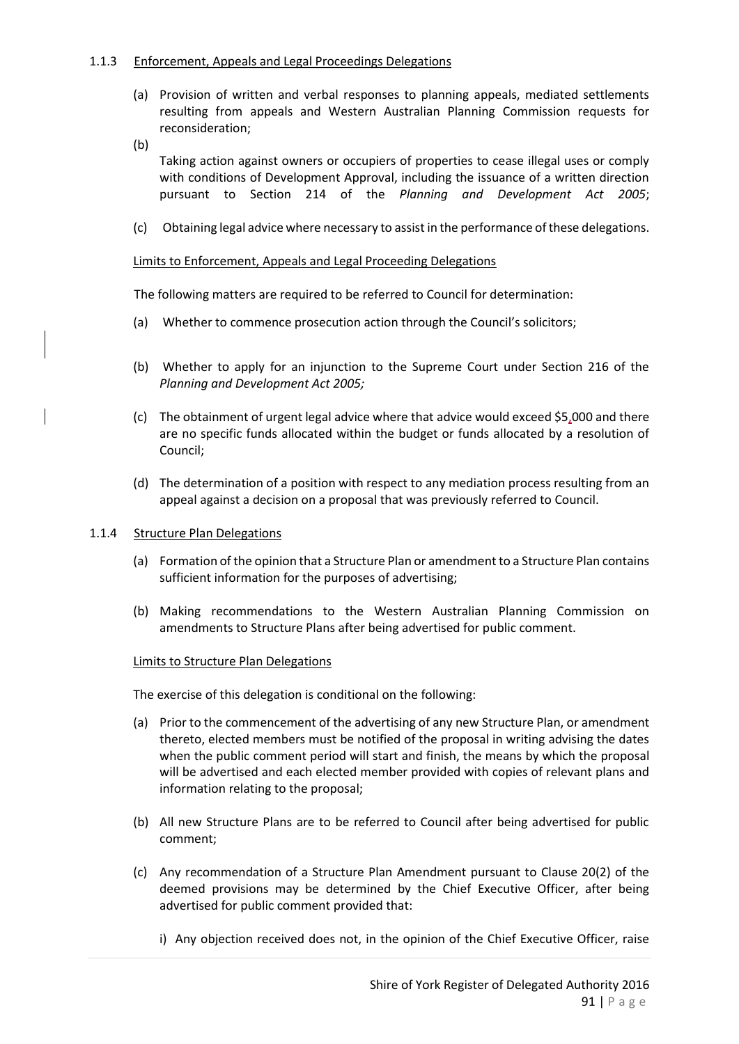### 1.1.3 Enforcement, Appeals and Legal Proceedings Delegations

(a) Provision of written and verbal responses to planning appeals, mediated settlements resulting from appeals and Western Australian Planning Commission requests for reconsideration;

(b) Taking action against owners or occupiers of properties to cease illegal uses or comply with conditions of Development Approval, including the issuance of a written direction pursuant to Section 214 of the *Planning and Development Act 2005*;

(c) Obtaining legal advice where necessary to assist in the performance of these delegations.

Limits to Enforcement, Appeals and Legal Proceeding Delegations

The following matters are required to be referred to Council for determination:

(a) Whether to commence prosecution action through the Council's solicitors;

(b) Whether to apply for an injunction to the Supreme Court under Section 216 of the *Planning and Development Act 2005;*

(c) The obtainment of urgent legal advice where that advice would exceed $5,000 and there are no specific funds allocated within the budget or funds allocated by a resolution of Council;

(d) The determination of a position with respect to any mediation process resulting from an appeal against a decision on a proposal that was previously referred to Council.

### 1.1.4 Structure Plan Delegations

(a) Formation of the opinion that a Structure Plan or amendment to a Structure Plan contains sufficient information for the purposes of advertising;

(b) Making recommendations to the Western Australian Planning Commission on amendments to Structure Plans after being advertised for public comment.

Limits to Structure Plan Delegations

The exercise of this delegation is conditional on the following:

(a) Prior to the commencement of the advertising of any new Structure Plan, or amendment thereto, elected members must be notified of the proposal in writing advising the dates when the public comment period will start and finish, the means by which the proposal will be advertised and each elected member provided with copies of relevant plans and information relating to the proposal;

(b) All new Structure Plans are to be referred to Council after being advertised for public comment;

(c) Any recommendation of a Structure Plan Amendment pursuant to Clause 20(2) of the deemed provisions may be determined by the Chief Executive Officer, after being advertised for public comment provided that:

i) Any objection received does not, in the opinion of the Chief Executive Officer, raise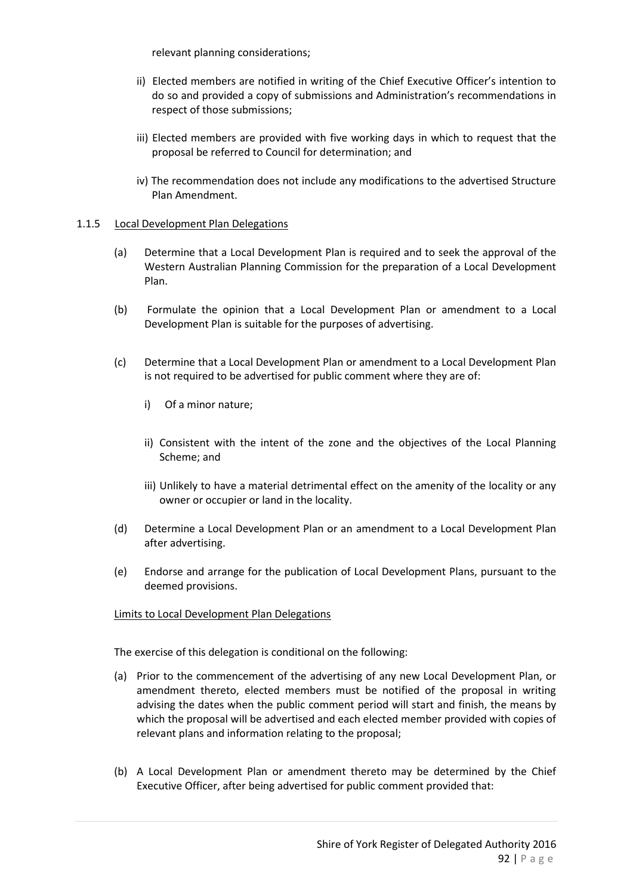relevant planning considerations;

ii) Elected members are notified in writing of the Chief Executive Officer's intention to do so and provided a copy of submissions and Administration's recommendations in respect of those submissions;

iii) Elected members are provided with five working days in which to request that the proposal be referred to Council for determination; and

iv) The recommendation does not include any modifications to the advertised Structure Plan Amendment.

1.1.5 <u>Local Development Plan Delegations</u>

(a) Determine that a Local Development Plan is required and to seek the approval of the Western Australian Planning Commission for the preparation of a Local Development Plan.

(b) Formulate the opinion that a Local Development Plan or amendment to a Local Development Plan is suitable for the purposes of advertising.

(c) Determine that a Local Development Plan or amendment to a Local Development Plan is not required to be advertised for public comment where they are of:

i) Of a minor nature;

ii) Consistent with the intent of the zone and the objectives of the Local Planning Scheme; and

iii) Unlikely to have a material detrimental effect on the amenity of the locality or any owner or occupier or land in the locality.

(d) Determine a Local Development Plan or an amendment to a Local Development Plan after advertising.

(e) Endorse and arrange for the publication of Local Development Plans, pursuant to the deemed provisions.

<u>Limits to Local Development Plan Delegations</u>

The exercise of this delegation is conditional on the following:

(a) Prior to the commencement of the advertising of any new Local Development Plan, or amendment thereto, elected members must be notified of the proposal in writing advising the dates when the public comment period will start and finish, the means by which the proposal will be advertised and each elected member provided with copies of relevant plans and information relating to the proposal;

(b) A Local Development Plan or amendment thereto may be determined by the Chief Executive Officer, after being advertised for public comment provided that: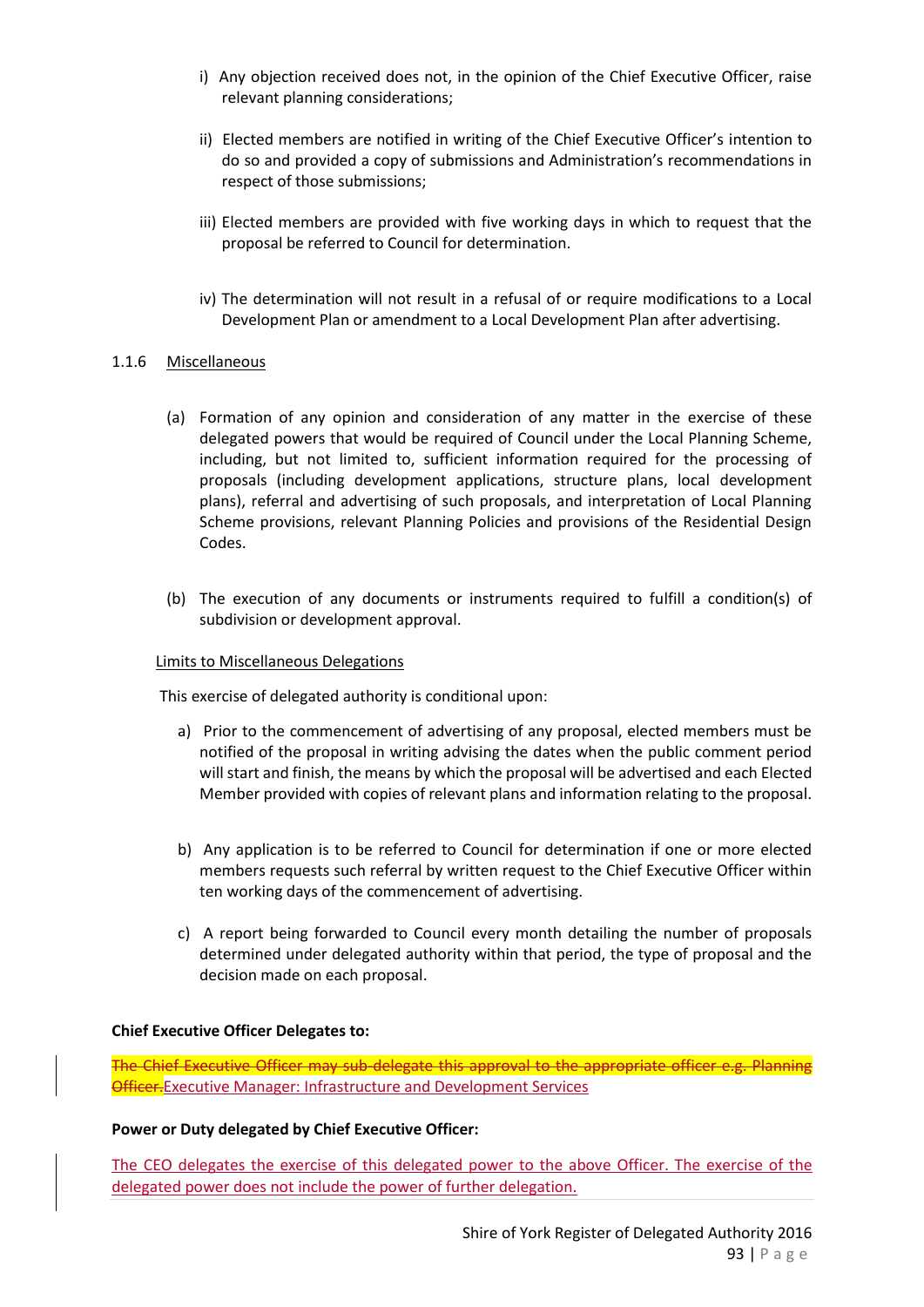i) Any objection received does not, in the opinion of the Chief Executive Officer, raise relevant planning considerations;

ii) Elected members are notified in writing of the Chief Executive Officer's intention to do so and provided a copy of submissions and Administration's recommendations in respect of those submissions;

iii) Elected members are provided with five working days in which to request that the proposal be referred to Council for determination.

iv) The determination will not result in a refusal of or require modifications to a Local Development Plan or amendment to a Local Development Plan after advertising.

1.1.6 Miscellaneous

(a) Formation of any opinion and consideration of any matter in the exercise of these delegated powers that would be required of Council under the Local Planning Scheme, including, but not limited to, sufficient information required for the processing of proposals (including development applications, structure plans, local development plans), referral and advertising of such proposals, and interpretation of Local Planning Scheme provisions, relevant Planning Policies and provisions of the Residential Design Codes.

(b) The execution of any documents or instruments required to fulfill a condition(s) of subdivision or development approval.

Limits to Miscellaneous Delegations

This exercise of delegated authority is conditional upon:

a) Prior to the commencement of advertising of any proposal, elected members must be notified of the proposal in writing advising the dates when the public comment period will start and finish, the means by which the proposal will be advertised and each Elected Member provided with copies of relevant plans and information relating to the proposal.

b) Any application is to be referred to Council for determination if one or more elected members requests such referral by written request to the Chief Executive Officer within ten working days of the commencement of advertising.

c) A report being forwarded to Council every month detailing the number of proposals determined under delegated authority within that period, the type of proposal and the decision made on each proposal.

**Chief Executive Officer Delegates to:**

~~The Chief Executive Officer may sub-delegate this approval to the appropriate officer e.g. Planning Officer.~~Executive Manager: Infrastructure and Development Services

**Power or Duty delegated by Chief Executive Officer:**

The CEO delegates the exercise of this delegated power to the above Officer. The exercise of the delegated power does not include the power of further delegation.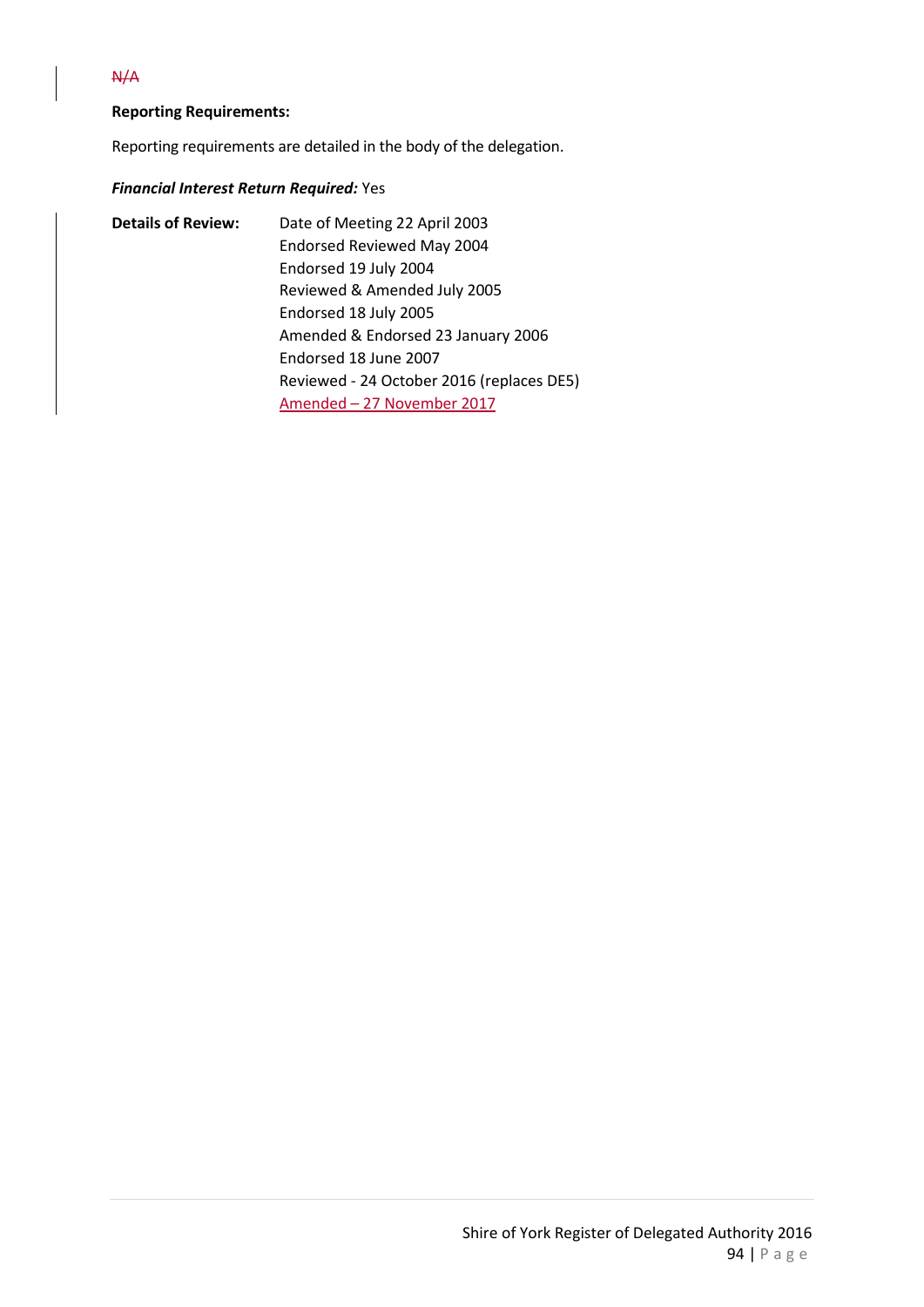~~N/A~~

**Reporting Requirements:**

Reporting requirements are detailed in the body of the delegation.

***Financial Interest Return Required:*** Yes

| | |
|---|---|
| **Details of Review:** | Date of Meeting 22 April 2003 |
| | Endorsed Reviewed May 2004 |
| | Endorsed 19 July 2004 |
| | Reviewed & Amended July 2005 |
| | Endorsed 18 July 2005 |
| | Amended & Endorsed 23 January 2006 |
| | Endorsed 18 June 2007 |
| | Reviewed - 24 October 2016 (replaces DE5) |
| | Amended – 27 November 2017 |